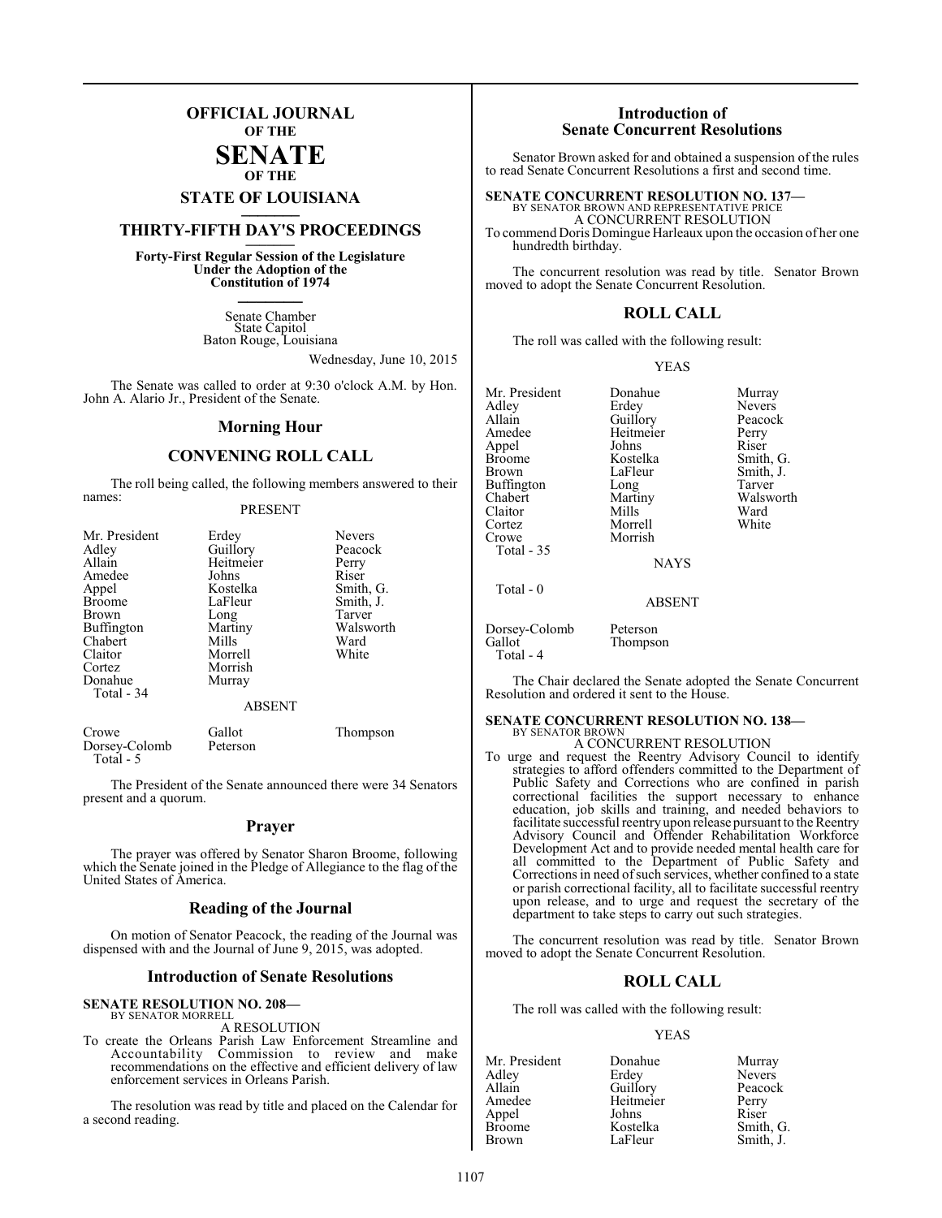# OFFICIAL JOURNAL
OF THE
# SENATE
OF THE
## STATE OF LOUISIANA

## THIRTY-FIFTH DAY'S PROCEEDINGS

**Forty-First Regular Session of the Legislature**
**Under the Adoption of the**
**Constitution of 1974**

Senate Chamber
State Capitol
Baton Rouge, Louisiana

Wednesday, June 10, 2015

The Senate was called to order at 9:30 o'clock A.M. by Hon. John A. Alario Jr., President of the Senate.

## Morning Hour

## CONVENING ROLL CALL

The roll being called, the following members answered to their names:

PRESENT

| | | |
|---|---|---|
| Mr. President | Erdey | Nevers |
| Adley | Guillory | Peacock |
| Allain | Heitmeier | Perry |
| Amedee | Johns | Riser |
| Appel | Kostelka | Smith, G. |
| Broome | LaFleur | Smith, J. |
| Brown | Long | Tarver |
| Buffington | Martiny | Walsworth |
| Chabert | Mills | Ward |
| Claitor | Morrell | White |
| Cortez | Morrish | |
| Donahue | Murray | |
| Total - 34 | | |

ABSENT

| | | |
|---|---|---|
| Crowe | Gallot | Thompson |
| Dorsey-Colomb | Peterson | |
| Total - 5 | | |

The President of the Senate announced there were 34 Senators present and a quorum.

## Prayer

The prayer was offered by Senator Sharon Broome, following which the Senate joined in the Pledge of Allegiance to the flag of the United States of America.

## Reading of the Journal

On motion of Senator Peacock, the reading of the Journal was dispensed with and the Journal of June 9, 2015, was adopted.

## Introduction of Senate Resolutions

**SENATE RESOLUTION NO. 208—**
BY SENATOR MORRELL
A RESOLUTION

To create the Orleans Parish Law Enforcement Streamline and Accountability Commission to review and make recommendations on the effective and efficient delivery of law enforcement services in Orleans Parish.

The resolution was read by title and placed on the Calendar for a second reading.

## Introduction of Senate Concurrent Resolutions

Senator Brown asked for and obtained a suspension of the rules to read Senate Concurrent Resolutions a first and second time.

**SENATE CONCURRENT RESOLUTION NO. 137—**
BY SENATOR BROWN AND REPRESENTATIVE PRICE
A CONCURRENT RESOLUTION

To commend Doris Domingue Harleaux upon the occasion of her one hundredth birthday.

The concurrent resolution was read by title. Senator Brown moved to adopt the Senate Concurrent Resolution.

## ROLL CALL

The roll was called with the following result:

YEAS

| | | |
|---|---|---|
| Mr. President | Donahue | Murray |
| Adley | Erdey | Nevers |
| Allain | Guillory | Peacock |
| Amedee | Heitmeier | Perry |
| Appel | Johns | Riser |
| Broome | Kostelka | Smith, G. |
| Brown | LaFleur | Smith, J. |
| Buffington | Long | Tarver |
| Chabert | Martiny | Walsworth |
| Claitor | Mills | Ward |
| Cortez | Morrell | White |
| Crowe | Morrish | |
| Total - 35 | | |

NAYS

Total - 0

ABSENT

| | |
|---|---|
| Dorsey-Colomb | Peterson |
| Gallot | Thompson |
| Total - 4 | |

The Chair declared the Senate adopted the Senate Concurrent Resolution and ordered it sent to the House.

**SENATE CONCURRENT RESOLUTION NO. 138—**
BY SENATOR BROWN
A CONCURRENT RESOLUTION

To urge and request the Reentry Advisory Council to identify strategies to afford offenders committed to the Department of Public Safety and Corrections who are confined in parish correctional facilities the support necessary to enhance education, job skills and training, and needed behaviors to facilitate successful reentry upon release pursuant to the Reentry Advisory Council and Offender Rehabilitation Workforce Development Act and to provide needed mental health care for all committed to the Department of Public Safety and Corrections in need of such services, whether confined to a state or parish correctional facility, all to facilitate successful reentry upon release, and to urge and request the secretary of the department to take steps to carry out such strategies.

The concurrent resolution was read by title. Senator Brown moved to adopt the Senate Concurrent Resolution.

## ROLL CALL

The roll was called with the following result:

YEAS

| | | |
|---|---|---|
| Mr. President | Donahue | Murray |
| Adley | Erdey | Nevers |
| Allain | Guillory | Peacock |
| Amedee | Heitmeier | Perry |
| Appel | Johns | Riser |
| Broome | Kostelka | Smith, G. |
| Brown | LaFleur | Smith, J. |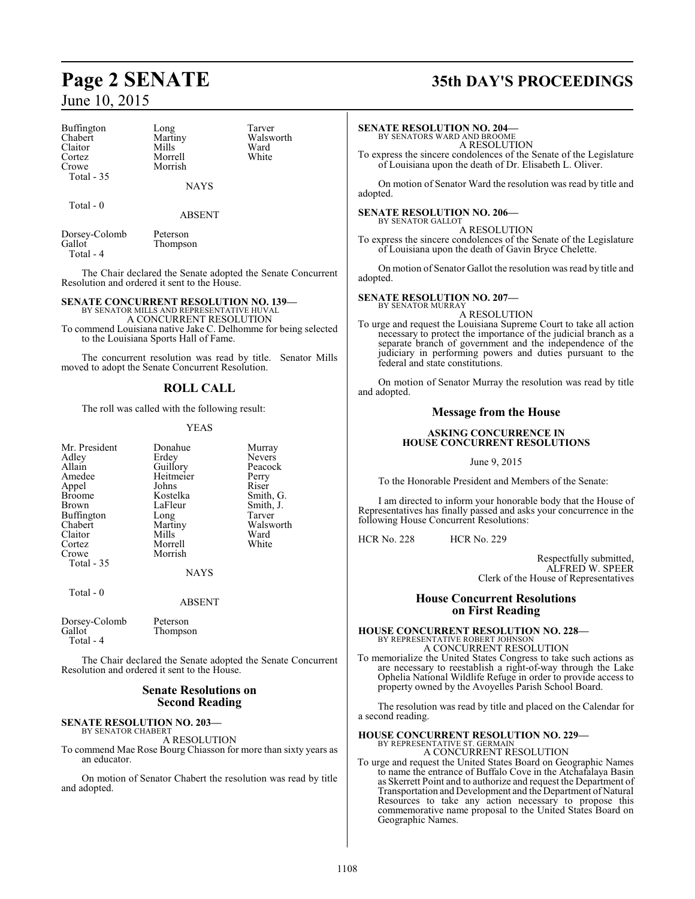| | | |
|---|---|---|
| Buffington | Long | Tarver |
| Chabert | Martiny | Walsworth |
| Claitor | Mills | Ward |
| Cortez | Morrell | White |
| Crowe | Morrish | |
| Total - 35 | | |

NAYS

Total - 0

ABSENT

| | |
|---|---|
| Dorsey-Colomb | Peterson |
| Gallot | Thompson |
| Total - 4 | |

The Chair declared the Senate adopted the Senate Concurrent Resolution and ordered it sent to the House.

**SENATE CONCURRENT RESOLUTION NO. 139—**
BY SENATOR MILLS AND REPRESENTATIVE HUVAL
A CONCURRENT RESOLUTION
To commend Louisiana native Jake C. Delhomme for being selected to the Louisiana Sports Hall of Fame.

The concurrent resolution was read by title. Senator Mills moved to adopt the Senate Concurrent Resolution.

## ROLL CALL

The roll was called with the following result:

YEAS

| | | |
|---|---|---|
| Mr. President | Donahue | Murray |
| Adley | Erdey | Nevers |
| Allain | Guillory | Peacock |
| Amedee | Heitmeier | Perry |
| Appel | Johns | Riser |
| Broome | Kostelka | Smith, G. |
| Brown | LaFleur | Smith, J. |
| Buffington | Long | Tarver |
| Chabert | Martiny | Walsworth |
| Claitor | Mills | Ward |
| Cortez | Morrell | White |
| Crowe | Morrish | |
| Total - 35 | | |

NAYS

Total - 0

ABSENT

| | |
|---|---|
| Dorsey-Colomb | Peterson |
| Gallot | Thompson |
| Total - 4 | |

The Chair declared the Senate adopted the Senate Concurrent Resolution and ordered it sent to the House.

## Senate Resolutions on Second Reading

**SENATE RESOLUTION NO. 203—**
BY SENATOR CHABERT
A RESOLUTION
To commend Mae Rose Bourg Chiasson for more than sixty years as an educator.

On motion of Senator Chabert the resolution was read by title and adopted.

**SENATE RESOLUTION NO. 204—**
BY SENATORS WARD AND BROOME
A RESOLUTION
To express the sincere condolences of the Senate of the Legislature of Louisiana upon the death of Dr. Elisabeth L. Oliver.

On motion of Senator Ward the resolution was read by title and adopted.

**SENATE RESOLUTION NO. 206—**
BY SENATOR GALLOT
A RESOLUTION
To express the sincere condolences of the Senate of the Legislature of Louisiana upon the death of Gavin Bryce Chelette.

On motion of Senator Gallot the resolution was read by title and adopted.

**SENATE RESOLUTION NO. 207—**
BY SENATOR MURRAY
A RESOLUTION
To urge and request the Louisiana Supreme Court to take all action necessary to protect the importance of the judicial branch as a separate branch of government and the independence of the judiciary in performing powers and duties pursuant to the federal and state constitutions.

On motion of Senator Murray the resolution was read by title and adopted.

## Message from the House

**ASKING CONCURRENCE IN HOUSE CONCURRENT RESOLUTIONS**

June 9, 2015

To the Honorable President and Members of the Senate:

I am directed to inform your honorable body that the House of Representatives has finally passed and asks your concurrence in the following House Concurrent Resolutions:

HCR No. 228 HCR No. 229

Respectfully submitted,
ALFRED W. SPEER
Clerk of the House of Representatives

## House Concurrent Resolutions on First Reading

**HOUSE CONCURRENT RESOLUTION NO. 228—**
BY REPRESENTATIVE ROBERT JOHNSON
A CONCURRENT RESOLUTION
To memorialize the United States Congress to take such actions as are necessary to reestablish a right-of-way through the Lake Ophelia National Wildlife Refuge in order to provide access to property owned by the Avoyelles Parish School Board.

The resolution was read by title and placed on the Calendar for a second reading.

**HOUSE CONCURRENT RESOLUTION NO. 229—**
BY REPRESENTATIVE ST. GERMAIN
A CONCURRENT RESOLUTION
To urge and request the United States Board on Geographic Names to name the entrance of Buffalo Cove in the Atchafalaya Basin as Skerrett Point and to authorize and request the Department of Transportation and Development and the Department of Natural Resources to take any action necessary to propose this commemorative name proposal to the United States Board on Geographic Names.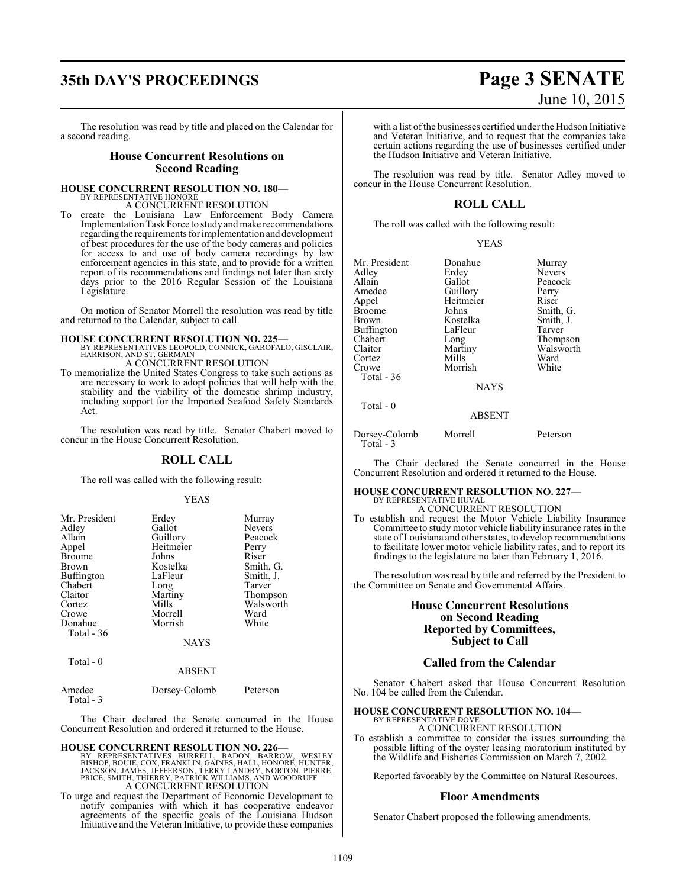The resolution was read by title and placed on the Calendar for a second reading.

## House Concurrent Resolutions on Second Reading

**HOUSE CONCURRENT RESOLUTION NO. 180—**
BY REPRESENTATIVE HONORE
A CONCURRENT RESOLUTION

To create the Louisiana Law Enforcement Body Camera Implementation Task Force to study and make recommendations regarding the requirements for implementation and development of best procedures for the use of the body cameras and policies for access to and use of body camera recordings by law enforcement agencies in this state, and to provide for a written report of its recommendations and findings not later than sixty days prior to the 2016 Regular Session of the Louisiana Legislature.

On motion of Senator Morrell the resolution was read by title and returned to the Calendar, subject to call.

**HOUSE CONCURRENT RESOLUTION NO. 225—**
BY REPRESENTATIVES LEOPOLD, CONNICK, GAROFALO, GISCLAIR, HARRISON, AND ST. GERMAIN
A CONCURRENT RESOLUTION

To memorialize the United States Congress to take such actions as are necessary to work to adopt policies that will help with the stability and the viability of the domestic shrimp industry, including support for the Imported Seafood Safety Standards Act.

The resolution was read by title. Senator Chabert moved to concur in the House Concurrent Resolution.

## ROLL CALL

The roll was called with the following result:

YEAS

| | | |
|---|---|---|
| Mr. President | Erdey | Murray |
| Adley | Gallot | Nevers |
| Allain | Guillory | Peacock |
| Appel | Heitmeier | Perry |
| Broome | Johns | Riser |
| Brown | Kostelka | Smith, G. |
| Buffington | LaFleur | Smith, J. |
| Chabert | Long | Tarver |
| Claitor | Martiny | Thompson |
| Cortez | Mills | Walsworth |
| Crowe | Morrell | Ward |
| Donahue | Morrish | White |
| Total - 36 | | |

NAYS

Total - 0

ABSENT

| | | |
|---|---|---|
| Amedee | Dorsey-Colomb | Peterson |
| Total - 3 | | |

The Chair declared the Senate concurred in the House Concurrent Resolution and ordered it returned to the House.

**HOUSE CONCURRENT RESOLUTION NO. 226—**
BY REPRESENTATIVES BURRELL, BADON, BARROW, WESLEY BISHOP, BOUIE, COX, FRANKLIN, GAINES, HALL, HONORE, HUNTER, JACKSON, JAMES, JEFFERSON, TERRY LANDRY, NORTON, PIERRE, PRICE, SMITH, THIERRY, PATRICK WILLIAMS, AND WOODRUFF
A CONCURRENT RESOLUTION

To urge and request the Department of Economic Development to notify companies with which it has cooperative endeavor agreements of the specific goals of the Louisiana Hudson Initiative and the Veteran Initiative, to provide these companies with a list of the businesses certified under the Hudson Initiative and Veteran Initiative, and to request that the companies take certain actions regarding the use of businesses certified under the Hudson Initiative and Veteran Initiative.

The resolution was read by title. Senator Adley moved to concur in the House Concurrent Resolution.

## ROLL CALL

The roll was called with the following result:

YEAS

| | | |
|---|---|---|
| Mr. President | Donahue | Murray |
| Adley | Erdey | Nevers |
| Allain | Gallot | Peacock |
| Amedee | Guillory | Perry |
| Appel | Heitmeier | Riser |
| Broome | Johns | Smith, G. |
| Brown | Kostelka | Smith, J. |
| Buffington | LaFleur | Tarver |
| Chabert | Long | Thompson |
| Claitor | Martiny | Walsworth |
| Cortez | Mills | Ward |
| Crowe | Morrish | White |
| Total - 36 | | |

NAYS

Total - 0

ABSENT

| | | |
|---|---|---|
| Dorsey-Colomb | Morrell | Peterson |
| Total - 3 | | |

The Chair declared the Senate concurred in the House Concurrent Resolution and ordered it returned to the House.

**HOUSE CONCURRENT RESOLUTION NO. 227—**
BY REPRESENTATIVE HUVAL
A CONCURRENT RESOLUTION

To establish and request the Motor Vehicle Liability Insurance Committee to study motor vehicle liability insurance rates in the state of Louisiana and other states, to develop recommendations to facilitate lower motor vehicle liability rates, and to report its findings to the legislature no later than February 1, 2016.

The resolution was read by title and referred by the President to the Committee on Senate and Governmental Affairs.

## House Concurrent Resolutions on Second Reading Reported by Committees, Subject to Call

## Called from the Calendar

Senator Chabert asked that House Concurrent Resolution No. 104 be called from the Calendar.

**HOUSE CONCURRENT RESOLUTION NO. 104—**
BY REPRESENTATIVE DOVE
A CONCURRENT RESOLUTION

To establish a committee to consider the issues surrounding the possible lifting of the oyster leasing moratorium instituted by the Wildlife and Fisheries Commission on March 7, 2002.

Reported favorably by the Committee on Natural Resources.

## Floor Amendments

Senator Chabert proposed the following amendments.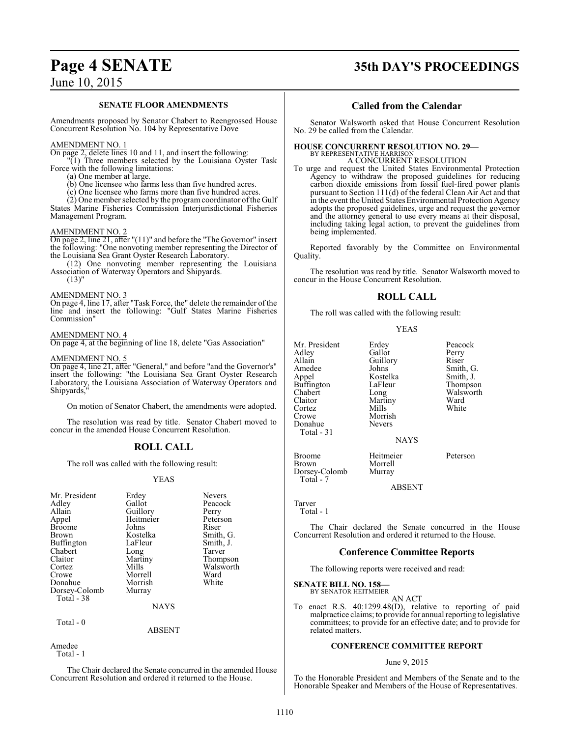### SENATE FLOOR AMENDMENTS

Amendments proposed by Senator Chabert to Reengrossed House Concurrent Resolution No. 104 by Representative Dove

AMENDMENT NO. 1

On page 2, delete lines 10 and 11, and insert the following:

"(1) Three members selected by the Louisiana Oyster Task Force with the following limitations:

(a) One member at large.

(b) One licensee who farms less than five hundred acres.

(c) One licensee who farms more than five hundred acres.

(2) One member selected by the program coordinator of the Gulf States Marine Fisheries Commission Interjurisdictional Fisheries Management Program.

AMENDMENT NO. 2

On page 2, line 21, after "(11)" and before the "The Governor" insert the following: "One nonvoting member representing the Director of the Louisiana Sea Grant Oyster Research Laboratory.

(12) One nonvoting member representing the Louisiana Association of Waterway Operators and Shipyards.

(13)"

AMENDMENT NO. 3

On page 4, line 17, after "Task Force, the" delete the remainder of the line and insert the following: "Gulf States Marine Fisheries Commission"

AMENDMENT NO. 4

On page 4, at the beginning of line 18, delete "Gas Association"

AMENDMENT NO. 5

On page 4, line 21, after "General," and before "and the Governor's" insert the following: "the Louisiana Sea Grant Oyster Research Laboratory, the Louisiana Association of Waterway Operators and Shipyards,"

On motion of Senator Chabert, the amendments were adopted.

The resolution was read by title. Senator Chabert moved to concur in the amended House Concurrent Resolution.

## ROLL CALL

The roll was called with the following result:

YEAS

| | | |
|---|---|---|
| Mr. President | Erdey | Nevers |
| Adley | Gallot | Peacock |
| Allain | Guillory | Perry |
| Appel | Heitmeier | Peterson |
| Broome | Johns | Riser |
| Brown | Kostelka | Smith, G. |
| Buffington | LaFleur | Smith, J. |
| Chabert | Long | Tarver |
| Claitor | Martiny | Thompson |
| Cortez | Mills | Walsworth |
| Crowe | Morrell | Ward |
| Donahue | Morrish | White |
| Dorsey-Colomb | Murray | |

Total - 38

NAYS

Total - 0

ABSENT

Amedee

Total - 1

The Chair declared the Senate concurred in the amended House Concurrent Resolution and ordered it returned to the House.

## Called from the Calendar

Senator Walsworth asked that House Concurrent Resolution No. 29 be called from the Calendar.

**HOUSE CONCURRENT RESOLUTION NO. 29—**
BY REPRESENTATIVE HARRISON

A CONCURRENT RESOLUTION

To urge and request the United States Environmental Protection Agency to withdraw the proposed guidelines for reducing carbon dioxide emissions from fossil fuel-fired power plants pursuant to Section 111(d) of the federal Clean Air Act and that in the event the United States Environmental Protection Agency adopts the proposed guidelines, urge and request the governor and the attorney general to use every means at their disposal, including taking legal action, to prevent the guidelines from being implemented.

Reported favorably by the Committee on Environmental Quality.

The resolution was read by title. Senator Walsworth moved to concur in the House Concurrent Resolution.

## ROLL CALL

The roll was called with the following result:

YEAS

| | | |
|---|---|---|
| Mr. President | Erdey | Peacock |
| Adley | Gallot | Perry |
| Allain | Guillory | Riser |
| Amedee | Johns | Smith, G. |
| Appel | Kostelka | Smith, J. |
| Buffington | LaFleur | Thompson |
| Chabert | Long | Walsworth |
| Claitor | Martiny | Ward |
| Cortez | Mills | White |
| Crowe | Morrish | |
| Donahue | Nevers | |

Total - 31

NAYS

| | | |
|---|---|---|
| Broome | Heitmeier | Peterson |
| Brown | Morrell | |
| Dorsey-Colomb | Murray | |

Total - 7

ABSENT

Tarver

Total - 1

The Chair declared the Senate concurred in the House Concurrent Resolution and ordered it returned to the House.

## Conference Committee Reports

The following reports were received and read:

**SENATE BILL NO. 158—**
BY SENATOR HEITMEIER

AN ACT

To enact R.S. 40:1299.48(D), relative to reporting of paid malpractice claims; to provide for annual reporting to legislative committees; to provide for an effective date; and to provide for related matters.

### CONFERENCE COMMITTEE REPORT

June 9, 2015

To the Honorable President and Members of the Senate and to the Honorable Speaker and Members of the House of Representatives.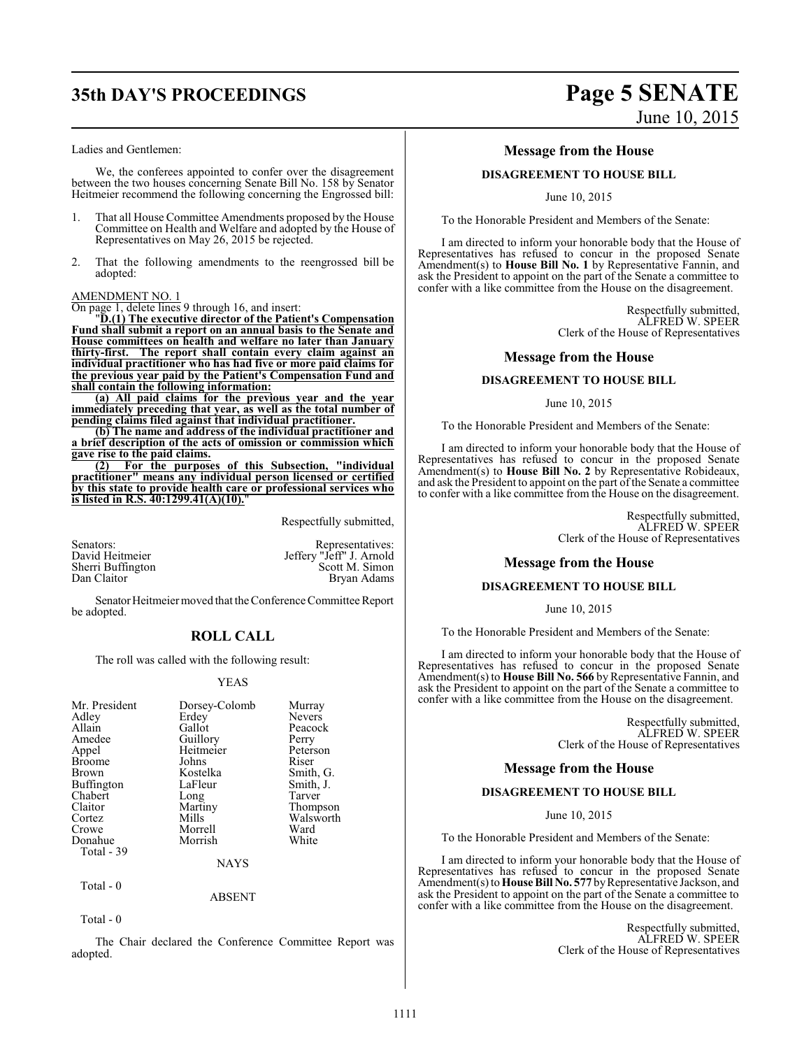Ladies and Gentlemen:

We, the conferees appointed to confer over the disagreement between the two houses concerning Senate Bill No. 158 by Senator Heitmeier recommend the following concerning the Engrossed bill:

1. That all House Committee Amendments proposed by the House Committee on Health and Welfare and adopted by the House of Representatives on May 26, 2015 be rejected.

2. That the following amendments to the reengrossed bill be adopted:

AMENDMENT NO. 1

On page 1, delete lines 9 through 16, and insert:

"**D.(1) The executive director of the Patient's Compensation Fund shall submit a report on an annual basis to the Senate and House committees on health and welfare no later than January thirty-first. The report shall contain every claim against an individual practitioner who has had five or more paid claims for the previous year paid by the Patient's Compensation Fund and shall contain the following information:**

**(a) All paid claims for the previous year and the year immediately preceding that year, as well as the total number of pending claims filed against that individual practitioner.**

**(b) The name and address of the individual practitioner and a brief description of the acts of omission or commission which gave rise to the paid claims.**

**(2) For the purposes of this Subsection, "individual practitioner" means any individual person licensed or certified by this state to provide health care or professional services who is listed in R.S. 40:1299.41(A)(10).**"

Respectfully submitted,

| Senators: | Representatives: |
|---|---|
| David Heitmeier | Jeffery "Jeff" J. Arnold |
| Sherri Buffington | Scott M. Simon |
| Dan Claitor | Bryan Adams |

Senator Heitmeier moved that the Conference Committee Report be adopted.

## ROLL CALL

The roll was called with the following result:

YEAS

| | | |
|---|---|---|
| Mr. President | Dorsey-Colomb | Murray |
| Adley | Erdey | Nevers |
| Allain | Gallot | Peacock |
| Amedee | Guillory | Perry |
| Appel | Heitmeier | Peterson |
| Broome | Johns | Riser |
| Brown | Kostelka | Smith, G. |
| Buffington | LaFleur | Smith, J. |
| Chabert | Long | Tarver |
| Claitor | Martiny | Thompson |
| Cortez | Mills | Walsworth |
| Crowe | Morrell | Ward |
| Donahue | Morrish | White |

Total - 39

NAYS

Total - 0

ABSENT

Total - 0

The Chair declared the Conference Committee Report was adopted.

### Message from the House

**DISAGREEMENT TO HOUSE BILL**

June 10, 2015

To the Honorable President and Members of the Senate:

I am directed to inform your honorable body that the House of Representatives has refused to concur in the proposed Senate Amendment(s) to **House Bill No. 1** by Representative Fannin, and ask the President to appoint on the part of the Senate a committee to confer with a like committee from the House on the disagreement.

Respectfully submitted,
ALFRED W. SPEER
Clerk of the House of Representatives

### Message from the House

**DISAGREEMENT TO HOUSE BILL**

June 10, 2015

To the Honorable President and Members of the Senate:

I am directed to inform your honorable body that the House of Representatives has refused to concur in the proposed Senate Amendment(s) to **House Bill No. 2** by Representative Robideaux, and ask the President to appoint on the part of the Senate a committee to confer with a like committee from the House on the disagreement.

Respectfully submitted,
ALFRED W. SPEER
Clerk of the House of Representatives

### Message from the House

**DISAGREEMENT TO HOUSE BILL**

June 10, 2015

To the Honorable President and Members of the Senate:

I am directed to inform your honorable body that the House of Representatives has refused to concur in the proposed Senate Amendment(s) to **House Bill No. 566** by Representative Fannin, and ask the President to appoint on the part of the Senate a committee to confer with a like committee from the House on the disagreement.

Respectfully submitted,
ALFRED W. SPEER
Clerk of the House of Representatives

### Message from the House

**DISAGREEMENT TO HOUSE BILL**

June 10, 2015

To the Honorable President and Members of the Senate:

I am directed to inform your honorable body that the House of Representatives has refused to concur in the proposed Senate Amendment(s) to **House Bill No. 577** by Representative Jackson, and ask the President to appoint on the part of the Senate a committee to confer with a like committee from the House on the disagreement.

Respectfully submitted,
ALFRED W. SPEER
Clerk of the House of Representatives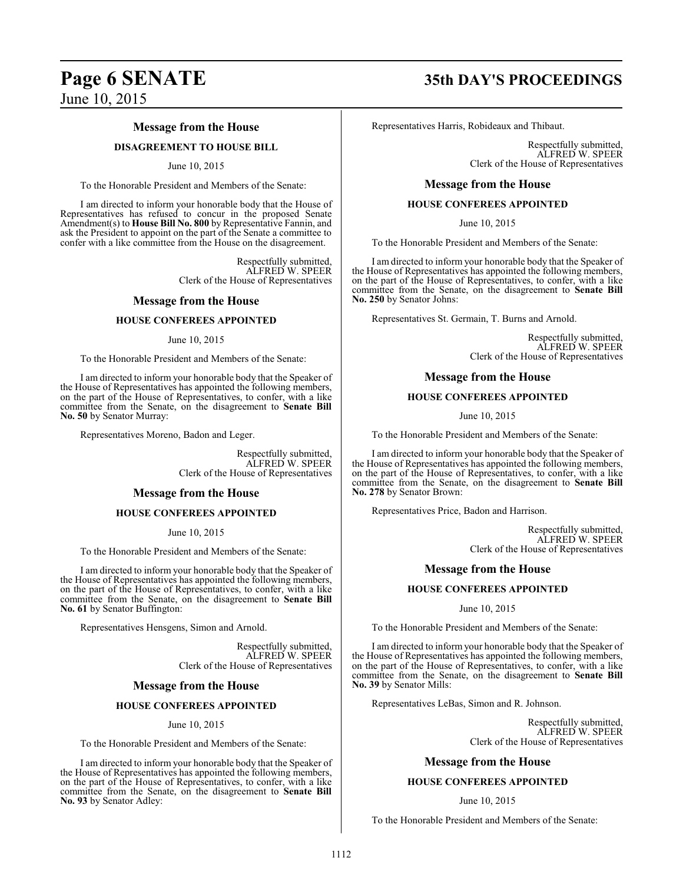## Message from the House

**DISAGREEMENT TO HOUSE BILL**

June 10, 2015

To the Honorable President and Members of the Senate:

I am directed to inform your honorable body that the House of Representatives has refused to concur in the proposed Senate Amendment(s) to **House Bill No. 800** by Representative Fannin, and ask the President to appoint on the part of the Senate a committee to confer with a like committee from the House on the disagreement.

Respectfully submitted,
ALFRED W. SPEER
Clerk of the House of Representatives

## Message from the House

**HOUSE CONFEREES APPOINTED**

June 10, 2015

To the Honorable President and Members of the Senate:

I am directed to inform your honorable body that the Speaker of the House of Representatives has appointed the following members, on the part of the House of Representatives, to confer, with a like committee from the Senate, on the disagreement to **Senate Bill No. 50** by Senator Murray:

Representatives Moreno, Badon and Leger.

Respectfully submitted,
ALFRED W. SPEER
Clerk of the House of Representatives

## Message from the House

**HOUSE CONFEREES APPOINTED**

June 10, 2015

To the Honorable President and Members of the Senate:

I am directed to inform your honorable body that the Speaker of the House of Representatives has appointed the following members, on the part of the House of Representatives, to confer, with a like committee from the Senate, on the disagreement to **Senate Bill No. 61** by Senator Buffington:

Representatives Hensgens, Simon and Arnold.

Respectfully submitted,
ALFRED W. SPEER
Clerk of the House of Representatives

## Message from the House

**HOUSE CONFEREES APPOINTED**

June 10, 2015

To the Honorable President and Members of the Senate:

I am directed to inform your honorable body that the Speaker of the House of Representatives has appointed the following members, on the part of the House of Representatives, to confer, with a like committee from the Senate, on the disagreement to **Senate Bill No. 93** by Senator Adley:

Representatives Harris, Robideaux and Thibaut.

Respectfully submitted,
ALFRED W. SPEER
Clerk of the House of Representatives

## Message from the House

**HOUSE CONFEREES APPOINTED**

June 10, 2015

To the Honorable President and Members of the Senate:

I am directed to inform your honorable body that the Speaker of the House of Representatives has appointed the following members, on the part of the House of Representatives, to confer, with a like committee from the Senate, on the disagreement to **Senate Bill No. 250** by Senator Johns:

Representatives St. Germain, T. Burns and Arnold.

Respectfully submitted,
ALFRED W. SPEER
Clerk of the House of Representatives

## Message from the House

**HOUSE CONFEREES APPOINTED**

June 10, 2015

To the Honorable President and Members of the Senate:

I am directed to inform your honorable body that the Speaker of the House of Representatives has appointed the following members, on the part of the House of Representatives, to confer, with a like committee from the Senate, on the disagreement to **Senate Bill No. 278** by Senator Brown:

Representatives Price, Badon and Harrison.

Respectfully submitted,
ALFRED W. SPEER
Clerk of the House of Representatives

## Message from the House

**HOUSE CONFEREES APPOINTED**

June 10, 2015

To the Honorable President and Members of the Senate:

I am directed to inform your honorable body that the Speaker of the House of Representatives has appointed the following members, on the part of the House of Representatives, to confer, with a like committee from the Senate, on the disagreement to **Senate Bill No. 39** by Senator Mills:

Representatives LeBas, Simon and R. Johnson.

Respectfully submitted,
ALFRED W. SPEER
Clerk of the House of Representatives

## Message from the House

**HOUSE CONFEREES APPOINTED**

June 10, 2015

To the Honorable President and Members of the Senate: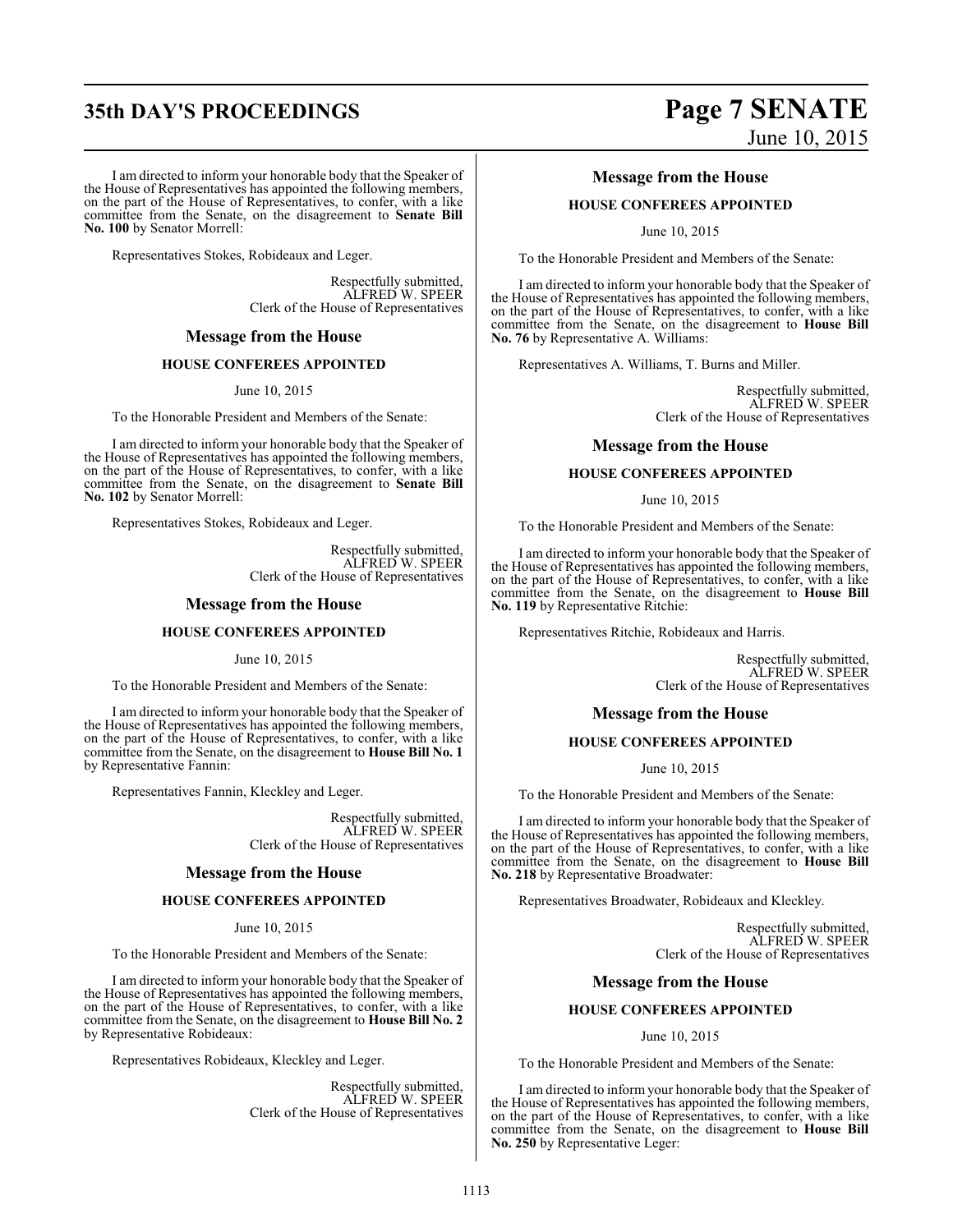I am directed to inform your honorable body that the Speaker of the House of Representatives has appointed the following members, on the part of the House of Representatives, to confer, with a like committee from the Senate, on the disagreement to **Senate Bill No. 100** by Senator Morrell:

Representatives Stokes, Robideaux and Leger.

Respectfully submitted,
ALFRED W. SPEER
Clerk of the House of Representatives

## Message from the House

### HOUSE CONFEREES APPOINTED

June 10, 2015

To the Honorable President and Members of the Senate:

I am directed to inform your honorable body that the Speaker of the House of Representatives has appointed the following members, on the part of the House of Representatives, to confer, with a like committee from the Senate, on the disagreement to **Senate Bill No. 102** by Senator Morrell:

Representatives Stokes, Robideaux and Leger.

Respectfully submitted,
ALFRED W. SPEER
Clerk of the House of Representatives

## Message from the House

### HOUSE CONFEREES APPOINTED

June 10, 2015

To the Honorable President and Members of the Senate:

I am directed to inform your honorable body that the Speaker of the House of Representatives has appointed the following members, on the part of the House of Representatives, to confer, with a like committee from the Senate, on the disagreement to **House Bill No. 1** by Representative Fannin:

Representatives Fannin, Kleckley and Leger.

Respectfully submitted,
ALFRED W. SPEER
Clerk of the House of Representatives

## Message from the House

### HOUSE CONFEREES APPOINTED

June 10, 2015

To the Honorable President and Members of the Senate:

I am directed to inform your honorable body that the Speaker of the House of Representatives has appointed the following members, on the part of the House of Representatives, to confer, with a like committee from the Senate, on the disagreement to **House Bill No. 2** by Representative Robideaux:

Representatives Robideaux, Kleckley and Leger.

Respectfully submitted,
ALFRED W. SPEER
Clerk of the House of Representatives

## Message from the House

### HOUSE CONFEREES APPOINTED

June 10, 2015

To the Honorable President and Members of the Senate:

I am directed to inform your honorable body that the Speaker of the House of Representatives has appointed the following members, on the part of the House of Representatives, to confer, with a like committee from the Senate, on the disagreement to **House Bill No. 76** by Representative A. Williams:

Representatives A. Williams, T. Burns and Miller.

Respectfully submitted,
ALFRED W. SPEER
Clerk of the House of Representatives

## Message from the House

### HOUSE CONFEREES APPOINTED

June 10, 2015

To the Honorable President and Members of the Senate:

I am directed to inform your honorable body that the Speaker of the House of Representatives has appointed the following members, on the part of the House of Representatives, to confer, with a like committee from the Senate, on the disagreement to **House Bill No. 119** by Representative Ritchie:

Representatives Ritchie, Robideaux and Harris.

Respectfully submitted,
ALFRED W. SPEER
Clerk of the House of Representatives

## Message from the House

### HOUSE CONFEREES APPOINTED

June 10, 2015

To the Honorable President and Members of the Senate:

I am directed to inform your honorable body that the Speaker of the House of Representatives has appointed the following members, on the part of the House of Representatives, to confer, with a like committee from the Senate, on the disagreement to **House Bill No. 218** by Representative Broadwater:

Representatives Broadwater, Robideaux and Kleckley.

Respectfully submitted,
ALFRED W. SPEER
Clerk of the House of Representatives

## Message from the House

### HOUSE CONFEREES APPOINTED

June 10, 2015

To the Honorable President and Members of the Senate:

I am directed to inform your honorable body that the Speaker of the House of Representatives has appointed the following members, on the part of the House of Representatives, to confer, with a like committee from the Senate, on the disagreement to **House Bill No. 250** by Representative Leger: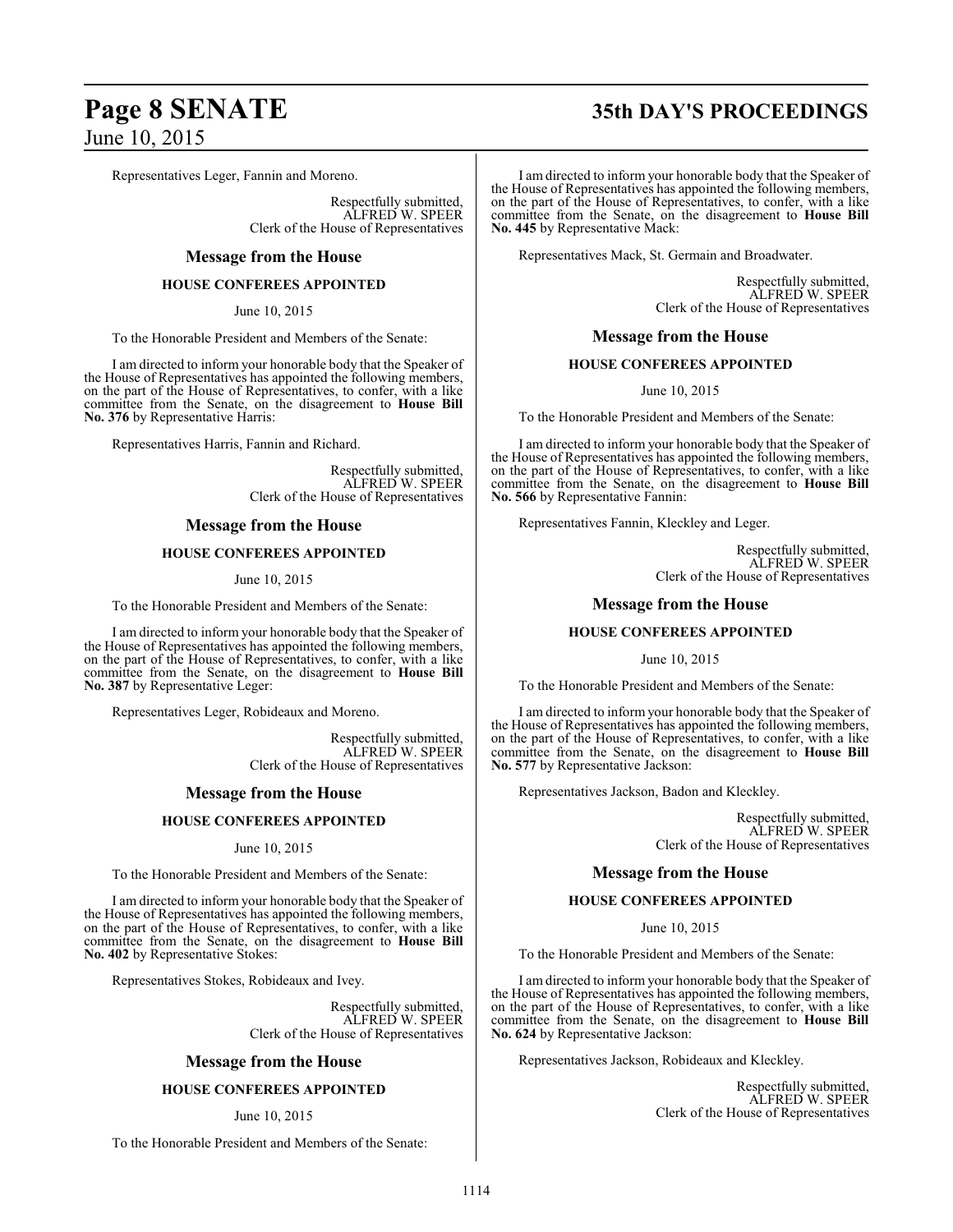Representatives Leger, Fannin and Moreno.

Respectfully submitted,
ALFRED W. SPEER
Clerk of the House of Representatives

## Message from the House

### HOUSE CONFEREES APPOINTED

June 10, 2015

To the Honorable President and Members of the Senate:

I am directed to inform your honorable body that the Speaker of the House of Representatives has appointed the following members, on the part of the House of Representatives, to confer, with a like committee from the Senate, on the disagreement to **House Bill No. 376** by Representative Harris:

Representatives Harris, Fannin and Richard.

Respectfully submitted,
ALFRED W. SPEER
Clerk of the House of Representatives

## Message from the House

### HOUSE CONFEREES APPOINTED

June 10, 2015

To the Honorable President and Members of the Senate:

I am directed to inform your honorable body that the Speaker of the House of Representatives has appointed the following members, on the part of the House of Representatives, to confer, with a like committee from the Senate, on the disagreement to **House Bill No. 387** by Representative Leger:

Representatives Leger, Robideaux and Moreno.

Respectfully submitted,
ALFRED W. SPEER
Clerk of the House of Representatives

## Message from the House

### HOUSE CONFEREES APPOINTED

June 10, 2015

To the Honorable President and Members of the Senate:

I am directed to inform your honorable body that the Speaker of the House of Representatives has appointed the following members, on the part of the House of Representatives, to confer, with a like committee from the Senate, on the disagreement to **House Bill No. 402** by Representative Stokes:

Representatives Stokes, Robideaux and Ivey.

Respectfully submitted,
ALFRED W. SPEER
Clerk of the House of Representatives

## Message from the House

### HOUSE CONFEREES APPOINTED

June 10, 2015

To the Honorable President and Members of the Senate:

I am directed to inform your honorable body that the Speaker of the House of Representatives has appointed the following members, on the part of the House of Representatives, to confer, with a like committee from the Senate, on the disagreement to **House Bill No. 445** by Representative Mack:

Representatives Mack, St. Germain and Broadwater.

Respectfully submitted,
ALFRED W. SPEER
Clerk of the House of Representatives

## Message from the House

### HOUSE CONFEREES APPOINTED

June 10, 2015

To the Honorable President and Members of the Senate:

I am directed to inform your honorable body that the Speaker of the House of Representatives has appointed the following members, on the part of the House of Representatives, to confer, with a like committee from the Senate, on the disagreement to **House Bill No. 566** by Representative Fannin:

Representatives Fannin, Kleckley and Leger.

Respectfully submitted,
ALFRED W. SPEER
Clerk of the House of Representatives

## Message from the House

### HOUSE CONFEREES APPOINTED

June 10, 2015

To the Honorable President and Members of the Senate:

I am directed to inform your honorable body that the Speaker of the House of Representatives has appointed the following members, on the part of the House of Representatives, to confer, with a like committee from the Senate, on the disagreement to **House Bill No. 577** by Representative Jackson:

Representatives Jackson, Badon and Kleckley.

Respectfully submitted,
ALFRED W. SPEER
Clerk of the House of Representatives

## Message from the House

### HOUSE CONFEREES APPOINTED

June 10, 2015

To the Honorable President and Members of the Senate:

I am directed to inform your honorable body that the Speaker of the House of Representatives has appointed the following members, on the part of the House of Representatives, to confer, with a like committee from the Senate, on the disagreement to **House Bill No. 624** by Representative Jackson:

Representatives Jackson, Robideaux and Kleckley.

Respectfully submitted,
ALFRED W. SPEER
Clerk of the House of Representatives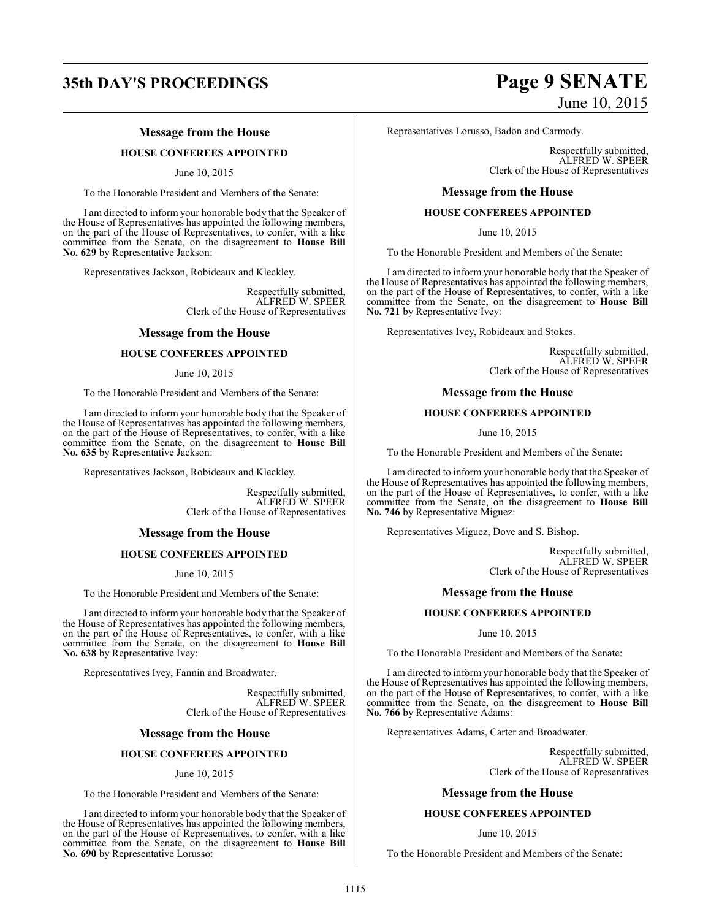## Message from the House

### HOUSE CONFEREES APPOINTED

June 10, 2015

To the Honorable President and Members of the Senate:

I am directed to inform your honorable body that the Speaker of the House of Representatives has appointed the following members, on the part of the House of Representatives, to confer, with a like committee from the Senate, on the disagreement to **House Bill No. 629** by Representative Jackson:

Representatives Jackson, Robideaux and Kleckley.

Respectfully submitted,
ALFRED W. SPEER
Clerk of the House of Representatives

## Message from the House

### HOUSE CONFEREES APPOINTED

June 10, 2015

To the Honorable President and Members of the Senate:

I am directed to inform your honorable body that the Speaker of the House of Representatives has appointed the following members, on the part of the House of Representatives, to confer, with a like committee from the Senate, on the disagreement to **House Bill No. 635** by Representative Jackson:

Representatives Jackson, Robideaux and Kleckley.

Respectfully submitted,
ALFRED W. SPEER
Clerk of the House of Representatives

## Message from the House

### HOUSE CONFEREES APPOINTED

June 10, 2015

To the Honorable President and Members of the Senate:

I am directed to inform your honorable body that the Speaker of the House of Representatives has appointed the following members, on the part of the House of Representatives, to confer, with a like committee from the Senate, on the disagreement to **House Bill No. 638** by Representative Ivey:

Representatives Ivey, Fannin and Broadwater.

Respectfully submitted,
ALFRED W. SPEER
Clerk of the House of Representatives

## Message from the House

### HOUSE CONFEREES APPOINTED

June 10, 2015

To the Honorable President and Members of the Senate:

I am directed to inform your honorable body that the Speaker of the House of Representatives has appointed the following members, on the part of the House of Representatives, to confer, with a like committee from the Senate, on the disagreement to **House Bill No. 690** by Representative Lorusso:

Representatives Lorusso, Badon and Carmody.

Respectfully submitted,
ALFRED W. SPEER
Clerk of the House of Representatives

## Message from the House

### HOUSE CONFEREES APPOINTED

June 10, 2015

To the Honorable President and Members of the Senate:

I am directed to inform your honorable body that the Speaker of the House of Representatives has appointed the following members, on the part of the House of Representatives, to confer, with a like committee from the Senate, on the disagreement to **House Bill No. 721** by Representative Ivey:

Representatives Ivey, Robideaux and Stokes.

Respectfully submitted,
ALFRED W. SPEER
Clerk of the House of Representatives

## Message from the House

### HOUSE CONFEREES APPOINTED

June 10, 2015

To the Honorable President and Members of the Senate:

I am directed to inform your honorable body that the Speaker of the House of Representatives has appointed the following members, on the part of the House of Representatives, to confer, with a like committee from the Senate, on the disagreement to **House Bill No. 746** by Representative Miguez:

Representatives Miguez, Dove and S. Bishop.

Respectfully submitted,
ALFRED W. SPEER
Clerk of the House of Representatives

## Message from the House

### HOUSE CONFEREES APPOINTED

June 10, 2015

To the Honorable President and Members of the Senate:

I am directed to inform your honorable body that the Speaker of the House of Representatives has appointed the following members, on the part of the House of Representatives, to confer, with a like committee from the Senate, on the disagreement to **House Bill No. 766** by Representative Adams:

Representatives Adams, Carter and Broadwater.

Respectfully submitted,
ALFRED W. SPEER
Clerk of the House of Representatives

## Message from the House

### HOUSE CONFEREES APPOINTED

June 10, 2015

To the Honorable President and Members of the Senate: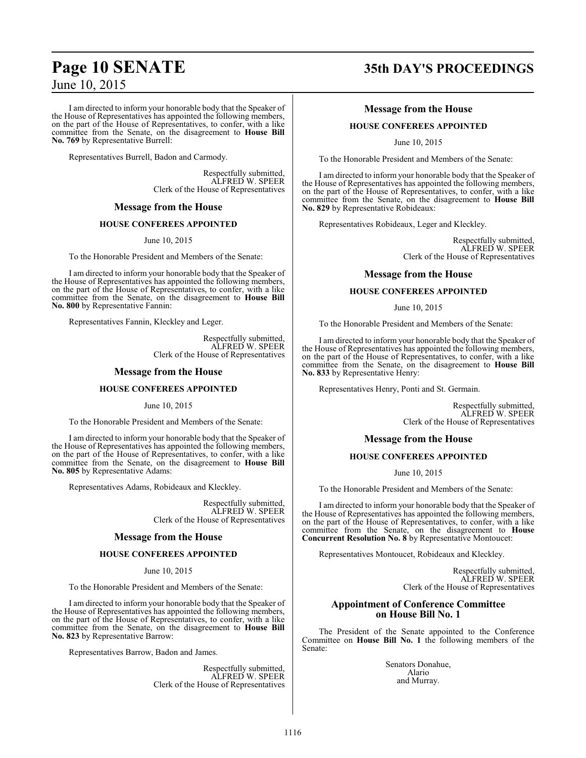I am directed to inform your honorable body that the Speaker of the House of Representatives has appointed the following members, on the part of the House of Representatives, to confer, with a like committee from the Senate, on the disagreement to **House Bill No. 769** by Representative Burrell:

Representatives Burrell, Badon and Carmody.

Respectfully submitted,
ALFRED W. SPEER
Clerk of the House of Representatives

## Message from the House

### HOUSE CONFEREES APPOINTED

June 10, 2015

To the Honorable President and Members of the Senate:

I am directed to inform your honorable body that the Speaker of the House of Representatives has appointed the following members, on the part of the House of Representatives, to confer, with a like committee from the Senate, on the disagreement to **House Bill No. 800** by Representative Fannin:

Representatives Fannin, Kleckley and Leger.

Respectfully submitted,
ALFRED W. SPEER
Clerk of the House of Representatives

## Message from the House

### HOUSE CONFEREES APPOINTED

June 10, 2015

To the Honorable President and Members of the Senate:

I am directed to inform your honorable body that the Speaker of the House of Representatives has appointed the following members, on the part of the House of Representatives, to confer, with a like committee from the Senate, on the disagreement to **House Bill No. 805** by Representative Adams:

Representatives Adams, Robideaux and Kleckley.

Respectfully submitted,
ALFRED W. SPEER
Clerk of the House of Representatives

## Message from the House

### HOUSE CONFEREES APPOINTED

June 10, 2015

To the Honorable President and Members of the Senate:

I am directed to inform your honorable body that the Speaker of the House of Representatives has appointed the following members, on the part of the House of Representatives, to confer, with a like committee from the Senate, on the disagreement to **House Bill No. 823** by Representative Barrow:

Representatives Barrow, Badon and James.

Respectfully submitted,
ALFRED W. SPEER
Clerk of the House of Representatives

## Message from the House

### HOUSE CONFEREES APPOINTED

June 10, 2015

To the Honorable President and Members of the Senate:

I am directed to inform your honorable body that the Speaker of the House of Representatives has appointed the following members, on the part of the House of Representatives, to confer, with a like committee from the Senate, on the disagreement to **House Bill No. 829** by Representative Robideaux:

Representatives Robideaux, Leger and Kleckley.

Respectfully submitted,
ALFRED W. SPEER
Clerk of the House of Representatives

## Message from the House

### HOUSE CONFEREES APPOINTED

June 10, 2015

To the Honorable President and Members of the Senate:

I am directed to inform your honorable body that the Speaker of the House of Representatives has appointed the following members, on the part of the House of Representatives, to confer, with a like committee from the Senate, on the disagreement to **House Bill No. 833** by Representative Henry:

Representatives Henry, Ponti and St. Germain.

Respectfully submitted,
ALFRED W. SPEER
Clerk of the House of Representatives

## Message from the House

### HOUSE CONFEREES APPOINTED

June 10, 2015

To the Honorable President and Members of the Senate:

I am directed to inform your honorable body that the Speaker of the House of Representatives has appointed the following members, on the part of the House of Representatives, to confer, with a like committee from the Senate, on the disagreement to **House Concurrent Resolution No. 8** by Representative Montoucet:

Representatives Montoucet, Robideaux and Kleckley.

Respectfully submitted,
ALFRED W. SPEER
Clerk of the House of Representatives

## Appointment of Conference Committee on House Bill No. 1

The President of the Senate appointed to the Conference Committee on **House Bill No. 1** the following members of the Senate:

Senators Donahue,
Alario
and Murray.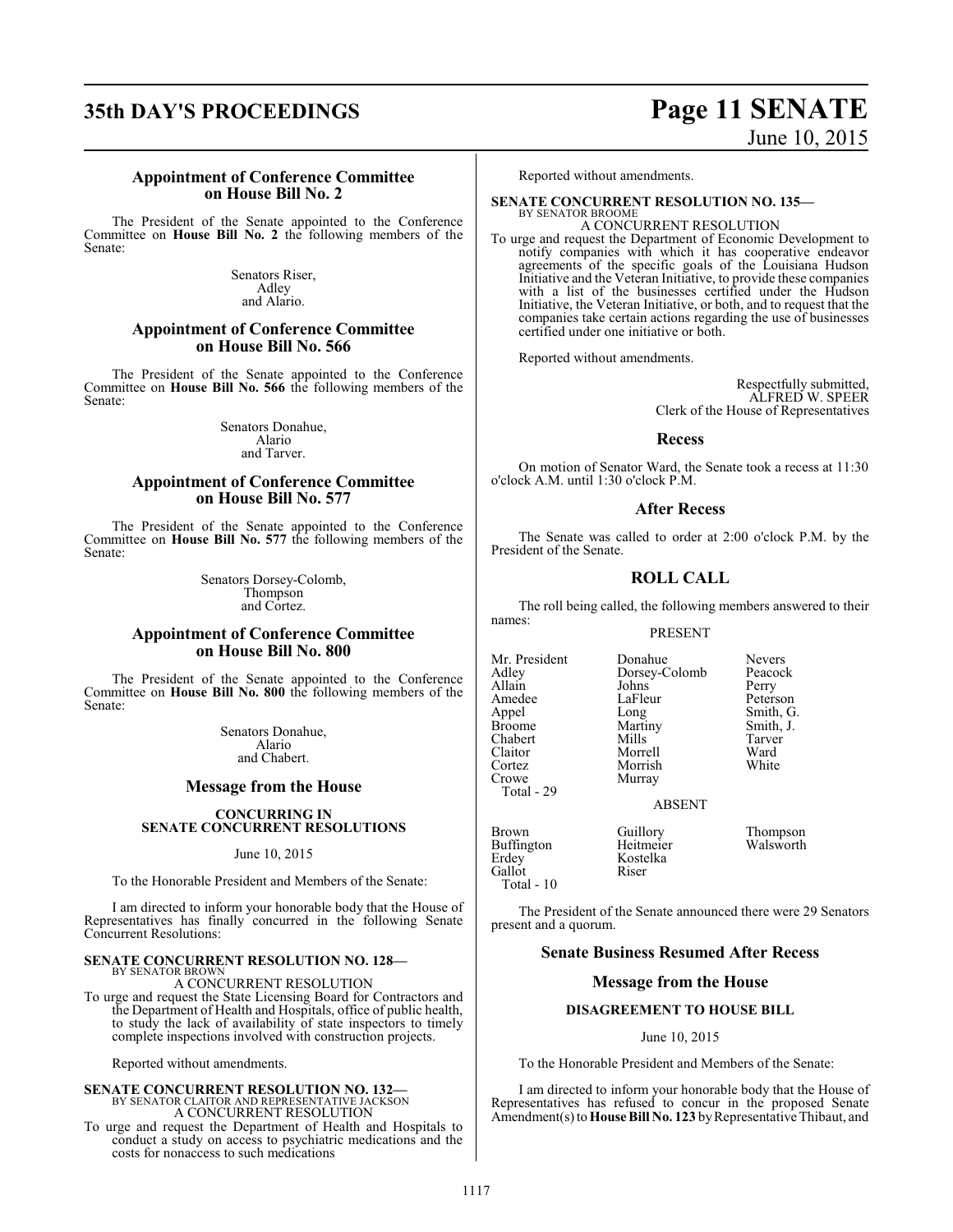## Appointment of Conference Committee on House Bill No. 2

The President of the Senate appointed to the Conference Committee on **House Bill No. 2** the following members of the Senate:

Senators Riser,
Adley
and Alario.

## Appointment of Conference Committee on House Bill No. 566

The President of the Senate appointed to the Conference Committee on **House Bill No. 566** the following members of the Senate:

Senators Donahue,
Alario
and Tarver.

## Appointment of Conference Committee on House Bill No. 577

The President of the Senate appointed to the Conference Committee on **House Bill No. 577** the following members of the Senate:

Senators Dorsey-Colomb,
Thompson
and Cortez.

## Appointment of Conference Committee on House Bill No. 800

The President of the Senate appointed to the Conference Committee on **House Bill No. 800** the following members of the Senate:

Senators Donahue,
Alario
and Chabert.

## Message from the House

### CONCURRING IN SENATE CONCURRENT RESOLUTIONS

June 10, 2015

To the Honorable President and Members of the Senate:

I am directed to inform your honorable body that the House of Representatives has finally concurred in the following Senate Concurrent Resolutions:

**SENATE CONCURRENT RESOLUTION NO. 128—**
BY SENATOR BROWN
A CONCURRENT RESOLUTION

To urge and request the State Licensing Board for Contractors and the Department of Health and Hospitals, office of public health, to study the lack of availability of state inspectors to timely complete inspections involved with construction projects.

Reported without amendments.

**SENATE CONCURRENT RESOLUTION NO. 132—**
BY SENATOR CLAITOR AND REPRESENTATIVE JACKSON
A CONCURRENT RESOLUTION

To urge and request the Department of Health and Hospitals to conduct a study on access to psychiatric medications and the costs for nonaccess to such medications

Reported without amendments.

**SENATE CONCURRENT RESOLUTION NO. 135—**
BY SENATOR BROOME
A CONCURRENT RESOLUTION

To urge and request the Department of Economic Development to notify companies with which it has cooperative endeavor agreements of the specific goals of the Louisiana Hudson Initiative and the Veteran Initiative, to provide these companies with a list of the businesses certified under the Hudson Initiative, the Veteran Initiative, or both, and to request that the companies take certain actions regarding the use of businesses certified under one initiative or both.

Reported without amendments.

Respectfully submitted,
ALFRED W. SPEER
Clerk of the House of Representatives

## Recess

On motion of Senator Ward, the Senate took a recess at 11:30 o'clock A.M. until 1:30 o'clock P.M.

## After Recess

The Senate was called to order at 2:00 o'clock P.M. by the President of the Senate.

## ROLL CALL

The roll being called, the following members answered to their names:

PRESENT

| | | |
|---|---|---|
| Mr. President | Donahue | Nevers |
| Adley | Dorsey-Colomb | Peacock |
| Allain | Johns | Perry |
| Amedee | LaFleur | Peterson |
| Appel | Long | Smith, G. |
| Broome | Martiny | Smith, J. |
| Chabert | Mills | Tarver |
| Claitor | Morrell | Ward |
| Cortez | Morrish | White |
| Crowe | Murray | |
| Total - 29 | | |

ABSENT

| | | |
|---|---|---|
| Brown | Guillory | Thompson |
| Buffington | Heitmeier | Walsworth |
| Erdey | Kostelka | |
| Gallot | Riser | |
| Total - 10 | | |

The President of the Senate announced there were 29 Senators present and a quorum.

## Senate Business Resumed After Recess

## Message from the House

### DISAGREEMENT TO HOUSE BILL

June 10, 2015

To the Honorable President and Members of the Senate:

I am directed to inform your honorable body that the House of Representatives has refused to concur in the proposed Senate Amendment(s) to **House Bill No. 123** by Representative Thibaut, and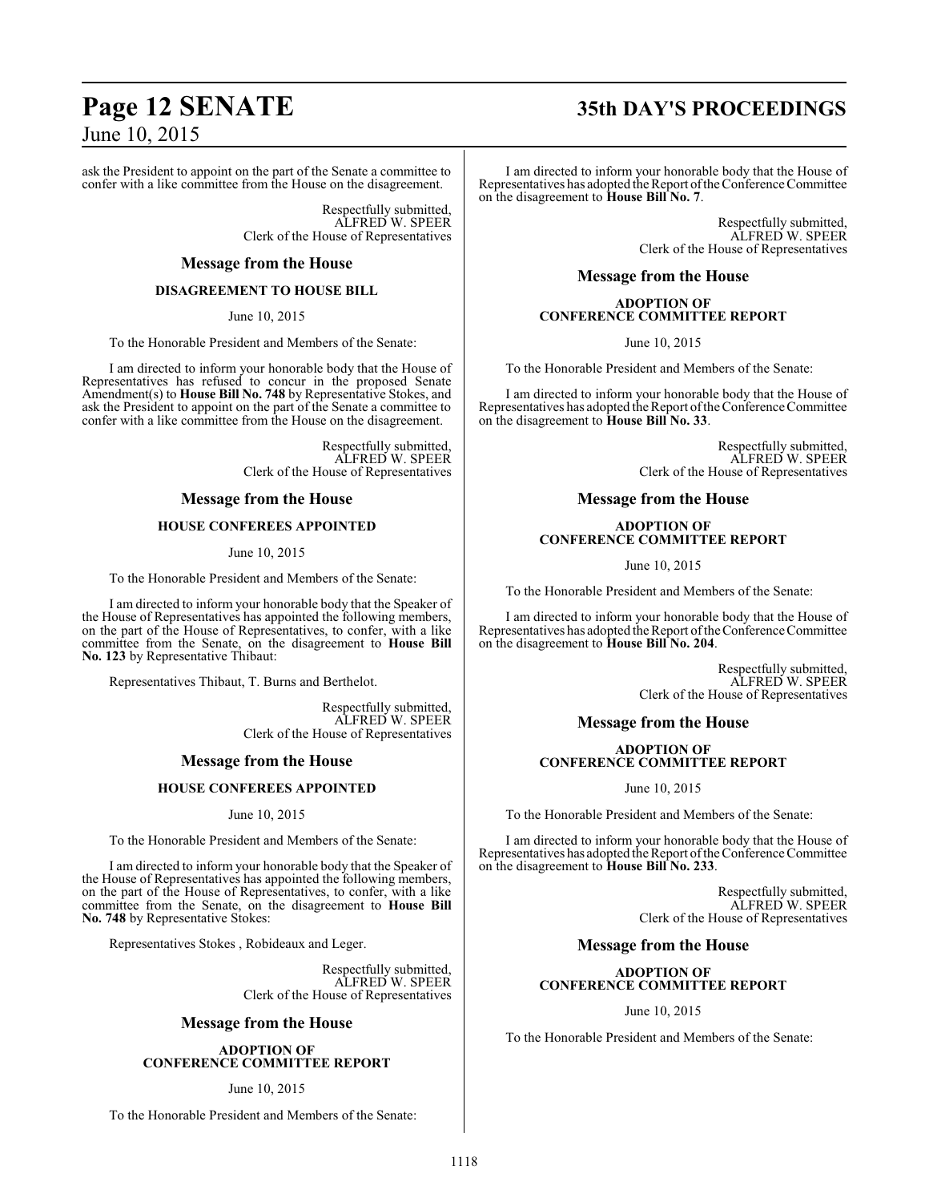ask the President to appoint on the part of the Senate a committee to confer with a like committee from the House on the disagreement.

Respectfully submitted,
ALFRED W. SPEER
Clerk of the House of Representatives

## Message from the House

### DISAGREEMENT TO HOUSE BILL

June 10, 2015

To the Honorable President and Members of the Senate:

I am directed to inform your honorable body that the House of Representatives has refused to concur in the proposed Senate Amendment(s) to **House Bill No. 748** by Representative Stokes, and ask the President to appoint on the part of the Senate a committee to confer with a like committee from the House on the disagreement.

Respectfully submitted,
ALFRED W. SPEER
Clerk of the House of Representatives

## Message from the House

### HOUSE CONFEREES APPOINTED

June 10, 2015

To the Honorable President and Members of the Senate:

I am directed to inform your honorable body that the Speaker of the House of Representatives has appointed the following members, on the part of the House of Representatives, to confer, with a like committee from the Senate, on the disagreement to **House Bill No. 123** by Representative Thibaut:

Representatives Thibaut, T. Burns and Berthelot.

Respectfully submitted,
ALFRED W. SPEER
Clerk of the House of Representatives

## Message from the House

### HOUSE CONFEREES APPOINTED

June 10, 2015

To the Honorable President and Members of the Senate:

I am directed to inform your honorable body that the Speaker of the House of Representatives has appointed the following members, on the part of the House of Representatives, to confer, with a like committee from the Senate, on the disagreement to **House Bill No. 748** by Representative Stokes:

Representatives Stokes , Robideaux and Leger.

Respectfully submitted,
ALFRED W. SPEER
Clerk of the House of Representatives

## Message from the House

### ADOPTION OF CONFERENCE COMMITTEE REPORT

June 10, 2015

To the Honorable President and Members of the Senate:

I am directed to inform your honorable body that the House of Representatives has adopted the Report of the Conference Committee on the disagreement to **House Bill No. 7**.

Respectfully submitted,
ALFRED W. SPEER
Clerk of the House of Representatives

## Message from the House

### ADOPTION OF CONFERENCE COMMITTEE REPORT

June 10, 2015

To the Honorable President and Members of the Senate:

I am directed to inform your honorable body that the House of Representatives has adopted the Report of the Conference Committee on the disagreement to **House Bill No. 33**.

Respectfully submitted,
ALFRED W. SPEER
Clerk of the House of Representatives

## Message from the House

### ADOPTION OF CONFERENCE COMMITTEE REPORT

June 10, 2015

To the Honorable President and Members of the Senate:

I am directed to inform your honorable body that the House of Representatives has adopted the Report of the Conference Committee on the disagreement to **House Bill No. 204**.

Respectfully submitted,
ALFRED W. SPEER
Clerk of the House of Representatives

## Message from the House

### ADOPTION OF CONFERENCE COMMITTEE REPORT

June 10, 2015

To the Honorable President and Members of the Senate:

I am directed to inform your honorable body that the House of Representatives has adopted the Report of the Conference Committee on the disagreement to **House Bill No. 233**.

Respectfully submitted,
ALFRED W. SPEER
Clerk of the House of Representatives

## Message from the House

### ADOPTION OF CONFERENCE COMMITTEE REPORT

June 10, 2015

To the Honorable President and Members of the Senate: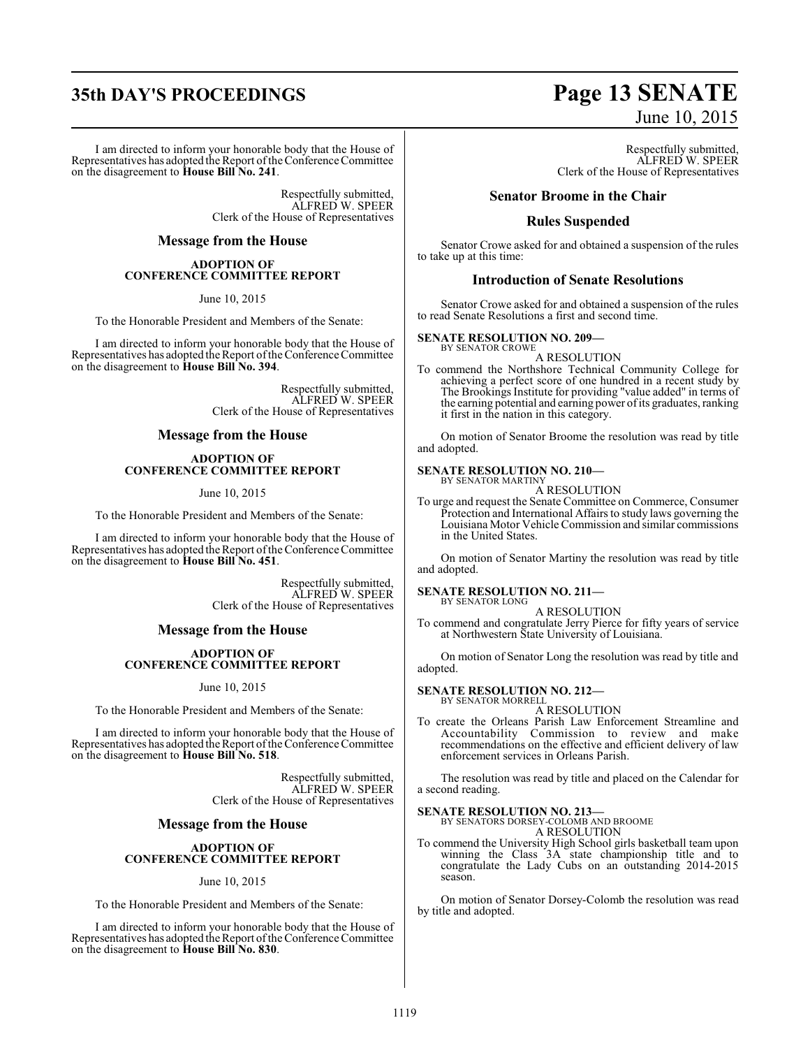I am directed to inform your honorable body that the House of Representatives has adopted the Report of the Conference Committee on the disagreement to **House Bill No. 241**.

Respectfully submitted,
ALFRED W. SPEER
Clerk of the House of Representatives

## Message from the House

### ADOPTION OF CONFERENCE COMMITTEE REPORT

June 10, 2015

To the Honorable President and Members of the Senate:

I am directed to inform your honorable body that the House of Representatives has adopted the Report of the Conference Committee on the disagreement to **House Bill No. 394**.

Respectfully submitted,
ALFRED W. SPEER
Clerk of the House of Representatives

## Message from the House

### ADOPTION OF CONFERENCE COMMITTEE REPORT

June 10, 2015

To the Honorable President and Members of the Senate:

I am directed to inform your honorable body that the House of Representatives has adopted the Report of the Conference Committee on the disagreement to **House Bill No. 451**.

Respectfully submitted,
ALFRED W. SPEER
Clerk of the House of Representatives

## Message from the House

### ADOPTION OF CONFERENCE COMMITTEE REPORT

June 10, 2015

To the Honorable President and Members of the Senate:

I am directed to inform your honorable body that the House of Representatives has adopted the Report of the Conference Committee on the disagreement to **House Bill No. 518**.

Respectfully submitted,
ALFRED W. SPEER
Clerk of the House of Representatives

## Message from the House

### ADOPTION OF CONFERENCE COMMITTEE REPORT

June 10, 2015

To the Honorable President and Members of the Senate:

I am directed to inform your honorable body that the House of Representatives has adopted the Report of the Conference Committee on the disagreement to **House Bill No. 830**.

Respectfully submitted,
ALFRED W. SPEER
Clerk of the House of Representatives

## Senator Broome in the Chair

## Rules Suspended

Senator Crowe asked for and obtained a suspension of the rules to take up at this time:

## Introduction of Senate Resolutions

Senator Crowe asked for and obtained a suspension of the rules to read Senate Resolutions a first and second time.

**SENATE RESOLUTION NO. 209—**
BY SENATOR CROWE

A RESOLUTION

To commend the Northshore Technical Community College for achieving a perfect score of one hundred in a recent study by The Brookings Institute for providing "value added" in terms of the earning potential and earning power of its graduates, ranking it first in the nation in this category.

On motion of Senator Broome the resolution was read by title and adopted.

**SENATE RESOLUTION NO. 210—**
BY SENATOR MARTINY

A RESOLUTION

To urge and request the Senate Committee on Commerce, Consumer Protection and International Affairs to study laws governing the Louisiana Motor Vehicle Commission and similar commissions in the United States.

On motion of Senator Martiny the resolution was read by title and adopted.

**SENATE RESOLUTION NO. 211—**
BY SENATOR LONG

A RESOLUTION

To commend and congratulate Jerry Pierce for fifty years of service at Northwestern State University of Louisiana.

On motion of Senator Long the resolution was read by title and adopted.

**SENATE RESOLUTION NO. 212—**
BY SENATOR MORRELL

A RESOLUTION

To create the Orleans Parish Law Enforcement Streamline and Accountability Commission to review and make recommendations on the effective and efficient delivery of law enforcement services in Orleans Parish.

The resolution was read by title and placed on the Calendar for a second reading.

**SENATE RESOLUTION NO. 213—**
BY SENATORS DORSEY-COLOMB AND BROOME

A RESOLUTION

To commend the University High School girls basketball team upon winning the Class 3A state championship title and to congratulate the Lady Cubs on an outstanding 2014-2015 season.

On motion of Senator Dorsey-Colomb the resolution was read by title and adopted.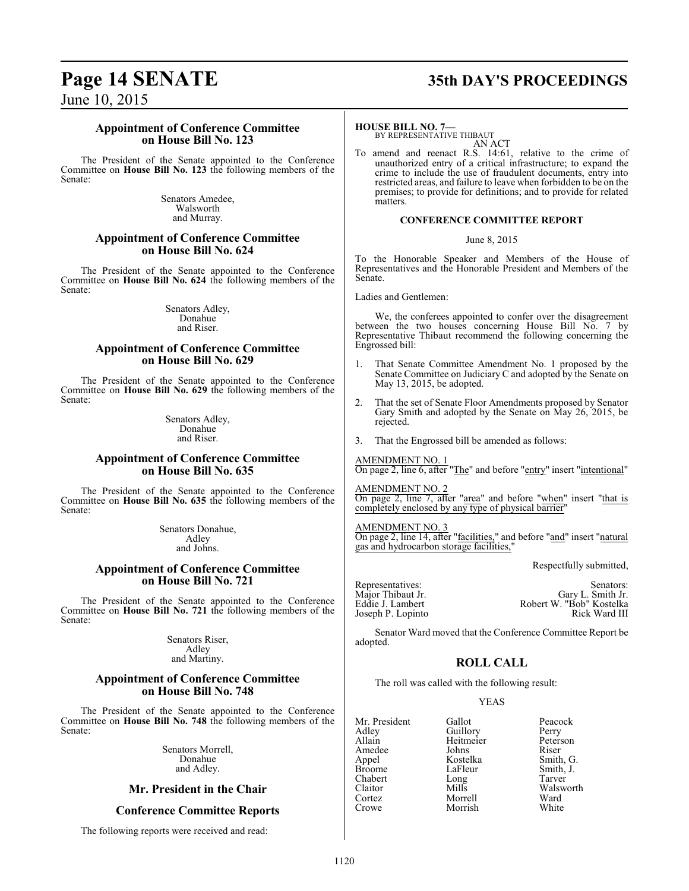### Appointment of Conference Committee on House Bill No. 123

The President of the Senate appointed to the Conference Committee on **House Bill No. 123** the following members of the Senate:

Senators Amedee,
Walsworth
and Murray.

### Appointment of Conference Committee on House Bill No. 624

The President of the Senate appointed to the Conference Committee on **House Bill No. 624** the following members of the Senate:

Senators Adley,
Donahue
and Riser.

### Appointment of Conference Committee on House Bill No. 629

The President of the Senate appointed to the Conference Committee on **House Bill No. 629** the following members of the Senate:

Senators Adley,
Donahue
and Riser.

### Appointment of Conference Committee on House Bill No. 635

The President of the Senate appointed to the Conference Committee on **House Bill No. 635** the following members of the Senate:

Senators Donahue,
Adley
and Johns.

### Appointment of Conference Committee on House Bill No. 721

The President of the Senate appointed to the Conference Committee on **House Bill No. 721** the following members of the Senate:

Senators Riser,
Adley
and Martiny.

### Appointment of Conference Committee on House Bill No. 748

The President of the Senate appointed to the Conference Committee on **House Bill No. 748** the following members of the Senate:

Senators Morrell,
Donahue
and Adley.

## Mr. President in the Chair

## Conference Committee Reports

The following reports were received and read:

**HOUSE BILL NO. 7—**
BY REPRESENTATIVE THIBAUT

AN ACT

To amend and reenact R.S. 14:61, relative to the crime of unauthorized entry of a critical infrastructure; to expand the crime to include the use of fraudulent documents, entry into restricted areas, and failure to leave when forbidden to be on the premises; to provide for definitions; and to provide for related matters.

**CONFERENCE COMMITTEE REPORT**

June 8, 2015

To the Honorable Speaker and Members of the House of Representatives and the Honorable President and Members of the Senate.

Ladies and Gentlemen:

We, the conferees appointed to confer over the disagreement between the two houses concerning House Bill No. 7 by Representative Thibaut recommend the following concerning the Engrossed bill:

1. That Senate Committee Amendment No. 1 proposed by the Senate Committee on Judiciary C and adopted by the Senate on May 13, 2015, be adopted.
2. That the set of Senate Floor Amendments proposed by Senator Gary Smith and adopted by the Senate on May 26, 2015, be rejected.
3. That the Engrossed bill be amended as follows:

AMENDMENT NO. 1
On page 2, line 6, after "The" and before "entry" insert "intentional"

AMENDMENT NO. 2
On page 2, line 7, after "area" and before "when" insert "that is completely enclosed by any type of physical barrier"

AMENDMENT NO. 3
On page 2, line 14, after "facilities," and before "and" insert "natural gas and hydrocarbon storage facilities,"

Respectfully submitted,

| Representatives: | Senators: |
|---|---|
| Major Thibaut Jr. | Gary L. Smith Jr. |
| Eddie J. Lambert | Robert W. "Bob" Kostelka |
| Joseph P. Lopinto | Rick Ward III |

Senator Ward moved that the Conference Committee Report be adopted.

## ROLL CALL

The roll was called with the following result:

YEAS

| | | |
|---|---|---|
| Mr. President | Gallot | Peacock |
| Adley | Guillory | Perry |
| Allain | Heitmeier | Peterson |
| Amedee | Johns | Riser |
| Appel | Kostelka | Smith, G. |
| Broome | LaFleur | Smith, J. |
| Chabert | Long | Tarver |
| Claitor | Mills | Walsworth |
| Cortez | Morrell | Ward |
| Crowe | Morrish | White |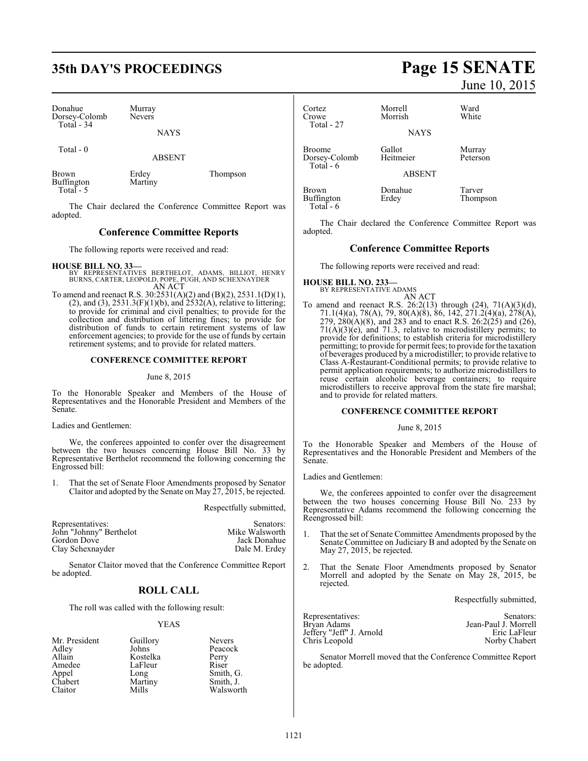| | |
|---|---|
| Donahue | Murray |
| Dorsey-Colomb | Nevers |
| Total - 34 | |

NAYS

Total - 0

ABSENT

| | | |
|---|---|---|
| Brown | Erdey | Thompson |
| Buffington | Martiny | |
| Total - 5 | | |

The Chair declared the Conference Committee Report was adopted.

## Conference Committee Reports

The following reports were received and read:

**HOUSE BILL NO. 33—**
BY REPRESENTATIVES BERTHELOT, ADAMS, BILLIOT, HENRY BURNS, CARTER, LEOPOLD, POPE, PUGH, AND SCHEXNAYDER
AN ACT

To amend and reenact R.S. 30:2531(A)(2) and (B)(2), 2531.1(D)(1), (2), and (3), 2531.3(F)(1)(b), and 2532(A), relative to littering; to provide for criminal and civil penalties; to provide for the collection and distribution of littering fines; to provide for distribution of funds to certain retirement systems of law enforcement agencies; to provide for the use of funds by certain retirement systems; and to provide for related matters.

**CONFERENCE COMMITTEE REPORT**

June 8, 2015

To the Honorable Speaker and Members of the House of Representatives and the Honorable President and Members of the Senate.

Ladies and Gentlemen:

We, the conferees appointed to confer over the disagreement between the two houses concerning House Bill No. 33 by Representative Berthelot recommend the following concerning the Engrossed bill:

1. That the set of Senate Floor Amendments proposed by Senator Claitor and adopted by the Senate on May 27, 2015, be rejected.

Respectfully submitted,

| Representatives: | Senators: |
|---|---|
| John "Johnny" Berthelot | Mike Walsworth |
| Gordon Dove | Jack Donahue |
| Clay Schexnayder | Dale M. Erdey |

Senator Claitor moved that the Conference Committee Report be adopted.

## ROLL CALL

The roll was called with the following result:

YEAS

| | | |
|---|---|---|
| Mr. President | Guillory | Nevers |
| Adley | Johns | Peacock |
| Allain | Kostelka | Perry |
| Amedee | LaFleur | Riser |
| Appel | Long | Smith, G. |
| Chabert | Martiny | Smith, J. |
| Claitor | Mills | Walsworth |
| Cortez | Morrell | Ward |
| Crowe | Morrish | White |
| Total - 27 | | |

NAYS

| | | |
|---|---|---|
| Broome | Gallot | Murray |
| Dorsey-Colomb | Heitmeier | Peterson |
| Total - 6 | | |

ABSENT

| | | |
|---|---|---|
| Brown | Donahue | Tarver |
| Buffington | Erdey | Thompson |
| Total - 6 | | |

The Chair declared the Conference Committee Report was adopted.

## Conference Committee Reports

The following reports were received and read:

**HOUSE BILL NO. 233—**
BY REPRESENTATIVE ADAMS
AN ACT

To amend and reenact R.S. 26:2(13) through (24), 71(A)(3)(d), 71.1(4)(a), 78(A), 79, 80(A)(8), 86, 142, 271.2(4)(a), 278(A), 279, 280(A)(8), and 283 and to enact R.S. 26:2(25) and (26), 71(A)(3)(e), and 71.3, relative to microdistillery permits; to provide for definitions; to establish criteria for microdistillery permitting; to provide for permit fees; to provide for the taxation of beverages produced by a microdistiller; to provide relative to Class A-Restaurant-Conditional permits; to provide relative to permit application requirements; to authorize microdistillers to reuse certain alcoholic beverage containers; to require microdistillers to receive approval from the state fire marshal; and to provide for related matters.

**CONFERENCE COMMITTEE REPORT**

June 8, 2015

To the Honorable Speaker and Members of the House of Representatives and the Honorable President and Members of the Senate.

Ladies and Gentlemen:

We, the conferees appointed to confer over the disagreement between the two houses concerning House Bill No. 233 by Representative Adams recommend the following concerning the Reengrossed bill:

1. That the set of Senate Committee Amendments proposed by the Senate Committee on Judiciary B and adopted by the Senate on May 27, 2015, be rejected.

2. That the Senate Floor Amendments proposed by Senator Morrell and adopted by the Senate on May 28, 2015, be rejected.

Respectfully submitted,

| Representatives: | Senators: |
|---|---|
| Bryan Adams | Jean-Paul J. Morrell |
| Jeffery "Jeff" J. Arnold | Eric LaFleur |
| Chris Leopold | Norby Chabert |

Senator Morrell moved that the Conference Committee Report be adopted.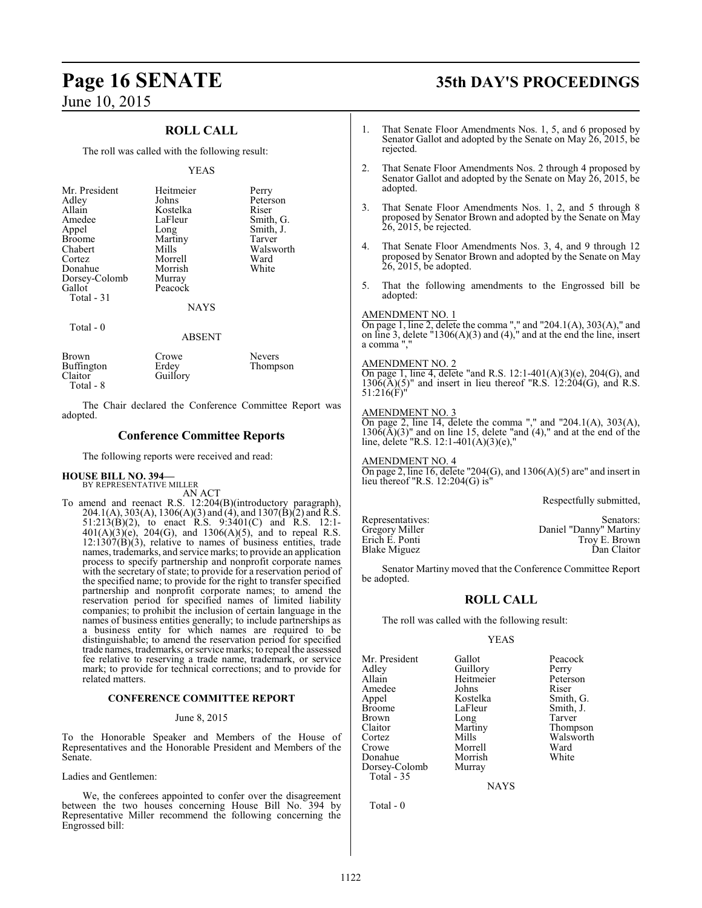## ROLL CALL

The roll was called with the following result:

YEAS

| | | |
|---|---|---|
| Mr. President | Heitmeier | Perry |
| Adley | Johns | Peterson |
| Allain | Kostelka | Riser |
| Amedee | LaFleur | Smith, G. |
| Appel | Long | Smith, J. |
| Broome | Martiny | Tarver |
| Chabert | Mills | Walsworth |
| Cortez | Morrell | Ward |
| Donahue | Morrish | White |
| Dorsey-Colomb | Murray | |
| Gallot | Peacock | |
| Total - 31 | | |

NAYS

Total - 0

ABSENT

| | | |
|---|---|---|
| Brown | Crowe | Nevers |
| Buffington | Erdey | Thompson |
| Claitor | Guillory | |
| Total - 8 | | |

The Chair declared the Conference Committee Report was adopted.

## Conference Committee Reports

The following reports were received and read:

**HOUSE BILL NO. 394—**
BY REPRESENTATIVE MILLER

AN ACT

To amend and reenact R.S. 12:204(B)(introductory paragraph), 204.1(A), 303(A), 1306(A)(3) and (4), and 1307(B)(2) and R.S. 51:213(B)(2), to enact R.S. 9:3401(C) and R.S. 12:1-401(A)(3)(e), 204(G), and 1306(A)(5), and to repeal R.S. 12:1307(B)(3), relative to names of business entities, trade names, trademarks, and service marks; to provide an application process to specify partnership and nonprofit corporate names with the secretary of state; to provide for a reservation period of the specified name; to provide for the right to transfer specified partnership and nonprofit corporate names; to amend the reservation period for specified names of limited liability companies; to prohibit the inclusion of certain language in the names of business entities generally; to include partnerships as a business entity for which names are required to be distinguishable; to amend the reservation period for specified trade names, trademarks, or service marks; to repeal the assessed fee relative to reserving a trade name, trademark, or service mark; to provide for technical corrections; and to provide for related matters.

### CONFERENCE COMMITTEE REPORT

June 8, 2015

To the Honorable Speaker and Members of the House of Representatives and the Honorable President and Members of the Senate.

Ladies and Gentlemen:

We, the conferees appointed to confer over the disagreement between the two houses concerning House Bill No. 394 by Representative Miller recommend the following concerning the Engrossed bill:

1. That Senate Floor Amendments Nos. 1, 5, and 6 proposed by Senator Gallot and adopted by the Senate on May 26, 2015, be rejected.

2. That Senate Floor Amendments Nos. 2 through 4 proposed by Senator Gallot and adopted by the Senate on May 26, 2015, be adopted.

3. That Senate Floor Amendments Nos. 1, 2, and 5 through 8 proposed by Senator Brown and adopted by the Senate on May 26, 2015, be rejected.

4. That Senate Floor Amendments Nos. 3, 4, and 9 through 12 proposed by Senator Brown and adopted by the Senate on May 26, 2015, be adopted.

5. That the following amendments to the Engrossed bill be adopted:

AMENDMENT NO. 1
On page 1, line 2, delete the comma "," and "204.1(A), 303(A)," and on line 3, delete "1306(A)(3) and (4)," and at the end the line, insert a comma ","

AMENDMENT NO. 2
On page 1, line 4, delete "and R.S. 12:1-401(A)(3)(e), 204(G), and 1306(A)(5)" and insert in lieu thereof "R.S. 12:204(G), and R.S. 51:216(F)"

AMENDMENT NO. 3
On page 2, line 14, delete the comma "," and "204.1(A), 303(A), 1306(A)(3)" and on line 15, delete "and (4)," and at the end of the line, delete "R.S. 12:1-401(A)(3)(e),"

AMENDMENT NO. 4
On page 2, line 16, delete "204(G), and 1306(A)(5) are" and insert in lieu thereof "R.S. 12:204(G) is"

Respectfully submitted,

| Representatives: | Senators: |
|---|---|
| Gregory Miller | Daniel "Danny" Martiny |
| Erich E. Ponti | Troy E. Brown |
| Blake Miguez | Dan Claitor |

Senator Martiny moved that the Conference Committee Report be adopted.

## ROLL CALL

The roll was called with the following result:

YEAS

| | | |
|---|---|---|
| Mr. President | Gallot | Peacock |
| Adley | Guillory | Perry |
| Allain | Heitmeier | Peterson |
| Amedee | Johns | Riser |
| Appel | Kostelka | Smith, G. |
| Broome | LaFleur | Smith, J. |
| Brown | Long | Tarver |
| Claitor | Martiny | Thompson |
| Cortez | Mills | Walsworth |
| Crowe | Morrell | Ward |
| Donahue | Morrish | White |
| Dorsey-Colomb | Murray | |
| Total - 35 | | |

NAYS

Total - 0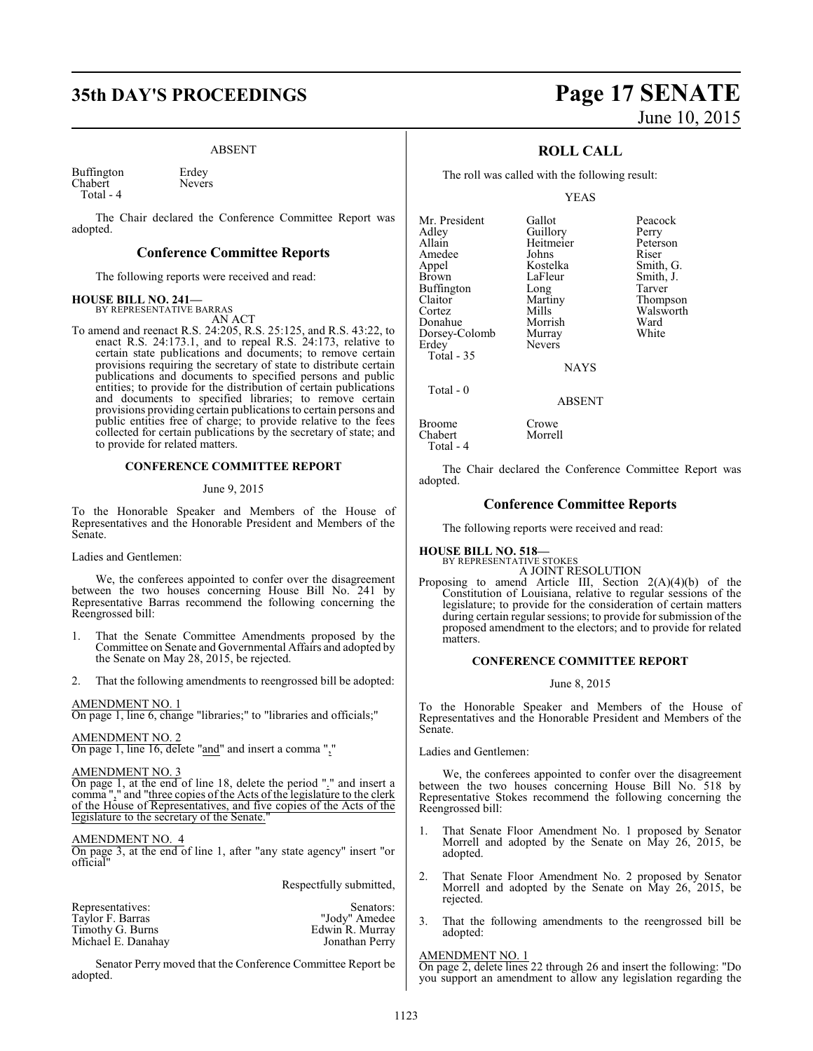ABSENT

| | |
|---|---|
| Buffington | Erdey |
| Chabert | Nevers |
| Total - 4 | |

The Chair declared the Conference Committee Report was adopted.

## Conference Committee Reports

The following reports were received and read:

**HOUSE BILL NO. 241—**
BY REPRESENTATIVE BARRAS

AN ACT

To amend and reenact R.S. 24:205, R.S. 25:125, and R.S. 43:22, to enact R.S. 24:173.1, and to repeal R.S. 24:173, relative to certain state publications and documents; to remove certain provisions requiring the secretary of state to distribute certain publications and documents to specified persons and public entities; to provide for the distribution of certain publications and documents to specified libraries; to remove certain provisions providing certain publications to certain persons and public entities free of charge; to provide relative to the fees collected for certain publications by the secretary of state; and to provide for related matters.

**CONFERENCE COMMITTEE REPORT**

June 9, 2015

To the Honorable Speaker and Members of the House of Representatives and the Honorable President and Members of the Senate.

Ladies and Gentlemen:

We, the conferees appointed to confer over the disagreement between the two houses concerning House Bill No. 241 by Representative Barras recommend the following concerning the Reengrossed bill:

1. That the Senate Committee Amendments proposed by the Committee on Senate and Governmental Affairs and adopted by the Senate on May 28, 2015, be rejected.

2. That the following amendments to reengrossed bill be adopted:

AMENDMENT NO. 1
On page 1, line 6, change "libraries;" to "libraries and officials;"

AMENDMENT NO. 2
On page 1, line 16, delete "and" and insert a comma ","

AMENDMENT NO. 3
On page 1, at the end of line 18, delete the period "." and insert a comma "," and "three copies of the Acts of the legislature to the clerk of the House of Representatives, and five copies of the Acts of the legislature to the secretary of the Senate."

AMENDMENT NO. 4
On page 3, at the end of line 1, after "any state agency" insert "or official"

Respectfully submitted,

| Representatives: | Senators: |
|---|---|
| Taylor F. Barras | "Jody" Amedee |
| Timothy G. Burns | Edwin R. Murray |
| Michael E. Danahay | Jonathan Perry |

Senator Perry moved that the Conference Committee Report be adopted.

## ROLL CALL

The roll was called with the following result:

YEAS

| | | |
|---|---|---|
| Mr. President | Gallot | Peacock |
| Adley | Guillory | Perry |
| Allain | Heitmeier | Peterson |
| Amedee | Johns | Riser |
| Appel | Kostelka | Smith, G. |
| Brown | LaFleur | Smith, J. |
| Buffington | Long | Tarver |
| Claitor | Martiny | Thompson |
| Cortez | Mills | Walsworth |
| Donahue | Morrish | Ward |
| Dorsey-Colomb | Murray | White |
| Erdey | Nevers | |
| Total - 35 | | |

NAYS

Total - 0

ABSENT

| | |
|---|---|
| Broome | Crowe |
| Chabert | Morrell |
| Total - 4 | |

The Chair declared the Conference Committee Report was adopted.

## Conference Committee Reports

The following reports were received and read:

**HOUSE BILL NO. 518—**
BY REPRESENTATIVE STOKES

A JOINT RESOLUTION

Proposing to amend Article III, Section 2(A)(4)(b) of the Constitution of Louisiana, relative to regular sessions of the legislature; to provide for the consideration of certain matters during certain regular sessions; to provide for submission of the proposed amendment to the electors; and to provide for related matters.

**CONFERENCE COMMITTEE REPORT**

June 8, 2015

To the Honorable Speaker and Members of the House of Representatives and the Honorable President and Members of the Senate.

Ladies and Gentlemen:

We, the conferees appointed to confer over the disagreement between the two houses concerning House Bill No. 518 by Representative Stokes recommend the following concerning the Reengrossed bill:

1. That Senate Floor Amendment No. 1 proposed by Senator Morrell and adopted by the Senate on May 26, 2015, be adopted.

2. That Senate Floor Amendment No. 2 proposed by Senator Morrell and adopted by the Senate on May 26, 2015, be rejected.

3. That the following amendments to the reengrossed bill be adopted:

AMENDMENT NO. 1
On page 2, delete lines 22 through 26 and insert the following: "Do you support an amendment to allow any legislation regarding the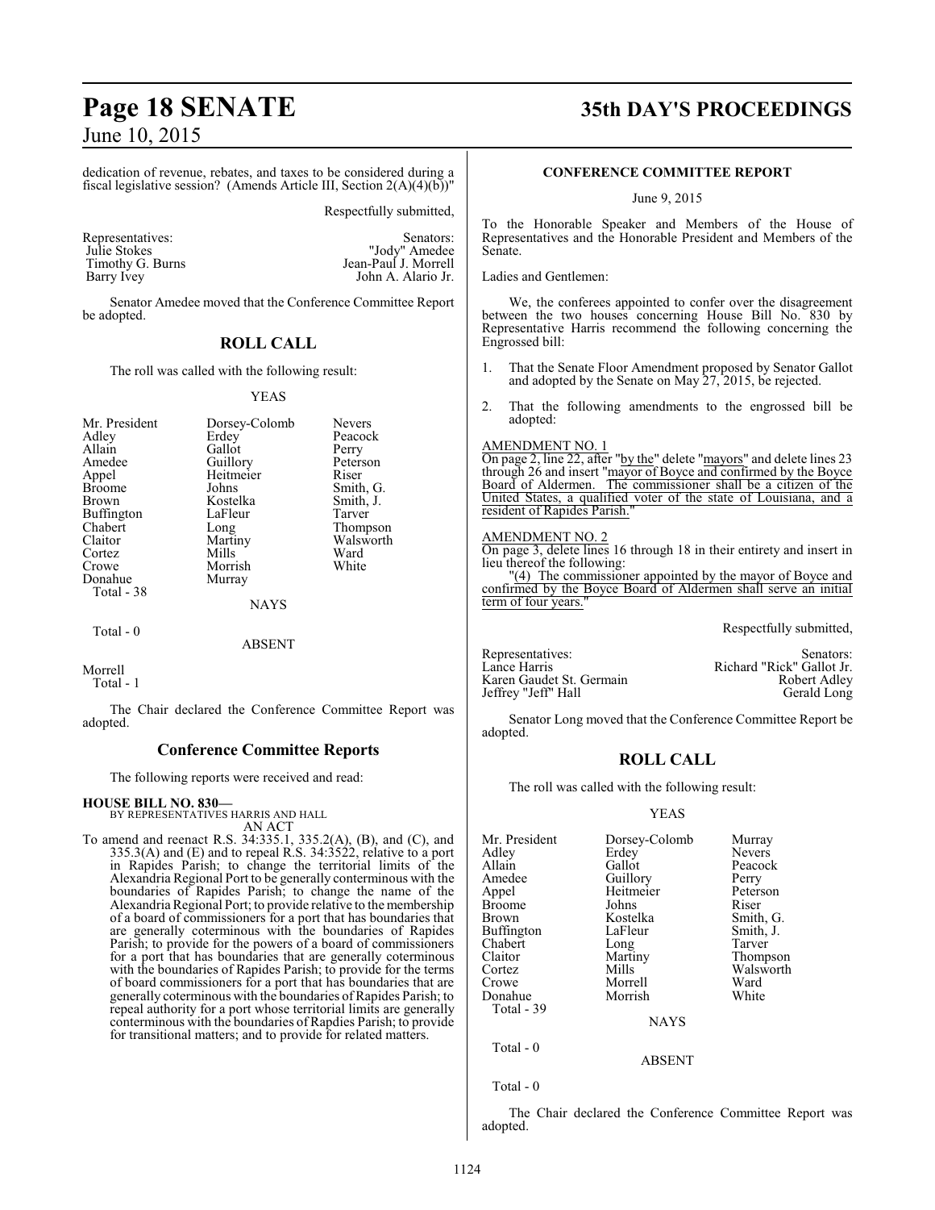dedication of revenue, rebates, and taxes to be considered during a fiscal legislative session? (Amends Article III, Section 2(A)(4)(b))"

Respectfully submitted,

| Representatives: | Senators: |
|---|---|
| Julie Stokes | "Jody" Amedee |
| Timothy G. Burns | Jean-Paul J. Morrell |
| Barry Ivey | John A. Alario Jr. |

Senator Amedee moved that the Conference Committee Report be adopted.

## ROLL CALL

The roll was called with the following result:

YEAS

| | | |
|---|---|---|
| Mr. President | Dorsey-Colomb | Nevers |
| Adley | Erdey | Peacock |
| Allain | Gallot | Perry |
| Amedee | Guillory | Peterson |
| Appel | Heitmeier | Riser |
| Broome | Johns | Smith, G. |
| Brown | Kostelka | Smith, J. |
| Buffington | LaFleur | Tarver |
| Chabert | Long | Thompson |
| Claitor | Martiny | Walsworth |
| Cortez | Mills | Ward |
| Crowe | Morrish | White |
| Donahue | Murray | |

Total - 38

NAYS

Total - 0

ABSENT

Morrell

Total - 1

The Chair declared the Conference Committee Report was adopted.

## Conference Committee Reports

The following reports were received and read:

**HOUSE BILL NO. 830—**
BY REPRESENTATIVES HARRIS AND HALL

AN ACT

To amend and reenact R.S. 34:335.1, 335.2(A), (B), and (C), and 335.3(A) and (E) and to repeal R.S. 34:3522, relative to a port in Rapides Parish; to change the territorial limits of the Alexandria Regional Port to be generally conterminous with the boundaries of Rapides Parish; to change the name of the Alexandria Regional Port; to provide relative to the membership of a board of commissioners for a port that has boundaries that are generally coterminous with the boundaries of Rapides Parish; to provide for the powers of a board of commissioners for a port that has boundaries that are generally coterminous with the boundaries of Rapides Parish; to provide for the terms of board commissioners for a port that has boundaries that are generally coterminous with the boundaries of Rapides Parish; to repeal authority for a port whose territorial limits are generally conterminous with the boundaries of Rapdies Parish; to provide for transitional matters; and to provide for related matters.

### CONFERENCE COMMITTEE REPORT

June 9, 2015

To the Honorable Speaker and Members of the House of Representatives and the Honorable President and Members of the Senate.

Ladies and Gentlemen:

We, the conferees appointed to confer over the disagreement between the two houses concerning House Bill No. 830 by Representative Harris recommend the following concerning the Engrossed bill:

1. That the Senate Floor Amendment proposed by Senator Gallot and adopted by the Senate on May 27, 2015, be rejected.

2. That the following amendments to the engrossed bill be adopted:

AMENDMENT NO. 1

On page 2, line 22, after "by the" delete "mayors" and delete lines 23 through 26 and insert "mayor of Boyce and confirmed by the Boyce Board of Aldermen. The commissioner shall be a citizen of the United States, a qualified voter of the state of Louisiana, and a resident of Rapides Parish."

AMENDMENT NO. 2

On page 3, delete lines 16 through 18 in their entirety and insert in lieu thereof the following:

"(4) The commissioner appointed by the mayor of Boyce and confirmed by the Boyce Board of Aldermen shall serve an initial term of four years."

Respectfully submitted,

| Representatives: | Senators: |
|---|---|
| Lance Harris | Richard "Rick" Gallot Jr. |
| Karen Gaudet St. Germain | Robert Adley |
| Jeffrey "Jeff" Hall | Gerald Long |

Senator Long moved that the Conference Committee Report be adopted.

## ROLL CALL

The roll was called with the following result:

YEAS

| | | |
|---|---|---|
| Mr. President | Dorsey-Colomb | Murray |
| Adley | Erdey | Nevers |
| Allain | Gallot | Peacock |
| Amedee | Guillory | Perry |
| Appel | Heitmeier | Peterson |
| Broome | Johns | Riser |
| Brown | Kostelka | Smith, G. |
| Buffington | LaFleur | Smith, J. |
| Chabert | Long | Tarver |
| Claitor | Martiny | Thompson |
| Cortez | Mills | Walsworth |
| Crowe | Morrell | Ward |
| Donahue | Morrish | White |

Total - 39

NAYS

Total - 0

ABSENT

Total - 0

The Chair declared the Conference Committee Report was adopted.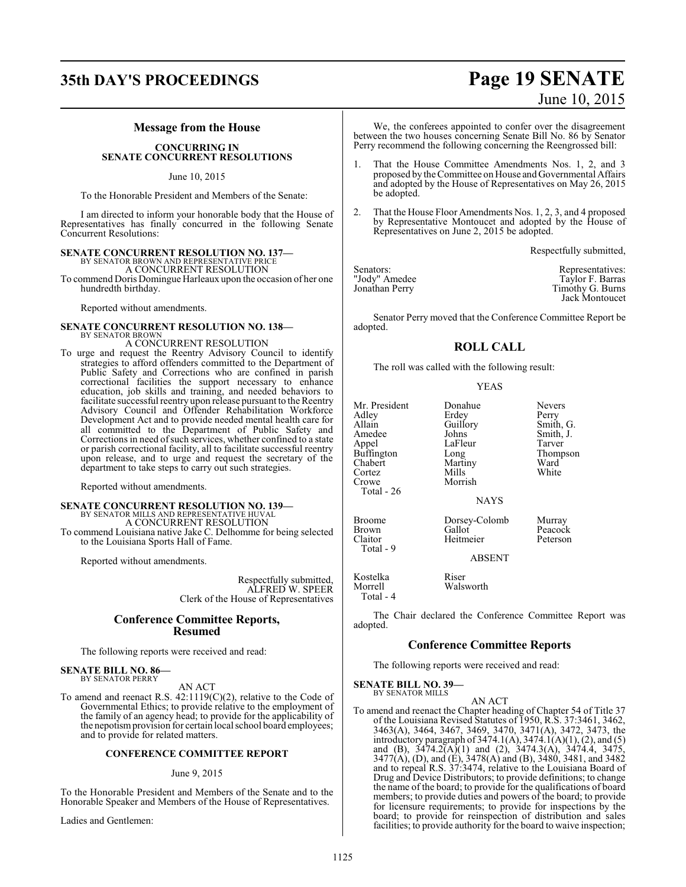## Message from the House

### CONCURRING IN SENATE CONCURRENT RESOLUTIONS

June 10, 2015

To the Honorable President and Members of the Senate:

I am directed to inform your honorable body that the House of Representatives has finally concurred in the following Senate Concurrent Resolutions:

**SENATE CONCURRENT RESOLUTION NO. 137—**
BY SENATOR BROWN AND REPRESENTATIVE PRICE
A CONCURRENT RESOLUTION
To commend Doris Domingue Harleaux upon the occasion of her one hundredth birthday.

Reported without amendments.

**SENATE CONCURRENT RESOLUTION NO. 138—**
BY SENATOR BROWN
A CONCURRENT RESOLUTION
To urge and request the Reentry Advisory Council to identify strategies to afford offenders committed to the Department of Public Safety and Corrections who are confined in parish correctional facilities the support necessary to enhance education, job skills and training, and needed behaviors to facilitate successful reentry upon release pursuant to the Reentry Advisory Council and Offender Rehabilitation Workforce Development Act and to provide needed mental health care for all committed to the Department of Public Safety and Corrections in need of such services, whether confined to a state or parish correctional facility, all to facilitate successful reentry upon release, and to urge and request the secretary of the department to take steps to carry out such strategies.

Reported without amendments.

**SENATE CONCURRENT RESOLUTION NO. 139—**
BY SENATOR MILLS AND REPRESENTATIVE HUVAL
A CONCURRENT RESOLUTION
To commend Louisiana native Jake C. Delhomme for being selected to the Louisiana Sports Hall of Fame.

Reported without amendments.

Respectfully submitted,
ALFRED W. SPEER
Clerk of the House of Representatives

## Conference Committee Reports, Resumed

The following reports were received and read:

**SENATE BILL NO. 86—**
BY SENATOR PERRY
AN ACT
To amend and reenact R.S. 42:1119(C)(2), relative to the Code of Governmental Ethics; to provide relative to the employment of the family of an agency head; to provide for the applicability of the nepotism provision for certain local school board employees; and to provide for related matters.

### CONFERENCE COMMITTEE REPORT

June 9, 2015

To the Honorable President and Members of the Senate and to the Honorable Speaker and Members of the House of Representatives.

Ladies and Gentlemen:

We, the conferees appointed to confer over the disagreement between the two houses concerning Senate Bill No. 86 by Senator Perry recommend the following concerning the Reengrossed bill:

1. That the House Committee Amendments Nos. 1, 2, and 3 proposed by the Committee on House and Governmental Affairs and adopted by the House of Representatives on May 26, 2015 be adopted.

2. That the House Floor Amendments Nos. 1, 2, 3, and 4 proposed by Representative Montoucet and adopted by the House of Representatives on June 2, 2015 be adopted.

Respectfully submitted,

| Senators: | Representatives: |
|---|---|
| "Jody" Amedee | Taylor F. Barras |
| Jonathan Perry | Timothy G. Burns |
| | Jack Montoucet |

Senator Perry moved that the Conference Committee Report be adopted.

## ROLL CALL

The roll was called with the following result:

YEAS

| | | |
|---|---|---|
| Mr. President | Donahue | Nevers |
| Adley | Erdey | Perry |
| Allain | Guillory | Smith, G. |
| Amedee | Johns | Smith, J. |
| Appel | LaFleur | Tarver |
| Buffington | Long | Thompson |
| Chabert | Martiny | Ward |
| Cortez | Mills | White |
| Crowe | Morrish | |

Total - 26

NAYS

| | | |
|---|---|---|
| Broome | Dorsey-Colomb | Murray |
| Brown | Gallot | Peacock |
| Claitor | Heitmeier | Peterson |

Total - 9

ABSENT

| | |
|---|---|
| Kostelka | Riser |
| Morrell | Walsworth |

Total - 4

The Chair declared the Conference Committee Report was adopted.

## Conference Committee Reports

The following reports were received and read:

**SENATE BILL NO. 39—**
BY SENATOR MILLS
AN ACT
To amend and reenact the Chapter heading of Chapter 54 of Title 37 of the Louisiana Revised Statutes of 1950, R.S. 37:3461, 3462, 3463(A), 3464, 3467, 3469, 3470, 3471(A), 3472, 3473, the introductory paragraph of 3474.1(A), 3474.1(A)(1), (2), and (5) and (B), 3474.2(A)(1) and (2), 3474.3(A), 3474.4, 3475, 3477(A), (D), and (E), 3478(A) and (B), 3480, 3481, and 3482 and to repeal R.S. 37:3474, relative to the Louisiana Board of Drug and Device Distributors; to provide definitions; to change the name of the board; to provide for the qualifications of board members; to provide duties and powers of the board; to provide for licensure requirements; to provide for inspections by the board; to provide for reinspection of distribution and sales facilities; to provide authority for the board to waive inspection;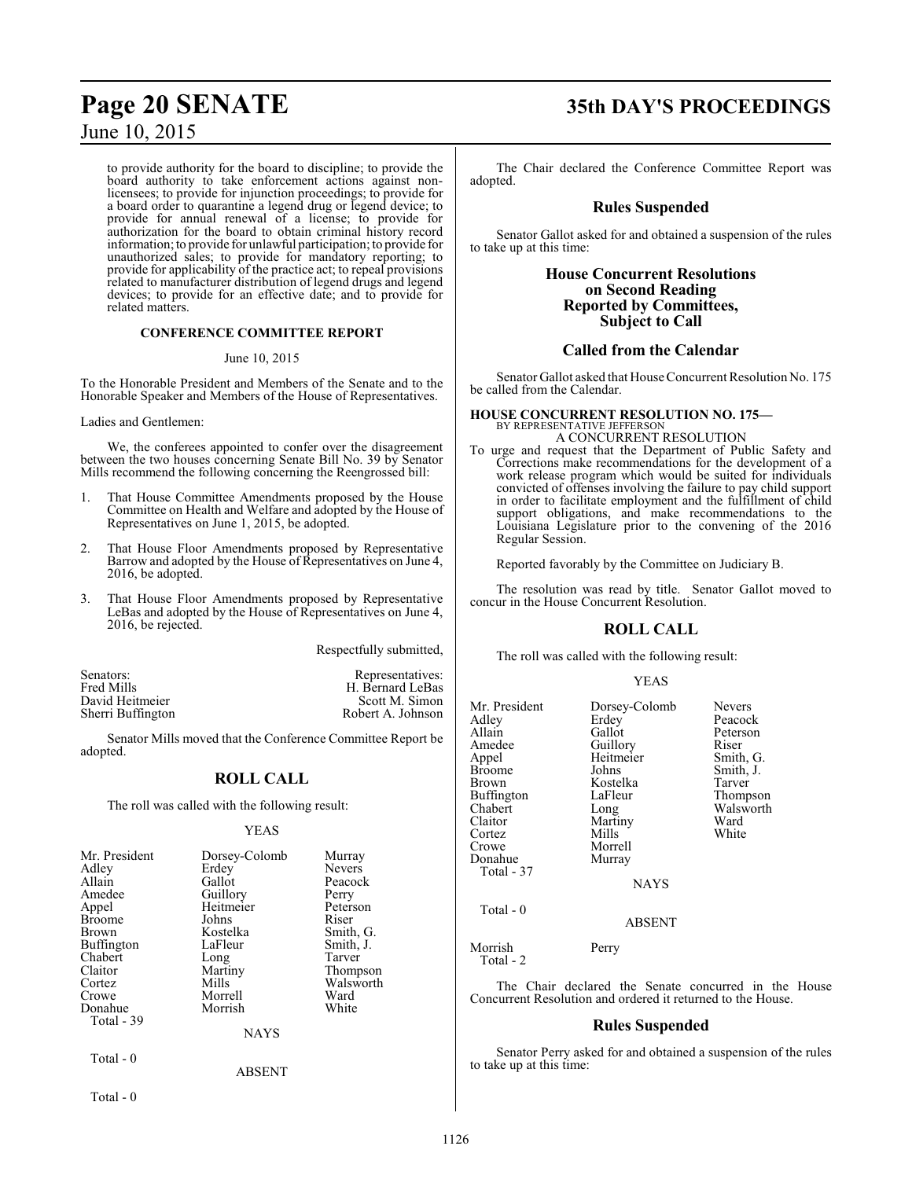to provide authority for the board to discipline; to provide the board authority to take enforcement actions against non-licensees; to provide for injunction proceedings; to provide for a board order to quarantine a legend drug or legend device; to provide for annual renewal of a license; to provide for authorization for the board to obtain criminal history record information; to provide for unlawful participation; to provide for unauthorized sales; to provide for mandatory reporting; to provide for applicability of the practice act; to repeal provisions related to manufacturer distribution of legend drugs and legend devices; to provide for an effective date; and to provide for related matters.

**CONFERENCE COMMITTEE REPORT**

June 10, 2015

To the Honorable President and Members of the Senate and to the Honorable Speaker and Members of the House of Representatives.

Ladies and Gentlemen:

We, the conferees appointed to confer over the disagreement between the two houses concerning Senate Bill No. 39 by Senator Mills recommend the following concerning the Reengrossed bill:

1. That House Committee Amendments proposed by the House Committee on Health and Welfare and adopted by the House of Representatives on June 1, 2015, be adopted.

2. That House Floor Amendments proposed by Representative Barrow and adopted by the House of Representatives on June 4, 2016, be adopted.

3. That House Floor Amendments proposed by Representative LeBas and adopted by the House of Representatives on June 4, 2016, be rejected.

Respectfully submitted,

| Senators: | Representatives: |
|---|---|
| Fred Mills | H. Bernard LeBas |
| David Heitmeier | Scott M. Simon |
| Sherri Buffington | Robert A. Johnson |

Senator Mills moved that the Conference Committee Report be adopted.

## ROLL CALL

The roll was called with the following result:

YEAS

| | | |
|---|---|---|
| Mr. President | Dorsey-Colomb | Murray |
| Adley | Erdey | Nevers |
| Allain | Gallot | Peacock |
| Amedee | Guillory | Perry |
| Appel | Heitmeier | Peterson |
| Broome | Johns | Riser |
| Brown | Kostelka | Smith, G. |
| Buffington | LaFleur | Smith, J. |
| Chabert | Long | Tarver |
| Claitor | Martiny | Thompson |
| Cortez | Mills | Walsworth |
| Crowe | Morrell | Ward |
| Donahue | Morrish | White |

Total - 39

NAYS

Total - 0

ABSENT

Total - 0

The Chair declared the Conference Committee Report was adopted.

## Rules Suspended

Senator Gallot asked for and obtained a suspension of the rules to take up at this time:

### House Concurrent Resolutions on Second Reading Reported by Committees, Subject to Call

## Called from the Calendar

Senator Gallot asked that House Concurrent Resolution No. 175 be called from the Calendar.

**HOUSE CONCURRENT RESOLUTION NO. 175—**
BY REPRESENTATIVE JEFFERSON
A CONCURRENT RESOLUTION

To urge and request that the Department of Public Safety and Corrections make recommendations for the development of a work release program which would be suited for individuals convicted of offenses involving the failure to pay child support in order to facilitate employment and the fulfillment of child support obligations, and make recommendations to the Louisiana Legislature prior to the convening of the 2016 Regular Session.

Reported favorably by the Committee on Judiciary B.

The resolution was read by title. Senator Gallot moved to concur in the House Concurrent Resolution.

## ROLL CALL

The roll was called with the following result:

YEAS

| | | |
|---|---|---|
| Mr. President | Dorsey-Colomb | Nevers |
| Adley | Erdey | Peacock |
| Allain | Gallot | Peterson |
| Amedee | Guillory | Riser |
| Appel | Heitmeier | Smith, G. |
| Broome | Johns | Smith, J. |
| Brown | Kostelka | Tarver |
| Buffington | LaFleur | Thompson |
| Chabert | Long | Walsworth |
| Claitor | Martiny | Ward |
| Cortez | Mills | White |
| Crowe | Morrell | |
| Donahue | Murray | |

Total - 37

NAYS

Total - 0

ABSENT

Morrish Perry

Total - 2

The Chair declared the Senate concurred in the House Concurrent Resolution and ordered it returned to the House.

## Rules Suspended

Senator Perry asked for and obtained a suspension of the rules to take up at this time: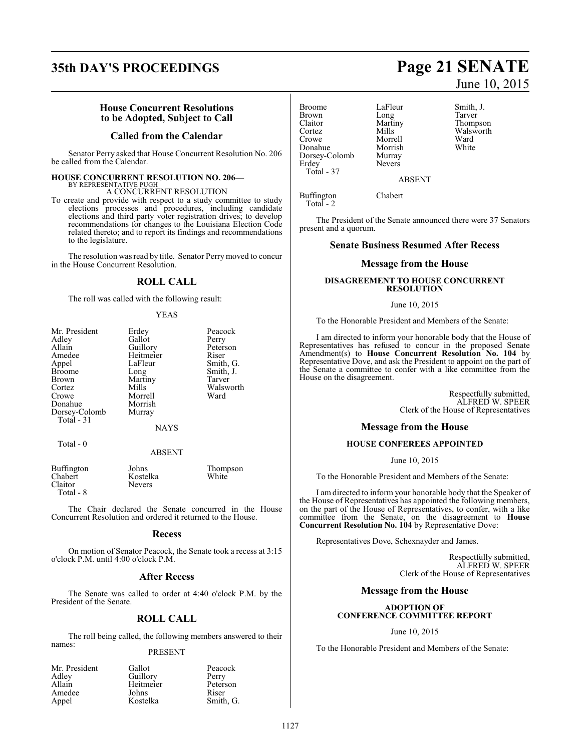## House Concurrent Resolutions to be Adopted, Subject to Call

### Called from the Calendar

Senator Perry asked that House Concurrent Resolution No. 206 be called from the Calendar.

**HOUSE CONCURRENT RESOLUTION NO. 206—**
BY REPRESENTATIVE PUGH
A CONCURRENT RESOLUTION

To create and provide with respect to a study committee to study elections processes and procedures, including candidate elections and third party voter registration drives; to develop recommendations for changes to the Louisiana Election Code related thereto; and to report its findings and recommendations to the legislature.

The resolution was read by title. Senator Perry moved to concur in the House Concurrent Resolution.

## ROLL CALL

The roll was called with the following result:

YEAS

| | | |
|---|---|---|
| Mr. President | Erdey | Peacock |
| Adley | Gallot | Perry |
| Allain | Guillory | Peterson |
| Amedee | Heitmeier | Riser |
| Appel | LaFleur | Smith, G. |
| Broome | Long | Smith, J. |
| Brown | Martiny | Tarver |
| Cortez | Mills | Walsworth |
| Crowe | Morrell | Ward |
| Donahue | Morrish | |
| Dorsey-Colomb | Murray | |

Total - 31

NAYS

Total - 0

ABSENT

| | | |
|---|---|---|
| Buffington | Johns | Thompson |
| Chabert | Kostelka | White |
| Claitor | Nevers | |

Total - 8

The Chair declared the Senate concurred in the House Concurrent Resolution and ordered it returned to the House.

### Recess

On motion of Senator Peacock, the Senate took a recess at 3:15 o'clock P.M. until 4:00 o'clock P.M.

### After Recess

The Senate was called to order at 4:40 o'clock P.M. by the President of the Senate.

## ROLL CALL

The roll being called, the following members answered to their names:

PRESENT

| | | |
|---|---|---|
| Mr. President | Gallot | Peacock |
| Adley | Guillory | Perry |
| Allain | Heitmeier | Peterson |
| Amedee | Johns | Riser |
| Appel | Kostelka | Smith, G. |
| Broome | LaFleur | Smith, J. |
| Brown | Long | Tarver |
| Claitor | Martiny | Thompson |
| Cortez | Mills | Walsworth |
| Crowe | Morrell | Ward |
| Donahue | Morrish | White |
| Dorsey-Colomb | Murray | |
| Erdey | Nevers | |

Total - 37

ABSENT

| | |
|---|---|
| Buffington | Chabert |

Total - 2

The President of the Senate announced there were 37 Senators present and a quorum.

### Senate Business Resumed After Recess

### Message from the House

**DISAGREEMENT TO HOUSE CONCURRENT RESOLUTION**

June 10, 2015

To the Honorable President and Members of the Senate:

I am directed to inform your honorable body that the House of Representatives has refused to concur in the proposed Senate Amendment(s) to **House Concurrent Resolution No. 104** by Representative Dove, and ask the President to appoint on the part of the Senate a committee to confer with a like committee from the House on the disagreement.

Respectfully submitted,
ALFRED W. SPEER
Clerk of the House of Representatives

### Message from the House

**HOUSE CONFEREES APPOINTED**

June 10, 2015

To the Honorable President and Members of the Senate:

I am directed to inform your honorable body that the Speaker of the House of Representatives has appointed the following members, on the part of the House of Representatives, to confer, with a like committee from the Senate, on the disagreement to **House Concurrent Resolution No. 104** by Representative Dove:

Representatives Dove, Schexnayder and James.

Respectfully submitted,
ALFRED W. SPEER
Clerk of the House of Representatives

### Message from the House

**ADOPTION OF CONFERENCE COMMITTEE REPORT**

June 10, 2015

To the Honorable President and Members of the Senate: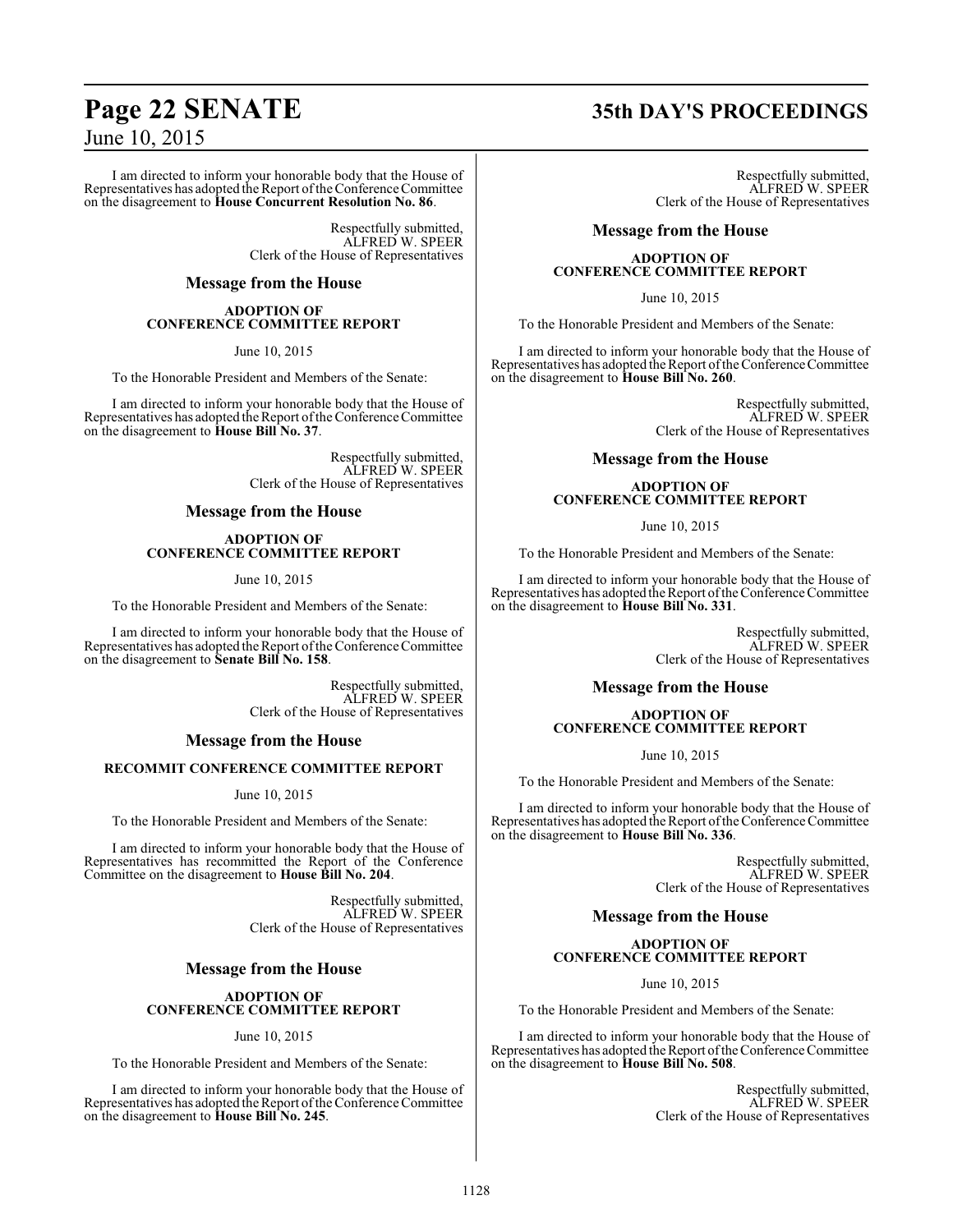I am directed to inform your honorable body that the House of Representatives has adopted the Report of the Conference Committee on the disagreement to **House Concurrent Resolution No. 86**.

Respectfully submitted,
ALFRED W. SPEER
Clerk of the House of Representatives

## Message from the House

**ADOPTION OF CONFERENCE COMMITTEE REPORT**

June 10, 2015

To the Honorable President and Members of the Senate:

I am directed to inform your honorable body that the House of Representatives has adopted the Report of the Conference Committee on the disagreement to **House Bill No. 37**.

Respectfully submitted,
ALFRED W. SPEER
Clerk of the House of Representatives

## Message from the House

**ADOPTION OF CONFERENCE COMMITTEE REPORT**

June 10, 2015

To the Honorable President and Members of the Senate:

I am directed to inform your honorable body that the House of Representatives has adopted the Report of the Conference Committee on the disagreement to **Senate Bill No. 158**.

Respectfully submitted,
ALFRED W. SPEER
Clerk of the House of Representatives

## Message from the House

**RECOMMIT CONFERENCE COMMITTEE REPORT**

June 10, 2015

To the Honorable President and Members of the Senate:

I am directed to inform your honorable body that the House of Representatives has recommitted the Report of the Conference Committee on the disagreement to **House Bill No. 204**.

Respectfully submitted,
ALFRED W. SPEER
Clerk of the House of Representatives

## Message from the House

**ADOPTION OF CONFERENCE COMMITTEE REPORT**

June 10, 2015

To the Honorable President and Members of the Senate:

I am directed to inform your honorable body that the House of Representatives has adopted the Report of the Conference Committee on the disagreement to **House Bill No. 245**.

Respectfully submitted,
ALFRED W. SPEER
Clerk of the House of Representatives

## Message from the House

**ADOPTION OF CONFERENCE COMMITTEE REPORT**

June 10, 2015

To the Honorable President and Members of the Senate:

I am directed to inform your honorable body that the House of Representatives has adopted the Report of the Conference Committee on the disagreement to **House Bill No. 260**.

Respectfully submitted,
ALFRED W. SPEER
Clerk of the House of Representatives

## Message from the House

**ADOPTION OF CONFERENCE COMMITTEE REPORT**

June 10, 2015

To the Honorable President and Members of the Senate:

I am directed to inform your honorable body that the House of Representatives has adopted the Report of the Conference Committee on the disagreement to **House Bill No. 331**.

Respectfully submitted,
ALFRED W. SPEER
Clerk of the House of Representatives

## Message from the House

**ADOPTION OF CONFERENCE COMMITTEE REPORT**

June 10, 2015

To the Honorable President and Members of the Senate:

I am directed to inform your honorable body that the House of Representatives has adopted the Report of the Conference Committee on the disagreement to **House Bill No. 336**.

Respectfully submitted,
ALFRED W. SPEER
Clerk of the House of Representatives

## Message from the House

**ADOPTION OF CONFERENCE COMMITTEE REPORT**

June 10, 2015

To the Honorable President and Members of the Senate:

I am directed to inform your honorable body that the House of Representatives has adopted the Report of the Conference Committee on the disagreement to **House Bill No. 508**.

Respectfully submitted,
ALFRED W. SPEER
Clerk of the House of Representatives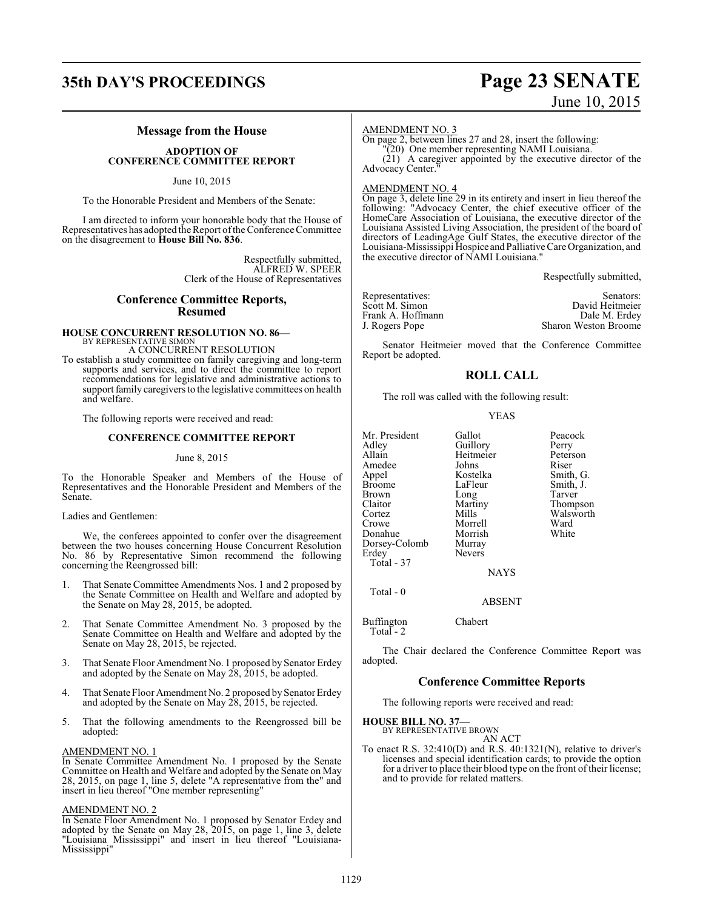## Message from the House

### ADOPTION OF CONFERENCE COMMITTEE REPORT

June 10, 2015

To the Honorable President and Members of the Senate:

I am directed to inform your honorable body that the House of Representatives has adopted the Report of the Conference Committee on the disagreement to **House Bill No. 836**.

Respectfully submitted,
ALFRED W. SPEER
Clerk of the House of Representatives

## Conference Committee Reports, Resumed

**HOUSE CONCURRENT RESOLUTION NO. 86—**
BY REPRESENTATIVE SIMON
A CONCURRENT RESOLUTION

To establish a study committee on family caregiving and long-term supports and services, and to direct the committee to report recommendations for legislative and administrative actions to support family caregivers to the legislative committees on health and welfare.

The following reports were received and read:

### CONFERENCE COMMITTEE REPORT

June 8, 2015

To the Honorable Speaker and Members of the House of Representatives and the Honorable President and Members of the Senate.

Ladies and Gentlemen:

We, the conferees appointed to confer over the disagreement between the two houses concerning House Concurrent Resolution No. 86 by Representative Simon recommend the following concerning the Reengrossed bill:

1. That Senate Committee Amendments Nos. 1 and 2 proposed by the Senate Committee on Health and Welfare and adopted by the Senate on May 28, 2015, be adopted.

2. That Senate Committee Amendment No. 3 proposed by the Senate Committee on Health and Welfare and adopted by the Senate on May 28, 2015, be rejected.

3. That Senate Floor Amendment No. 1 proposed by Senator Erdey and adopted by the Senate on May 28, 2015, be adopted.

4. That Senate Floor Amendment No. 2 proposed by Senator Erdey and adopted by the Senate on May 28, 2015, be rejected.

5. That the following amendments to the Reengrossed bill be adopted:

AMENDMENT NO. 1

In Senate Committee Amendment No. 1 proposed by the Senate Committee on Health and Welfare and adopted by the Senate on May 28, 2015, on page 1, line 5, delete "A representative from the" and insert in lieu thereof "One member representing"

AMENDMENT NO. 2

In Senate Floor Amendment No. 1 proposed by Senator Erdey and adopted by the Senate on May 28, 2015, on page 1, line 3, delete "Louisiana Mississippi" and insert in lieu thereof "Louisiana-Mississippi"

AMENDMENT NO. 3

On page 2, between lines 27 and 28, insert the following:

"(20) One member representing NAMI Louisiana.

(21) A caregiver appointed by the executive director of the Advocacy Center."

AMENDMENT NO. 4

On page 3, delete line 29 in its entirety and insert in lieu thereof the following: "Advocacy Center, the chief executive officer of the HomeCare Association of Louisiana, the executive director of the Louisiana Assisted Living Association, the president of the board of directors of LeadingAge Gulf States, the executive director of the Louisiana-Mississippi Hospice and Palliative Care Organization, and the executive director of NAMI Louisiana."

Respectfully submitted,

| Representatives: | Senators: |
|---|---|
| Scott M. Simon | David Heitmeier |
| Frank A. Hoffmann | Dale M. Erdey |
| J. Rogers Pope | Sharon Weston Broome |

Senator Heitmeier moved that the Conference Committee Report be adopted.

## ROLL CALL

The roll was called with the following result:

YEAS

| | | |
|---|---|---|
| Mr. President | Gallot | Peacock |
| Adley | Guillory | Perry |
| Allain | Heitmeier | Peterson |
| Amedee | Johns | Riser |
| Appel | Kostelka | Smith, G. |
| Broome | LaFleur | Smith, J. |
| Brown | Long | Tarver |
| Claitor | Martiny | Thompson |
| Cortez | Mills | Walsworth |
| Crowe | Morrell | Ward |
| Donahue | Morrish | White |
| Dorsey-Colomb | Murray | |
| Erdey | Nevers | |

Total - 37

NAYS

Total - 0

ABSENT

Buffington Chabert

Total - 2

The Chair declared the Conference Committee Report was adopted.

## Conference Committee Reports

The following reports were received and read:

**HOUSE BILL NO. 37—**
BY REPRESENTATIVE BROWN
AN ACT

To enact R.S. 32:410(D) and R.S. 40:1321(N), relative to driver's licenses and special identification cards; to provide the option for a driver to place their blood type on the front of their license; and to provide for related matters.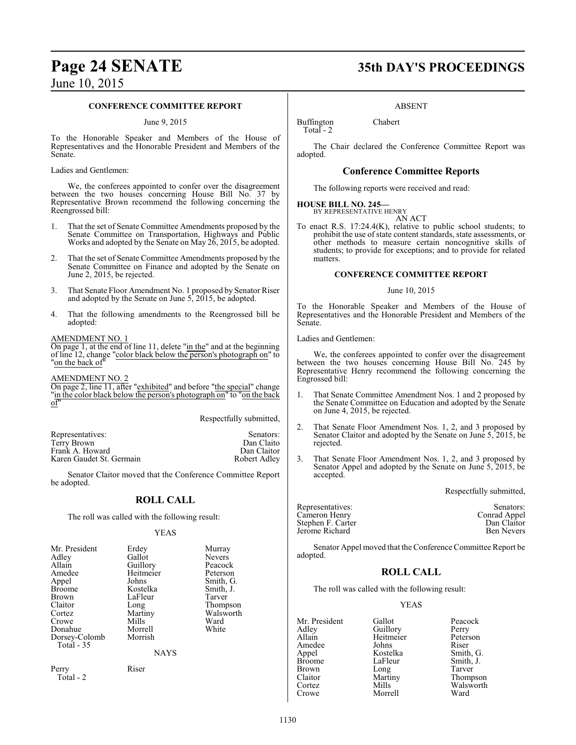### CONFERENCE COMMITTEE REPORT

June 9, 2015

To the Honorable Speaker and Members of the House of Representatives and the Honorable President and Members of the Senate.

Ladies and Gentlemen:

We, the conferees appointed to confer over the disagreement between the two houses concerning House Bill No. 37 by Representative Brown recommend the following concerning the Reengrossed bill:

1. That the set of Senate Committee Amendments proposed by the Senate Committee on Transportation, Highways and Public Works and adopted by the Senate on May 26, 2015, be adopted.

2. That the set of Senate Committee Amendments proposed by the Senate Committee on Finance and adopted by the Senate on June 2, 2015, be rejected.

3. That Senate Floor Amendment No. 1 proposed by Senator Riser and adopted by the Senate on June 5, 2015, be adopted.

4. That the following amendments to the Reengrossed bill be adopted:

AMENDMENT NO. 1

On page 1, at the end of line 11, delete "in the" and at the beginning of line 12, change "color black below the person's photograph on" to "on the back of"

AMENDMENT NO. 2

On page 2, line 11, after "exhibited" and before "the special" change "in the color black below the person's photograph on" to "on the back of"

Respectfully submitted,

| Representatives: | Senators: |
|---|---|
| Terry Brown | Dan Claito |
| Frank A. Howard | Dan Claitor |
| Karen Gaudet St. Germain | Robert Adley |

Senator Claitor moved that the Conference Committee Report be adopted.

## ROLL CALL

The roll was called with the following result:

YEAS

| | | |
|---|---|---|
| Mr. President | Erdey | Murray |
| Adley | Gallot | Nevers |
| Allain | Guillory | Peacock |
| Amedee | Heitmeier | Peterson |
| Appel | Johns | Smith, G. |
| Broome | Kostelka | Smith, J. |
| Brown | LaFleur | Tarver |
| Claitor | Long | Thompson |
| Cortez | Martiny | Walsworth |
| Crowe | Mills | Ward |
| Donahue | Morrell | White |
| Dorsey-Colomb | Morrish | |

Total - 35

NAYS

Perry Riser

Total - 2

ABSENT

Buffington Chabert

Total - 2

The Chair declared the Conference Committee Report was adopted.

## Conference Committee Reports

The following reports were received and read:

**HOUSE BILL NO. 245—**
BY REPRESENTATIVE HENRY

AN ACT

To enact R.S. 17:24.4(K), relative to public school students; to prohibit the use of state content standards, state assessments, or other methods to measure certain noncognitive skills of students; to provide for exceptions; and to provide for related matters.

### CONFERENCE COMMITTEE REPORT

June 10, 2015

To the Honorable Speaker and Members of the House of Representatives and the Honorable President and Members of the Senate.

Ladies and Gentlemen:

We, the conferees appointed to confer over the disagreement between the two houses concerning House Bill No. 245 by Representative Henry recommend the following concerning the Engrossed bill:

1. That Senate Committee Amendment Nos. 1 and 2 proposed by the Senate Committee on Education and adopted by the Senate on June 4, 2015, be rejected.

2. That Senate Floor Amendment Nos. 1, 2, and 3 proposed by Senator Claitor and adopted by the Senate on June 5, 2015, be rejected.

3. That Senate Floor Amendment Nos. 1, 2, and 3 proposed by Senator Appel and adopted by the Senate on June 5, 2015, be accepted.

Respectfully submitted,

| Representatives: | Senators: |
|---|---|
| Cameron Henry | Conrad Appel |
| Stephen F. Carter | Dan Claitor |
| Jerome Richard | Ben Nevers |

Senator Appel moved that the Conference Committee Report be adopted.

## ROLL CALL

The roll was called with the following result:

YEAS

| | | |
|---|---|---|
| Mr. President | Gallot | Peacock |
| Adley | Guillory | Perry |
| Allain | Heitmeier | Peterson |
| Amedee | Johns | Riser |
| Appel | Kostelka | Smith, G. |
| Broome | LaFleur | Smith, J. |
| Brown | Long | Tarver |
| Claitor | Martiny | Thompson |
| Cortez | Mills | Walsworth |
| Crowe | Morrell | Ward |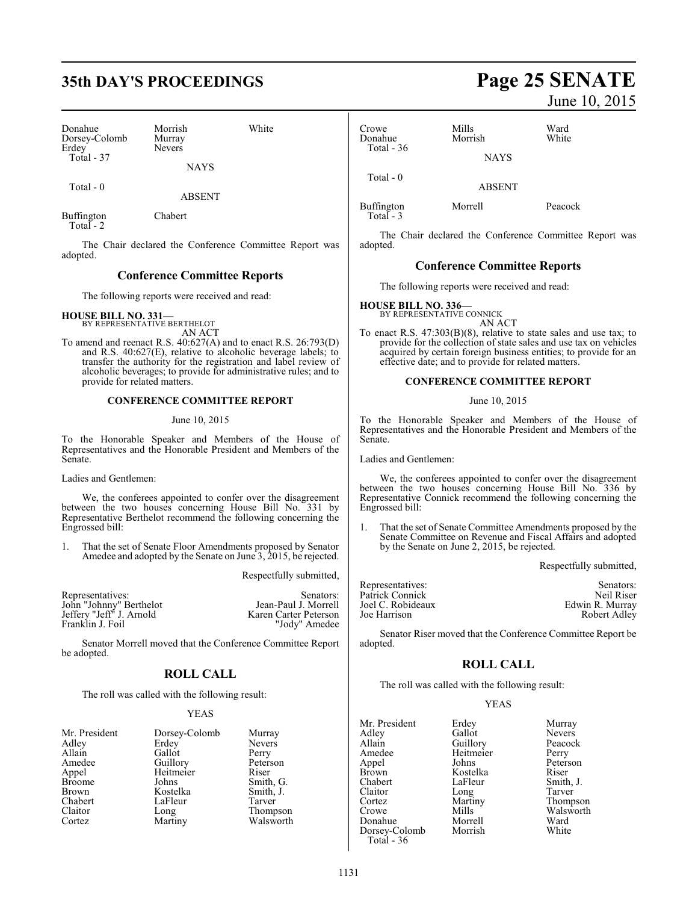| Donahue | Morrish | White |
|---|---|---|
| Dorsey-Colomb | Murray | |
| Erdey | Nevers | |
| Total - 37 | | |

NAYS

Total - 0

ABSENT

| Buffington | Chabert |
|---|---|
| Total - 2 | |

The Chair declared the Conference Committee Report was adopted.

## Conference Committee Reports

The following reports were received and read:

**HOUSE BILL NO. 331—**
BY REPRESENTATIVE BERTHELOT
AN ACT

To amend and reenact R.S. 40:627(A) and to enact R.S. 26:793(D) and R.S. 40:627(E), relative to alcoholic beverage labels; to transfer the authority for the registration and label review of alcoholic beverages; to provide for administrative rules; and to provide for related matters.

**CONFERENCE COMMITTEE REPORT**

June 10, 2015

To the Honorable Speaker and Members of the House of Representatives and the Honorable President and Members of the Senate.

Ladies and Gentlemen:

We, the conferees appointed to confer over the disagreement between the two houses concerning House Bill No. 331 by Representative Berthelot recommend the following concerning the Engrossed bill:

1. That the set of Senate Floor Amendments proposed by Senator Amedee and adopted by the Senate on June 3, 2015, be rejected.

Respectfully submitted,

| Representatives: | Senators: |
|---|---|
| John "Johnny" Berthelot | Jean-Paul J. Morrell |
| Jeffery "Jeff" J. Arnold | Karen Carter Peterson |
| Franklin J. Foil | "Jody" Amedee |

Senator Morrell moved that the Conference Committee Report be adopted.

## ROLL CALL

The roll was called with the following result:

YEAS

| Mr. President | Dorsey-Colomb | Murray |
|---|---|---|
| Adley | Erdey | Nevers |
| Allain | Gallot | Perry |
| Amedee | Guillory | Peterson |
| Appel | Heitmeier | Riser |
| Broome | Johns | Smith, G. |
| Brown | Kostelka | Smith, J. |
| Chabert | LaFleur | Tarver |
| Claitor | Long | Thompson |
| Cortez | Martiny | Walsworth |
| Crowe | Mills | Ward |
| Donahue | Morrish | White |
| Total - 36 | | |

NAYS

Total - 0

ABSENT

| Buffington | Morrell | Peacock |
|---|---|---|
| Total - 3 | | |

The Chair declared the Conference Committee Report was adopted.

## Conference Committee Reports

The following reports were received and read:

**HOUSE BILL NO. 336—**
BY REPRESENTATIVE CONNICK
AN ACT

To enact R.S. 47:303(B)(8), relative to state sales and use tax; to provide for the collection of state sales and use tax on vehicles acquired by certain foreign business entities; to provide for an effective date; and to provide for related matters.

**CONFERENCE COMMITTEE REPORT**

June 10, 2015

To the Honorable Speaker and Members of the House of Representatives and the Honorable President and Members of the Senate.

Ladies and Gentlemen:

We, the conferees appointed to confer over the disagreement between the two houses concerning House Bill No. 336 by Representative Connick recommend the following concerning the Engrossed bill:

1. That the set of Senate Committee Amendments proposed by the Senate Committee on Revenue and Fiscal Affairs and adopted by the Senate on June 2, 2015, be rejected.

Respectfully submitted,

| Representatives: | Senators: |
|---|---|
| Patrick Connick | Neil Riser |
| Joel C. Robideaux | Edwin R. Murray |
| Joe Harrison | Robert Adley |

Senator Riser moved that the Conference Committee Report be adopted.

## ROLL CALL

The roll was called with the following result:

YEAS

| Mr. President | Erdey | Murray |
|---|---|---|
| Adley | Gallot | Nevers |
| Allain | Guillory | Peacock |
| Amedee | Heitmeier | Perry |
| Appel | Johns | Peterson |
| Brown | Kostelka | Riser |
| Chabert | LaFleur | Smith, J. |
| Claitor | Long | Tarver |
| Cortez | Martiny | Thompson |
| Crowe | Mills | Walsworth |
| Donahue | Morrell | Ward |
| Dorsey-Colomb | Morrish | White |
| Total - 36 | | |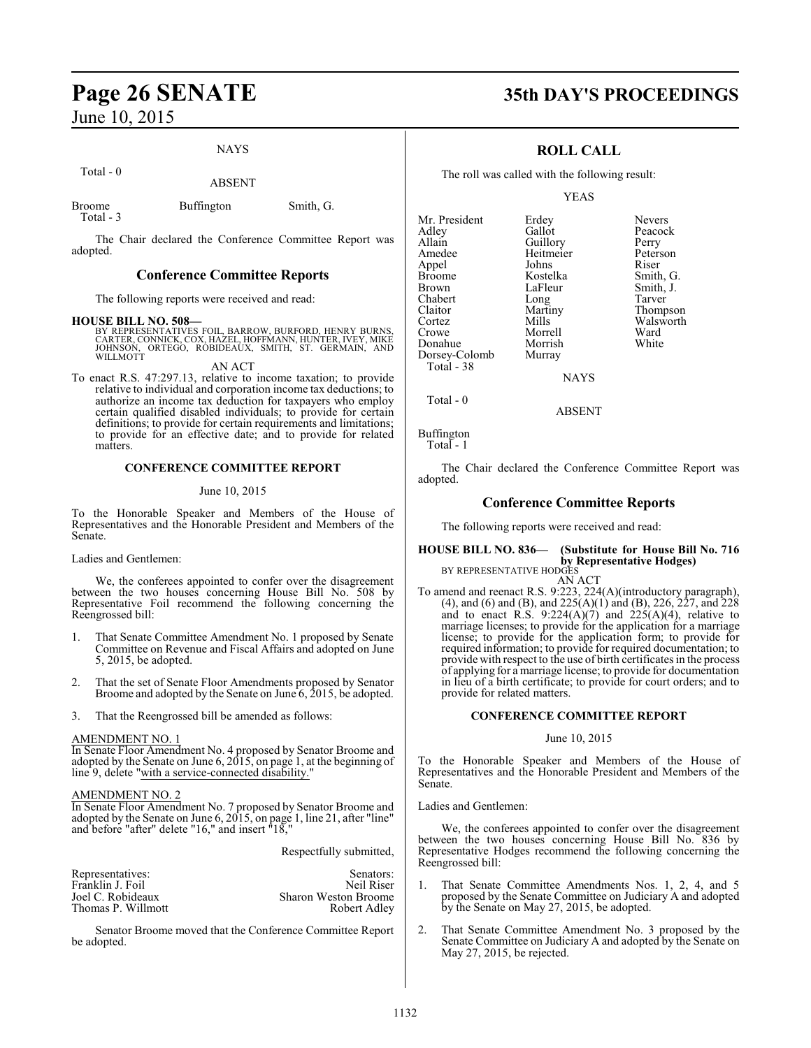NAYS

Total - 0

ABSENT

| | | |
|---|---|---|
| Broome | Buffington | Smith, G. |
| Total - 3 | | |

The Chair declared the Conference Committee Report was adopted.

## Conference Committee Reports

The following reports were received and read:

**HOUSE BILL NO. 508—**
BY REPRESENTATIVES FOIL, BARROW, BURFORD, HENRY BURNS, CARTER, CONNICK, COX, HAZEL, HOFFMANN, HUNTER, IVEY, MIKE JOHNSON, ORTEGO, ROBIDEAUX, SMITH, ST. GERMAIN, AND WILLMOTT

AN ACT

To enact R.S. 47:297.13, relative to income taxation; to provide relative to individual and corporation income tax deductions; to authorize an income tax deduction for taxpayers who employ certain qualified disabled individuals; to provide for certain definitions; to provide for certain requirements and limitations; to provide for an effective date; and to provide for related matters.

**CONFERENCE COMMITTEE REPORT**

June 10, 2015

To the Honorable Speaker and Members of the House of Representatives and the Honorable President and Members of the Senate.

Ladies and Gentlemen:

We, the conferees appointed to confer over the disagreement between the two houses concerning House Bill No. 508 by Representative Foil recommend the following concerning the Reengrossed bill:

1. That Senate Committee Amendment No. 1 proposed by Senate Committee on Revenue and Fiscal Affairs and adopted on June 5, 2015, be adopted.

2. That the set of Senate Floor Amendments proposed by Senator Broome and adopted by the Senate on June 6, 2015, be adopted.

3. That the Reengrossed bill be amended as follows:

AMENDMENT NO. 1
In Senate Floor Amendment No. 4 proposed by Senator Broome and adopted by the Senate on June 6, 2015, on page 1, at the beginning of line 9, delete "with a service-connected disability."

AMENDMENT NO. 2
In Senate Floor Amendment No. 7 proposed by Senator Broome and adopted by the Senate on June 6, 2015, on page 1, line 21, after "line" and before "after" delete "16," and insert "18,"

Respectfully submitted,

| Representatives: | Senators: |
|---|---|
| Franklin J. Foil | Neil Riser |
| Joel C. Robideaux | Sharon Weston Broome |
| Thomas P. Willmott | Robert Adley |

Senator Broome moved that the Conference Committee Report be adopted.

## ROLL CALL

The roll was called with the following result:

YEAS

| | | |
|---|---|---|
| Mr. President | Erdey | Nevers |
| Adley | Gallot | Peacock |
| Allain | Guillory | Perry |
| Amedee | Heitmeier | Peterson |
| Appel | Johns | Riser |
| Broome | Kostelka | Smith, G. |
| Brown | LaFleur | Smith, J. |
| Chabert | Long | Tarver |
| Claitor | Martiny | Thompson |
| Cortez | Mills | Walsworth |
| Crowe | Morrell | Ward |
| Donahue | Morrish | White |
| Dorsey-Colomb | Murray | |
| Total - 38 | | |

NAYS

Total - 0

ABSENT

Buffington
Total - 1

The Chair declared the Conference Committee Report was adopted.

## Conference Committee Reports

The following reports were received and read:

**HOUSE BILL NO. 836— (Substitute for House Bill No. 716 by Representative Hodges)**
BY REPRESENTATIVE HODGES

AN ACT

To amend and reenact R.S. 9:223, 224(A)(introductory paragraph), (4), and (6) and (B), and 225(A)(1) and (B), 226, 227, and 228 and to enact R.S. 9:224(A)(7) and 225(A)(4), relative to marriage licenses; to provide for the application for a marriage license; to provide for the application form; to provide for required information; to provide for required documentation; to provide with respect to the use of birth certificates in the process of applying for a marriage license; to provide for documentation in lieu of a birth certificate; to provide for court orders; and to provide for related matters.

**CONFERENCE COMMITTEE REPORT**

June 10, 2015

To the Honorable Speaker and Members of the House of Representatives and the Honorable President and Members of the Senate.

Ladies and Gentlemen:

We, the conferees appointed to confer over the disagreement between the two houses concerning House Bill No. 836 by Representative Hodges recommend the following concerning the Reengrossed bill:

1. That Senate Committee Amendments Nos. 1, 2, 4, and 5 proposed by the Senate Committee on Judiciary A and adopted by the Senate on May 27, 2015, be adopted.

2. That Senate Committee Amendment No. 3 proposed by the Senate Committee on Judiciary A and adopted by the Senate on May 27, 2015, be rejected.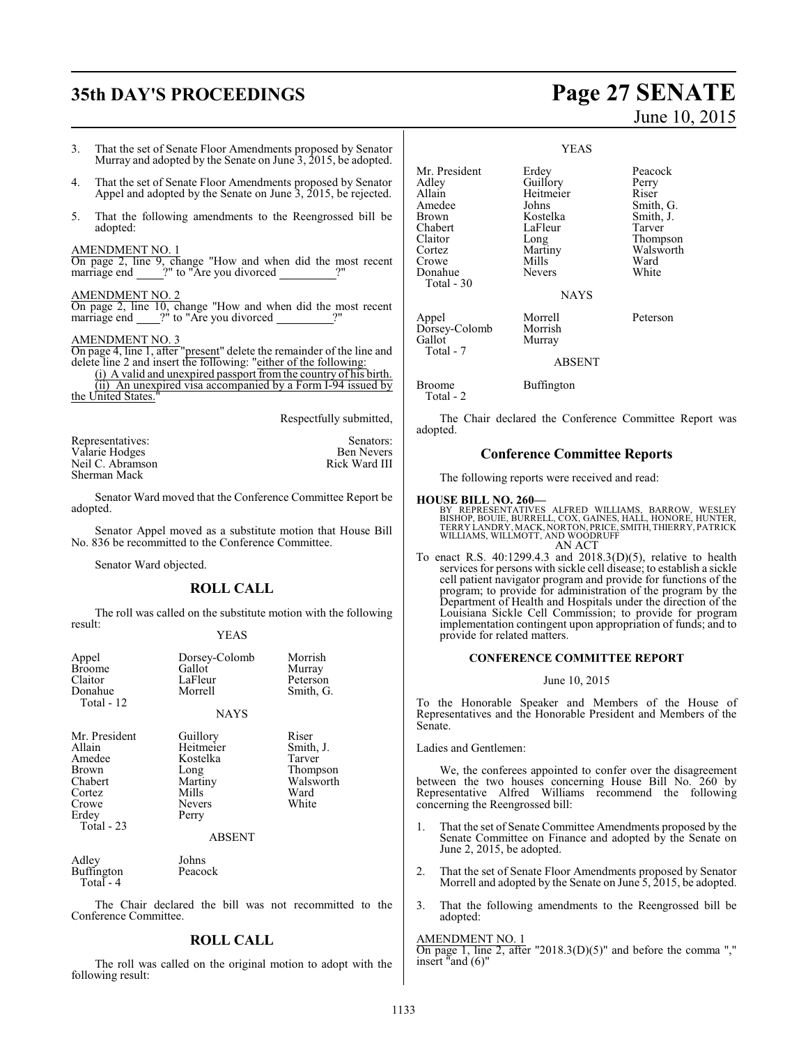3. That the set of Senate Floor Amendments proposed by Senator Murray and adopted by the Senate on June 3, 2015, be adopted.

4. That the set of Senate Floor Amendments proposed by Senator Appel and adopted by the Senate on June 3, 2015, be rejected.

5. That the following amendments to the Reengrossed bill be adopted:

AMENDMENT NO. 1
On page 2, line 9, change "How and when did the most recent marriage end \_\_\_\_?" to "Are you divorced \_\_\_\_\_\_\_\_\_?"

AMENDMENT NO. 2
On page 2, line 10, change "How and when did the most recent marriage end \_\_\_\_?" to "Are you divorced \_\_\_\_\_\_\_\_\_?"

AMENDMENT NO. 3
On page 4, line 1, after "present" delete the remainder of the line and delete line 2 and insert the following: "either of the following:
(i) A valid and unexpired passport from the country of his birth.
(ii) An unexpired visa accompanied by a Form I-94 issued by the United States."

Respectfully submitted,

| Representatives: | Senators: |
|---|---|
| Valarie Hodges | Ben Nevers |
| Neil C. Abramson | Rick Ward III |
| Sherman Mack | |

Senator Ward moved that the Conference Committee Report be adopted.

Senator Appel moved as a substitute motion that House Bill No. 836 be recommitted to the Conference Committee.

Senator Ward objected.

## ROLL CALL

The roll was called on the substitute motion with the following result:

YEAS

| | | |
|---|---|---|
| Appel | Dorsey-Colomb | Morrish |
| Broome | Gallot | Murray |
| Claitor | LaFleur | Peterson |
| Donahue | Morrell | Smith, G. |
| Total - 12 | | |

NAYS

| | | |
|---|---|---|
| Mr. President | Guillory | Riser |
| Allain | Heitmeier | Smith, J. |
| Amedee | Kostelka | Tarver |
| Brown | Long | Thompson |
| Chabert | Martiny | Walsworth |
| Cortez | Mills | Ward |
| Crowe | Nevers | White |
| Erdey | Perry | |
| Total - 23 | | |

ABSENT

| | |
|---|---|
| Adley | Johns |
| Buffington | Peacock |
| Total - 4 | |

The Chair declared the bill was not recommitted to the Conference Committee.

## ROLL CALL

The roll was called on the original motion to adopt with the following result:

YEAS

| | | |
|---|---|---|
| Mr. President | Erdey | Peacock |
| Adley | Guillory | Perry |
| Allain | Heitmeier | Riser |
| Amedee | Johns | Smith, G. |
| Brown | Kostelka | Smith, J. |
| Chabert | LaFleur | Tarver |
| Claitor | Long | Thompson |
| Cortez | Martiny | Walsworth |
| Crowe | Mills | Ward |
| Donahue | Nevers | White |
| Total - 30 | | |

NAYS

| | | |
|---|---|---|
| Appel | Morrell | Peterson |
| Dorsey-Colomb | Morrish | |
| Gallot | Murray | |
| Total - 7 | | |

ABSENT

| | |
|---|---|
| Broome | Buffington |
| Total - 2 | |

The Chair declared the Conference Committee Report was adopted.

## Conference Committee Reports

The following reports were received and read:

**HOUSE BILL NO. 260—**
BY REPRESENTATIVES ALFRED WILLIAMS, BARROW, WESLEY BISHOP, BOUIE, BURRELL, COX, GAINES, HALL, HONORE, HUNTER, TERRY LANDRY, MACK, NORTON, PRICE, SMITH, THIERRY, PATRICK WILLIAMS, WILLMOTT, AND WOODRUFF
AN ACT
To enact R.S. 40:1299.4.3 and 2018.3(D)(5), relative to health services for persons with sickle cell disease; to establish a sickle cell patient navigator program and provide for functions of the program; to provide for administration of the program by the Department of Health and Hospitals under the direction of the Louisiana Sickle Cell Commission; to provide for program implementation contingent upon appropriation of funds; and to provide for related matters.

### CONFERENCE COMMITTEE REPORT

June 10, 2015

To the Honorable Speaker and Members of the House of Representatives and the Honorable President and Members of the Senate.

Ladies and Gentlemen:

We, the conferees appointed to confer over the disagreement between the two houses concerning House Bill No. 260 by Representative Alfred Williams recommend the following concerning the Reengrossed bill:

1. That the set of Senate Committee Amendments proposed by the Senate Committee on Finance and adopted by the Senate on June 2, 2015, be adopted.

2. That the set of Senate Floor Amendments proposed by Senator Morrell and adopted by the Senate on June 5, 2015, be adopted.

3. That the following amendments to the Reengrossed bill be adopted:

AMENDMENT NO. 1
On page 1, line 2, after "2018.3(D)(5)" and before the comma "," insert "and (6)"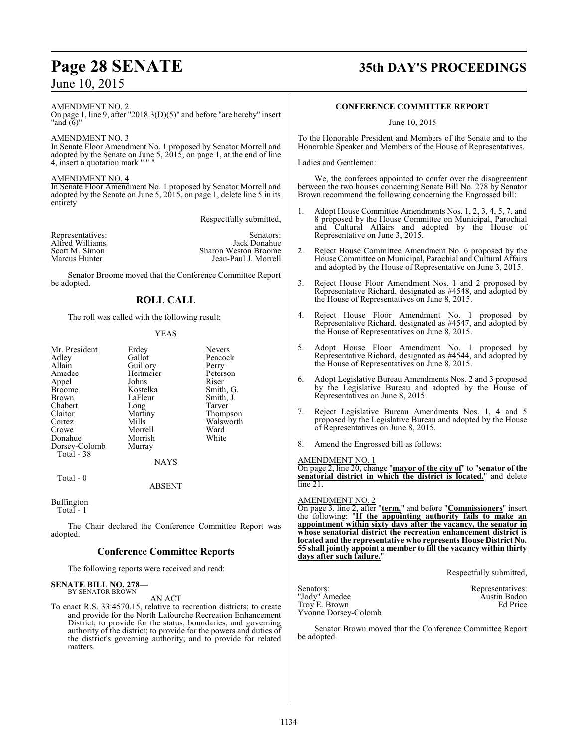AMENDMENT NO. 2

On page 1, line 9, after "2018.3(D)(5)" and before "are hereby" insert "and (6)"

AMENDMENT NO. 3

In Senate Floor Amendment No. 1 proposed by Senator Morrell and adopted by the Senate on June 5, 2015, on page 1, at the end of line 4, insert a quotation mark " " "

AMENDMENT NO. 4

In Senate Floor Amendment No. 1 proposed by Senator Morrell and adopted by the Senate on June 5, 2015, on page 1, delete line 5 in its entirety

Respectfully submitted,

| Representatives: | Senators: |
|---|---|
| Alfred Williams | Jack Donahue |
| Scott M. Simon | Sharon Weston Broome |
| Marcus Hunter | Jean-Paul J. Morrell |

Senator Broome moved that the Conference Committee Report be adopted.

## ROLL CALL

The roll was called with the following result:

YEAS

| | | |
|---|---|---|
| Mr. President | Erdey | Nevers |
| Adley | Gallot | Peacock |
| Allain | Guillory | Perry |
| Amedee | Heitmeier | Peterson |
| Appel | Johns | Riser |
| Broome | Kostelka | Smith, G. |
| Brown | LaFleur | Smith, J. |
| Chabert | Long | Tarver |
| Claitor | Martiny | Thompson |
| Cortez | Mills | Walsworth |
| Crowe | Morrell | Ward |
| Donahue | Morrish | White |
| Dorsey-Colomb | Murray | |

Total - 38

NAYS

Total - 0

ABSENT

Buffington

Total - 1

The Chair declared the Conference Committee Report was adopted.

## Conference Committee Reports

The following reports were received and read:

**SENATE BILL NO. 278—**
BY SENATOR BROWN

AN ACT

To enact R.S. 33:4570.15, relative to recreation districts; to create and provide for the North Lafourche Recreation Enhancement District; to provide for the status, boundaries, and governing authority of the district; to provide for the powers and duties of the district's governing authority; and to provide for related matters.

**CONFERENCE COMMITTEE REPORT**

June 10, 2015

To the Honorable President and Members of the Senate and to the Honorable Speaker and Members of the House of Representatives.

Ladies and Gentlemen:

We, the conferees appointed to confer over the disagreement between the two houses concerning Senate Bill No. 278 by Senator Brown recommend the following concerning the Engrossed bill:

1. Adopt House Committee Amendments Nos. 1, 2, 3, 4, 5, 7, and 8 proposed by the House Committee on Municipal, Parochial and Cultural Affairs and adopted by the House of Representative on June 3, 2015.

2. Reject House Committee Amendment No. 6 proposed by the House Committee on Municipal, Parochial and Cultural Affairs and adopted by the House of Representative on June 3, 2015.

3. Reject House Floor Amendment Nos. 1 and 2 proposed by Representative Richard, designated as #4548, and adopted by the House of Representatives on June 8, 2015.

4. Reject House Floor Amendment No. 1 proposed by Representative Richard, designated as #4547, and adopted by the House of Representatives on June 8, 2015.

5. Adopt House Floor Amendment No. 1 proposed by Representative Richard, designated as #4544, and adopted by the House of Representatives on June 8, 2015.

6. Adopt Legislative Bureau Amendments Nos. 2 and 3 proposed by the Legislative Bureau and adopted by the House of Representatives on June 8, 2015.

7. Reject Legislative Bureau Amendments Nos. 1, 4 and 5 proposed by the Legislative Bureau and adopted by the House of Representatives on June 8, 2015.

8. Amend the Engrossed bill as follows:

AMENDMENT NO. 1

On page 2, line 20, change "**mayor of the city of**" to "**senator of the senatorial district in which the district is located.**" and delete line 21.

AMENDMENT NO. 2

On page 3, line 2, after "**term.**" and before "**Commissioners**" insert the following: "**If the appointing authority fails to make an appointment within sixty days after the vacancy, the senator in whose senatorial district the recreation enhancement district is located and the representative who represents House District No. 55 shall jointly appoint a member to fill the vacancy within thirty days after such failure.**"

Respectfully submitted,

| Senators: | Representatives: |
|---|---|
| "Jody" Amedee | Austin Badon |
| Troy E. Brown | Ed Price |
| Yvonne Dorsey-Colomb | |

Senator Brown moved that the Conference Committee Report be adopted.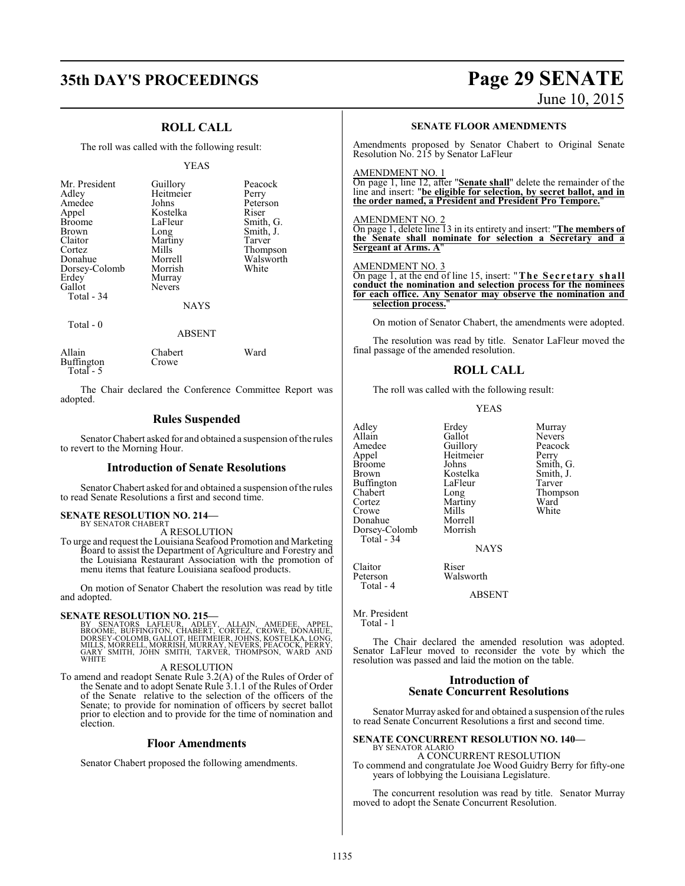## ROLL CALL

The roll was called with the following result:

YEAS

| | | |
|---|---|---|
| Mr. President | Guillory | Peacock |
| Adley | Heitmeier | Perry |
| Amedee | Johns | Peterson |
| Appel | Kostelka | Riser |
| Broome | LaFleur | Smith, G. |
| Brown | Long | Smith, J. |
| Claitor | Martiny | Tarver |
| Cortez | Mills | Thompson |
| Donahue | Morrell | Walsworth |
| Dorsey-Colomb | Morrish | White |
| Erdey | Murray | |
| Gallot | Nevers | |

Total - 34

NAYS

Total - 0

ABSENT

| | | |
|---|---|---|
| Allain | Chabert | Ward |
| Buffington | Crowe | |

Total - 5

The Chair declared the Conference Committee Report was adopted.

## Rules Suspended

Senator Chabert asked for and obtained a suspension of the rules to revert to the Morning Hour.

## Introduction of Senate Resolutions

Senator Chabert asked for and obtained a suspension of the rules to read Senate Resolutions a first and second time.

**SENATE RESOLUTION NO. 214—**
BY SENATOR CHABERT

A RESOLUTION

To urge and request the Louisiana Seafood Promotion and Marketing Board to assist the Department of Agriculture and Forestry and the Louisiana Restaurant Association with the promotion of menu items that feature Louisiana seafood products.

On motion of Senator Chabert the resolution was read by title and adopted.

**SENATE RESOLUTION NO. 215—**
BY SENATORS LAFLEUR, ADLEY, ALLAIN, AMEDEE, APPEL, BROOME, BUFFINGTON, CHABERT, CORTEZ, CROWE, DONAHUE, DORSEY-COLOMB, GALLOT, HEITMEIER, JOHNS, KOSTELKA, LONG, MILLS, MORRELL, MORRISH, MURRAY, NEVERS, PEACOCK, PERRY, GARY SMITH, JOHN SMITH, TARVER, THOMPSON, WARD AND WHITE

A RESOLUTION

To amend and readopt Senate Rule 3.2(A) of the Rules of Order of the Senate and to adopt Senate Rule 3.1.1 of the Rules of Order of the Senate relative to the selection of the officers of the Senate; to provide for nomination of officers by secret ballot prior to election and to provide for the time of nomination and election.

## Floor Amendments

Senator Chabert proposed the following amendments.

**SENATE FLOOR AMENDMENTS**

Amendments proposed by Senator Chabert to Original Senate Resolution No. 215 by Senator LaFleur

AMENDMENT NO. 1

On page 1, line 12, after "**Senate shall**" delete the remainder of the line and insert: "**be eligible for selection, by secret ballot, and in the order named, a President and President Pro Tempore.**"

AMENDMENT NO. 2

On page 1, delete line 13 in its entirety and insert: "**The members of the Senate shall nominate for selection a Secretary and a Sergeant at Arms. A**"

AMENDMENT NO. 3

On page 1, at the end of line 15, insert: "**The Secretary shall conduct the nomination and selection process for the nominees for each office. Any Senator may observe the nomination and selection process.**"

On motion of Senator Chabert, the amendments were adopted.

The resolution was read by title. Senator LaFleur moved the final passage of the amended resolution.

## ROLL CALL

The roll was called with the following result:

YEAS

| | | |
|---|---|---|
| Adley | Erdey | Murray |
| Allain | Gallot | Nevers |
| Amedee | Guillory | Peacock |
| Appel | Heitmeier | Perry |
| Broome | Johns | Smith, G. |
| Brown | Kostelka | Smith, J. |
| Buffington | LaFleur | Tarver |
| Chabert | Long | Thompson |
| Cortez | Martiny | Ward |
| Crowe | Mills | White |
| Donahue | Morrell | |
| Dorsey-Colomb | Morrish | |

Total - 34

NAYS

| | |
|---|---|
| Claitor | Riser |
| Peterson | Walsworth |

Total - 4

ABSENT

Mr. President

Total - 1

The Chair declared the amended resolution was adopted. Senator LaFleur moved to reconsider the vote by which the resolution was passed and laid the motion on the table.

## Introduction of Senate Concurrent Resolutions

Senator Murray asked for and obtained a suspension of the rules to read Senate Concurrent Resolutions a first and second time.

**SENATE CONCURRENT RESOLUTION NO. 140—**
BY SENATOR ALARIO

A CONCURRENT RESOLUTION

To commend and congratulate Joe Wood Guidry Berry for fifty-one years of lobbying the Louisiana Legislature.

The concurrent resolution was read by title. Senator Murray moved to adopt the Senate Concurrent Resolution.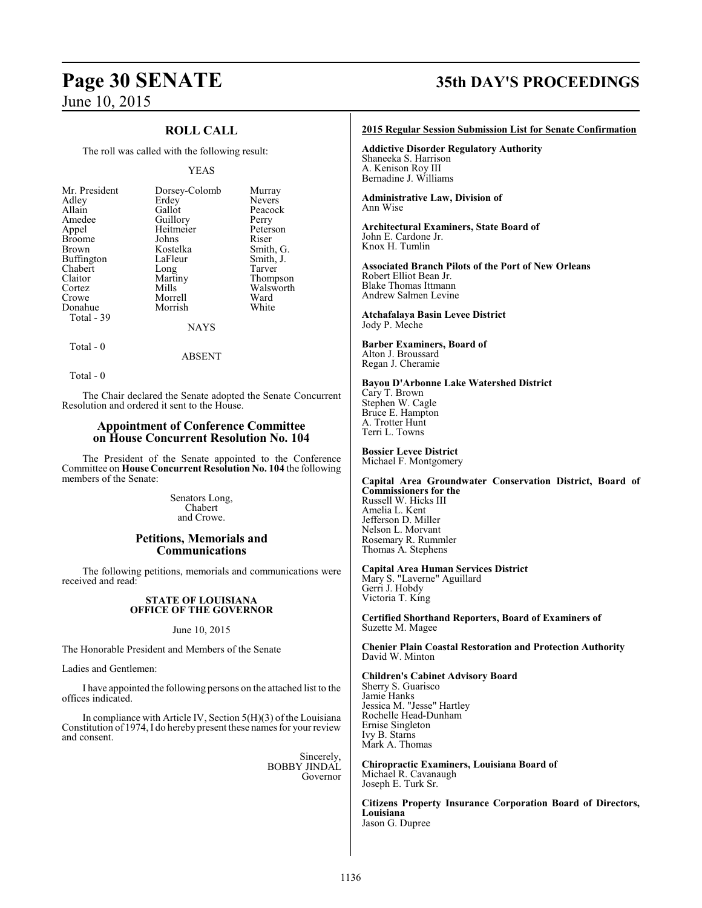## ROLL CALL

The roll was called with the following result:

YEAS

| | | |
|---|---|---|
| Mr. President | Dorsey-Colomb | Murray |
| Adley | Erdey | Nevers |
| Allain | Gallot | Peacock |
| Amedee | Guillory | Perry |
| Appel | Heitmeier | Peterson |
| Broome | Johns | Riser |
| Brown | Kostelka | Smith, G. |
| Buffington | LaFleur | Smith, J. |
| Chabert | Long | Tarver |
| Claitor | Martiny | Thompson |
| Cortez | Mills | Walsworth |
| Crowe | Morrell | Ward |
| Donahue | Morrish | White |
| Total - 39 | | |

NAYS

Total - 0

ABSENT

Total - 0

The Chair declared the Senate adopted the Senate Concurrent Resolution and ordered it sent to the House.

## Appointment of Conference Committee on House Concurrent Resolution No. 104

The President of the Senate appointed to the Conference Committee on **House Concurrent Resolution No. 104** the following members of the Senate:

Senators Long,
Chabert
and Crowe.

## Petitions, Memorials and Communications

The following petitions, memorials and communications were received and read:

**STATE OF LOUISIANA**
**OFFICE OF THE GOVERNOR**

June 10, 2015

The Honorable President and Members of the Senate

Ladies and Gentlemen:

I have appointed the following persons on the attached list to the offices indicated.

In compliance with Article IV, Section 5(H)(3) of the Louisiana Constitution of 1974, I do hereby present these names for your review and consent.

Sincerely,
BOBBY JINDAL
Governor

**2015 Regular Session Submission List for Senate Confirmation**

**Addictive Disorder Regulatory Authority**
Shaneeka S. Harrison
A. Kenison Roy III
Bernadine J. Williams

**Administrative Law, Division of**
Ann Wise

**Architectural Examiners, State Board of**
John E. Cardone Jr.
Knox H. Tumlin

**Associated Branch Pilots of the Port of New Orleans**
Robert Elliot Bean Jr.
Blake Thomas Ittmann
Andrew Salmen Levine

**Atchafalaya Basin Levee District**
Jody P. Meche

**Barber Examiners, Board of**
Alton J. Broussard
Regan J. Cheramie

**Bayou D'Arbonne Lake Watershed District**
Cary T. Brown
Stephen W. Cagle
Bruce E. Hampton
A. Trotter Hunt
Terri L. Towns

**Bossier Levee District**
Michael F. Montgomery

**Capital Area Groundwater Conservation District, Board of Commissioners for the**
Russell W. Hicks III
Amelia L. Kent
Jefferson D. Miller
Nelson L. Morvant
Rosemary R. Rummler
Thomas A. Stephens

**Capital Area Human Services District**
Mary S. "Laverne" Aguillard
Gerri J. Hobdy
Victoria T. King

**Certified Shorthand Reporters, Board of Examiners of**
Suzette M. Magee

**Chenier Plain Coastal Restoration and Protection Authority**
David W. Minton

**Children's Cabinet Advisory Board**
Sherry S. Guarisco
Jamie Hanks
Jessica M. "Jesse" Hartley
Rochelle Head-Dunham
Ernise Singleton
Ivy B. Starns
Mark A. Thomas

**Chiropractic Examiners, Louisiana Board of**
Michael R. Cavanaugh
Joseph E. Turk Sr.

**Citizens Property Insurance Corporation Board of Directors, Louisiana**
Jason G. Dupree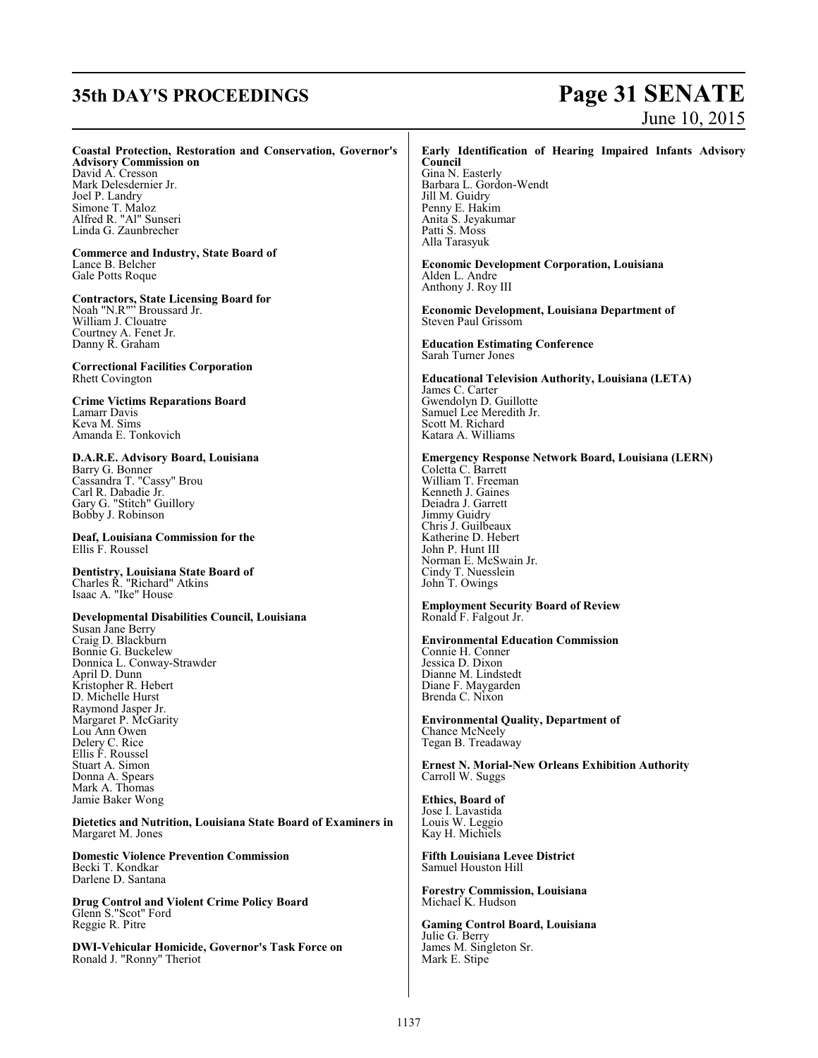**Coastal Protection, Restoration and Conservation, Governor's Advisory Commission on**
David A. Cresson
Mark Delesdernier Jr.
Joel P. Landry
Simone T. Maloz
Alfred R. "Al" Sunseri
Linda G. Zaunbrecher

**Commerce and Industry, State Board of**
Lance B. Belcher
Gale Potts Roque

**Contractors, State Licensing Board for**
Noah "N.R"" Broussard Jr.
William J. Clouatre
Courtney A. Fenet Jr.
Danny R. Graham

**Correctional Facilities Corporation**
Rhett Covington

**Crime Victims Reparations Board**
Lamarr Davis
Keva M. Sims
Amanda E. Tonkovich

**D.A.R.E. Advisory Board, Louisiana**
Barry G. Bonner
Cassandra T. "Cassy" Brou
Carl R. Dabadie Jr.
Gary G. "Stitch" Guillory
Bobby J. Robinson

**Deaf, Louisiana Commission for the**
Ellis F. Roussel

**Dentistry, Louisiana State Board of**
Charles R. "Richard" Atkins
Isaac A. "Ike" House

**Developmental Disabilities Council, Louisiana**
Susan Jane Berry
Craig D. Blackburn
Bonnie G. Buckelew
Donnica L. Conway-Strawder
April D. Dunn
Kristopher R. Hebert
D. Michelle Hurst
Raymond Jasper Jr.
Margaret P. McGarity
Lou Ann Owen
Delery C. Rice
Ellis F. Roussel
Stuart A. Simon
Donna A. Spears
Mark A. Thomas
Jamie Baker Wong

**Dietetics and Nutrition, Louisiana State Board of Examiners in**
Margaret M. Jones

**Domestic Violence Prevention Commission**
Becki T. Kondkar
Darlene D. Santana

**Drug Control and Violent Crime Policy Board**
Glenn S."Scot" Ford
Reggie R. Pitre

**DWI-Vehicular Homicide, Governor's Task Force on**
Ronald J. "Ronny" Theriot

**Early Identification of Hearing Impaired Infants Advisory Council**
Gina N. Easterly
Barbara L. Gordon-Wendt
Jill M. Guidry
Penny E. Hakim
Anita S. Jeyakumar
Patti S. Moss
Alla Tarasyuk

**Economic Development Corporation, Louisiana**
Alden L. Andre
Anthony J. Roy III

**Economic Development, Louisiana Department of**
Steven Paul Grissom

**Education Estimating Conference**
Sarah Turner Jones

**Educational Television Authority, Louisiana (LETA)**
James C. Carter
Gwendolyn D. Guillotte
Samuel Lee Meredith Jr.
Scott M. Richard
Katara A. Williams

**Emergency Response Network Board, Louisiana (LERN)**
Coletta C. Barrett
William T. Freeman
Kenneth J. Gaines
Deiadra J. Garrett
Jimmy Guidry
Chris J. Guilbeaux
Katherine D. Hebert
John P. Hunt III
Norman E. McSwain Jr.
Cindy T. Nuesslein
John T. Owings

**Employment Security Board of Review**
Ronald F. Falgout Jr.

**Environmental Education Commission**
Connie H. Conner
Jessica D. Dixon
Dianne M. Lindstedt
Diane F. Maygarden
Brenda C. Nixon

**Environmental Quality, Department of**
Chance McNeely
Tegan B. Treadaway

**Ernest N. Morial-New Orleans Exhibition Authority**
Carroll W. Suggs

**Ethics, Board of**
Jose I. Lavastida
Louis W. Leggio
Kay H. Michiels

**Fifth Louisiana Levee District**
Samuel Houston Hill

**Forestry Commission, Louisiana**
Michael K. Hudson

**Gaming Control Board, Louisiana**
Julie G. Berry
James M. Singleton Sr.
Mark E. Stipe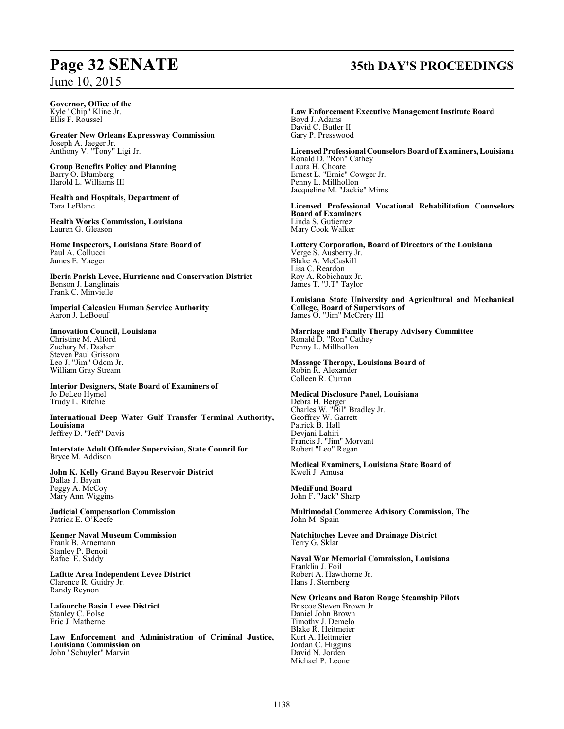**Governor, Office of the**
Kyle "Chip" Kline Jr.
Ellis F. Roussel

**Greater New Orleans Expressway Commission**
Joseph A. Jaeger Jr.
Anthony V. "Tony" Ligi Jr.

**Group Benefits Policy and Planning**
Barry O. Blumberg
Harold L. Williams III

**Health and Hospitals, Department of**
Tara LeBlanc

**Health Works Commission, Louisiana**
Lauren G. Gleason

**Home Inspectors, Louisiana State Board of**
Paul A. Collucci
James E. Yaeger

**Iberia Parish Levee, Hurricane and Conservation District**
Benson J. Langlinais
Frank C. Minvielle

**Imperial Calcasieu Human Service Authority**
Aaron J. LeBoeuf

**Innovation Council, Louisiana**
Christine M. Alford
Zachary M. Dasher
Steven Paul Grissom
Leo J. "Jim" Odom Jr.
William Gray Stream

**Interior Designers, State Board of Examiners of**
Jo DeLeo Hymel
Trudy L. Ritchie

**International Deep Water Gulf Transfer Terminal Authority, Louisiana**
Jeffrey D. "Jeff" Davis

**Interstate Adult Offender Supervision, State Council for**
Bryce M. Addison

**John K. Kelly Grand Bayou Reservoir District**
Dallas J. Bryan
Peggy A. McCoy
Mary Ann Wiggins

**Judicial Compensation Commission**
Patrick E. O'Keefe

**Kenner Naval Museum Commission**
Frank B. Arnemann
Stanley P. Benoit
Rafael E. Saddy

**Lafitte Area Independent Levee District**
Clarence R. Guidry Jr.
Randy Reynon

**Lafourche Basin Levee District**
Stanley C. Folse
Eric J. Matherne

**Law Enforcement and Administration of Criminal Justice, Louisiana Commission on**
John "Schuyler" Marvin

**Law Enforcement Executive Management Institute Board**
Boyd J. Adams
David C. Butler II
Gary P. Presswood

**Licensed Professional Counselors Board of Examiners, Louisiana**
Ronald D. "Ron" Cathey
Laura H. Choate
Ernest L. "Ernie" Cowger Jr.
Penny L. Millhollon
Jacqueline M. "Jackie" Mims

**Licensed Professional Vocational Rehabilitation Counselors Board of Examiners**
Linda S. Gutierrez
Mary Cook Walker

**Lottery Corporation, Board of Directors of the Louisiana**
Verge S. Ausberry Jr.
Blake A. McCaskill
Lisa C. Reardon
Roy A. Robichaux Jr.
James T. "J.T" Taylor

**Louisiana State University and Agricultural and Mechanical College, Board of Supervisors of**
James O. "Jim" McCrery III

**Marriage and Family Therapy Advisory Committee**
Ronald D. "Ron" Cathey
Penny L. Millhollon

**Massage Therapy, Louisiana Board of**
Robin R. Alexander
Colleen R. Curran

**Medical Disclosure Panel, Louisiana**
Debra H. Berger
Charles W. "Bil" Bradley Jr.
Geoffrey W. Garrett
Patrick B. Hall
Devjani Lahiri
Francis J. "Jim" Morvant
Robert "Leo" Regan

**Medical Examiners, Louisiana State Board of**
Kweli J. Amusa

**MediFund Board**
John F. "Jack" Sharp

**Multimodal Commerce Advisory Commission, The**
John M. Spain

**Natchitoches Levee and Drainage District**
Terry G. Sklar

**Naval War Memorial Commission, Louisiana**
Franklin J. Foil
Robert A. Hawthorne Jr.
Hans J. Sternberg

**New Orleans and Baton Rouge Steamship Pilots**
Briscoe Steven Brown Jr.
Daniel John Brown
Timothy J. Demelo
Blake R. Heitmeier
Kurt A. Heitmeier
Jordan C. Higgins
David N. Jorden
Michael P. Leone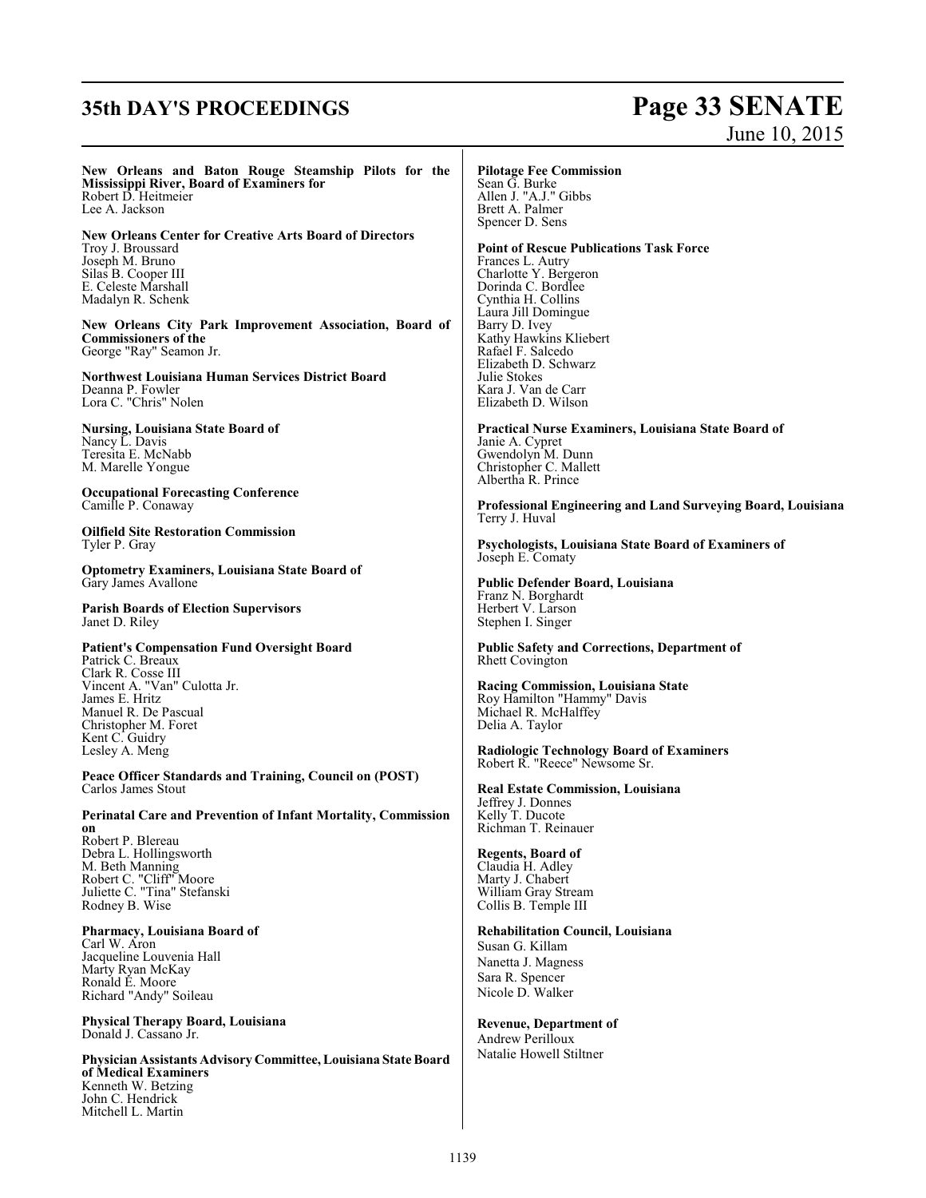**New Orleans and Baton Rouge Steamship Pilots for the Mississippi River, Board of Examiners for**
Robert D. Heitmeier
Lee A. Jackson

**New Orleans Center for Creative Arts Board of Directors**
Troy J. Broussard
Joseph M. Bruno
Silas B. Cooper III
E. Celeste Marshall
Madalyn R. Schenk

**New Orleans City Park Improvement Association, Board of Commissioners of the**
George "Ray" Seamon Jr.

**Northwest Louisiana Human Services District Board**
Deanna P. Fowler
Lora C. "Chris" Nolen

**Nursing, Louisiana State Board of**
Nancy L. Davis
Teresita E. McNabb
M. Marelle Yongue

**Occupational Forecasting Conference**
Camille P. Conaway

**Oilfield Site Restoration Commission**
Tyler P. Gray

**Optometry Examiners, Louisiana State Board of**
Gary James Avallone

**Parish Boards of Election Supervisors**
Janet D. Riley

**Patient's Compensation Fund Oversight Board**
Patrick C. Breaux
Clark R. Cosse III
Vincent A. "Van" Culotta Jr.
James E. Hritz
Manuel R. De Pascual
Christopher M. Foret
Kent C. Guidry
Lesley A. Meng

**Peace Officer Standards and Training, Council on (POST)**
Carlos James Stout

**Perinatal Care and Prevention of Infant Mortality, Commission on**
Robert P. Blereau
Debra L. Hollingsworth
M. Beth Manning
Robert C. "Cliff" Moore
Juliette C. "Tina" Stefanski
Rodney B. Wise

**Pharmacy, Louisiana Board of**
Carl W. Aron
Jacqueline Louvenia Hall
Marty Ryan McKay
Ronald E. Moore
Richard "Andy" Soileau

**Physical Therapy Board, Louisiana**
Donald J. Cassano Jr.

**Physician Assistants Advisory Committee, Louisiana State Board of Medical Examiners**
Kenneth W. Betzing
John C. Hendrick
Mitchell L. Martin

**Pilotage Fee Commission**
Sean G. Burke
Allen J. "A.J." Gibbs
Brett A. Palmer
Spencer D. Sens

**Point of Rescue Publications Task Force**
Frances L. Autry
Charlotte Y. Bergeron
Dorinda C. Bordlee
Cynthia H. Collins
Laura Jill Domingue
Barry D. Ivey
Kathy Hawkins Kliebert
Rafael F. Salcedo
Elizabeth D. Schwarz
Julie Stokes
Kara J. Van de Carr
Elizabeth D. Wilson

**Practical Nurse Examiners, Louisiana State Board of**
Janie A. Cypret
Gwendolyn M. Dunn
Christopher C. Mallett
Albertha R. Prince

**Professional Engineering and Land Surveying Board, Louisiana**
Terry J. Huval

**Psychologists, Louisiana State Board of Examiners of**
Joseph E. Comaty

**Public Defender Board, Louisiana**
Franz N. Borghardt
Herbert V. Larson
Stephen I. Singer

**Public Safety and Corrections, Department of**
Rhett Covington

**Racing Commission, Louisiana State**
Roy Hamilton "Hammy" Davis
Michael R. McHalffey
Delia A. Taylor

**Radiologic Technology Board of Examiners**
Robert R. "Reece" Newsome Sr.

**Real Estate Commission, Louisiana**
Jeffrey J. Donnes
Kelly T. Ducote
Richman T. Reinauer

**Regents, Board of**
Claudia H. Adley
Marty J. Chabert
William Gray Stream
Collis B. Temple III

**Rehabilitation Council, Louisiana**
Susan G. Killam
Nanetta J. Magness
Sara R. Spencer
Nicole D. Walker

**Revenue, Department of**
Andrew Perilloux
Natalie Howell Stiltner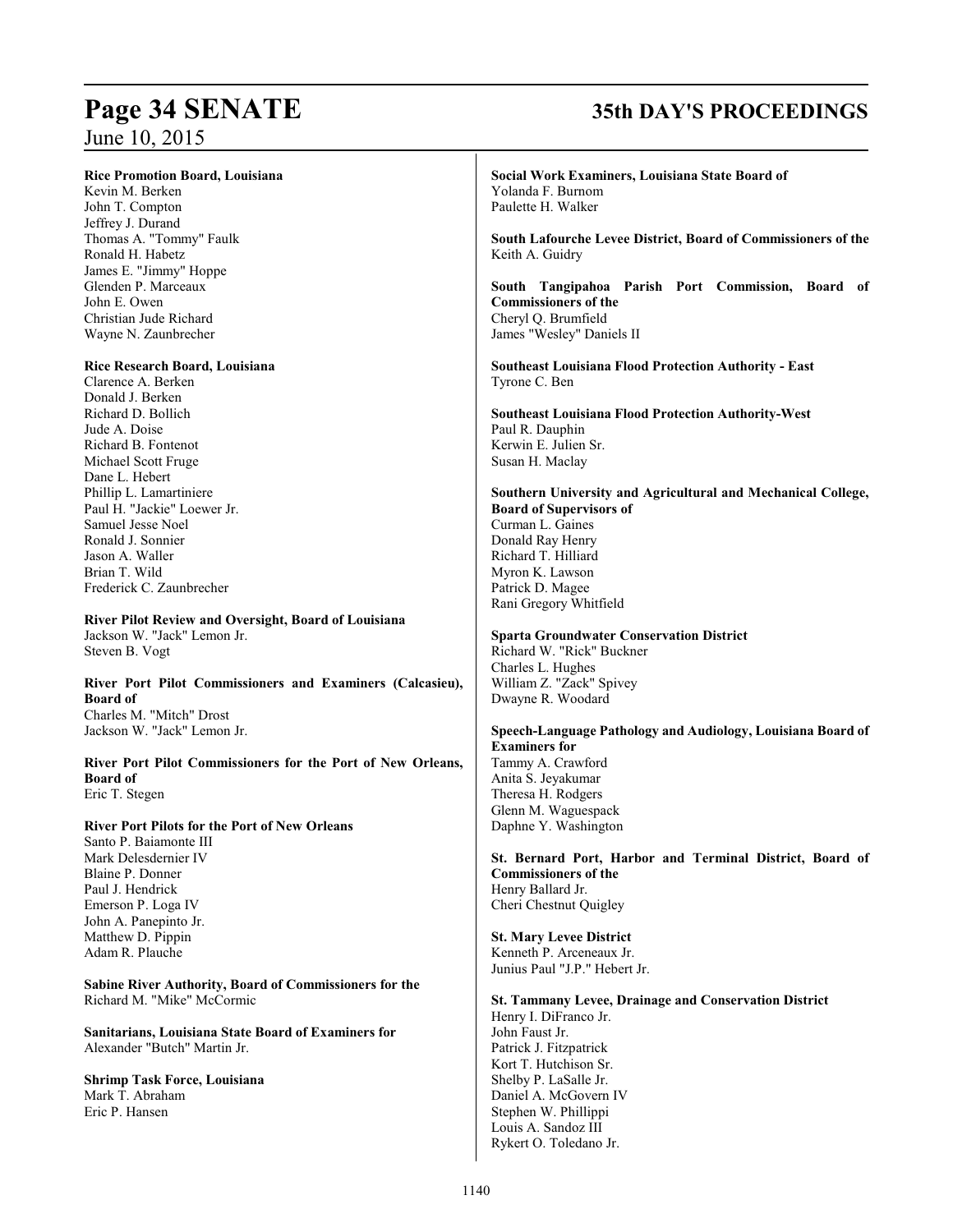**Rice Promotion Board, Louisiana**
Kevin M. Berken
John T. Compton
Jeffrey J. Durand
Thomas A. "Tommy" Faulk
Ronald H. Habetz
James E. "Jimmy" Hoppe
Glenden P. Marceaux
John E. Owen
Christian Jude Richard
Wayne N. Zaunbrecher

**Rice Research Board, Louisiana**
Clarence A. Berken
Donald J. Berken
Richard D. Bollich
Jude A. Doise
Richard B. Fontenot
Michael Scott Fruge
Dane L. Hebert
Phillip L. Lamartiniere
Paul H. "Jackie" Loewer Jr.
Samuel Jesse Noel
Ronald J. Sonnier
Jason A. Waller
Brian T. Wild
Frederick C. Zaunbrecher

**River Pilot Review and Oversight, Board of Louisiana**
Jackson W. "Jack" Lemon Jr.
Steven B. Vogt

**River Port Pilot Commissioners and Examiners (Calcasieu), Board of**
Charles M. "Mitch" Drost
Jackson W. "Jack" Lemon Jr.

**River Port Pilot Commissioners for the Port of New Orleans, Board of**
Eric T. Stegen

**River Port Pilots for the Port of New Orleans**
Santo P. Baiamonte III
Mark Delesdernier IV
Blaine P. Donner
Paul J. Hendrick
Emerson P. Loga IV
John A. Panepinto Jr.
Matthew D. Pippin
Adam R. Plauche

**Sabine River Authority, Board of Commissioners for the**
Richard M. "Mike" McCormic

**Sanitarians, Louisiana State Board of Examiners for**
Alexander "Butch" Martin Jr.

**Shrimp Task Force, Louisiana**
Mark T. Abraham
Eric P. Hansen

**Social Work Examiners, Louisiana State Board of**
Yolanda F. Burnom
Paulette H. Walker

**South Lafourche Levee District, Board of Commissioners of the**
Keith A. Guidry

**South Tangipahoa Parish Port Commission, Board of Commissioners of the**
Cheryl Q. Brumfield
James "Wesley" Daniels II

**Southeast Louisiana Flood Protection Authority - East**
Tyrone C. Ben

**Southeast Louisiana Flood Protection Authority-West**
Paul R. Dauphin
Kerwin E. Julien Sr.
Susan H. Maclay

**Southern University and Agricultural and Mechanical College, Board of Supervisors of**
Curman L. Gaines
Donald Ray Henry
Richard T. Hilliard
Myron K. Lawson
Patrick D. Magee
Rani Gregory Whitfield

**Sparta Groundwater Conservation District**
Richard W. "Rick" Buckner
Charles L. Hughes
William Z. "Zack" Spivey
Dwayne R. Woodard

**Speech-Language Pathology and Audiology, Louisiana Board of Examiners for**
Tammy A. Crawford
Anita S. Jeyakumar
Theresa H. Rodgers
Glenn M. Waguespack
Daphne Y. Washington

**St. Bernard Port, Harbor and Terminal District, Board of Commissioners of the**
Henry Ballard Jr.
Cheri Chestnut Quigley

**St. Mary Levee District**
Kenneth P. Arceneaux Jr.
Junius Paul "J.P." Hebert Jr.

**St. Tammany Levee, Drainage and Conservation District**
Henry I. DiFranco Jr.
John Faust Jr.
Patrick J. Fitzpatrick
Kort T. Hutchison Sr.
Shelby P. LaSalle Jr.
Daniel A. McGovern IV
Stephen W. Phillippi
Louis A. Sandoz III
Rykert O. Toledano Jr.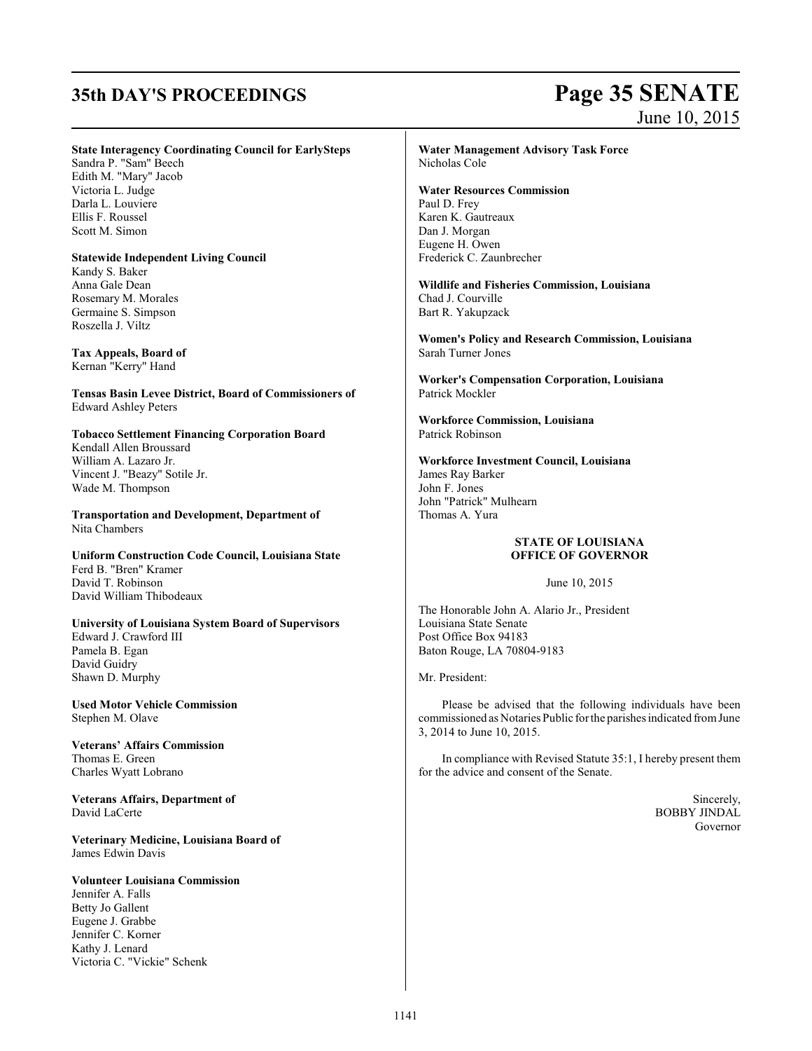**State Interagency Coordinating Council for EarlySteps**
Sandra P. "Sam" Beech
Edith M. "Mary" Jacob
Victoria L. Judge
Darla L. Louviere
Ellis F. Roussel
Scott M. Simon

**Statewide Independent Living Council**
Kandy S. Baker
Anna Gale Dean
Rosemary M. Morales
Germaine S. Simpson
Roszella J. Viltz

**Tax Appeals, Board of**
Kernan "Kerry" Hand

**Tensas Basin Levee District, Board of Commissioners of**
Edward Ashley Peters

**Tobacco Settlement Financing Corporation Board**
Kendall Allen Broussard
William A. Lazaro Jr.
Vincent J. "Beazy" Sotile Jr.
Wade M. Thompson

**Transportation and Development, Department of**
Nita Chambers

**Uniform Construction Code Council, Louisiana State**
Ferd B. "Bren" Kramer
David T. Robinson
David William Thibodeaux

**University of Louisiana System Board of Supervisors**
Edward J. Crawford III
Pamela B. Egan
David Guidry
Shawn D. Murphy

**Used Motor Vehicle Commission**
Stephen M. Olave

**Veterans' Affairs Commission**
Thomas E. Green
Charles Wyatt Lobrano

**Veterans Affairs, Department of**
David LaCerte

**Veterinary Medicine, Louisiana Board of**
James Edwin Davis

**Volunteer Louisiana Commission**
Jennifer A. Falls
Betty Jo Gallent
Eugene J. Grabbe
Jennifer C. Korner
Kathy J. Lenard
Victoria C. "Vickie" Schenk

**Water Management Advisory Task Force**
Nicholas Cole

**Water Resources Commission**
Paul D. Frey
Karen K. Gautreaux
Dan J. Morgan
Eugene H. Owen
Frederick C. Zaunbrecher

**Wildlife and Fisheries Commission, Louisiana**
Chad J. Courville
Bart R. Yakupzack

**Women's Policy and Research Commission, Louisiana**
Sarah Turner Jones

**Worker's Compensation Corporation, Louisiana**
Patrick Mockler

**Workforce Commission, Louisiana**
Patrick Robinson

**Workforce Investment Council, Louisiana**
James Ray Barker
John F. Jones
John "Patrick" Mulhearn
Thomas A. Yura

**STATE OF LOUISIANA**
**OFFICE OF GOVERNOR**

June 10, 2015

The Honorable John A. Alario Jr., President
Louisiana State Senate
Post Office Box 94183
Baton Rouge, LA 70804-9183

Mr. President:

Please be advised that the following individuals have been commissioned as Notaries Public for the parishes indicated from June 3, 2014 to June 10, 2015.

In compliance with Revised Statute 35:1, I hereby present them for the advice and consent of the Senate.

Sincerely,
BOBBY JINDAL
Governor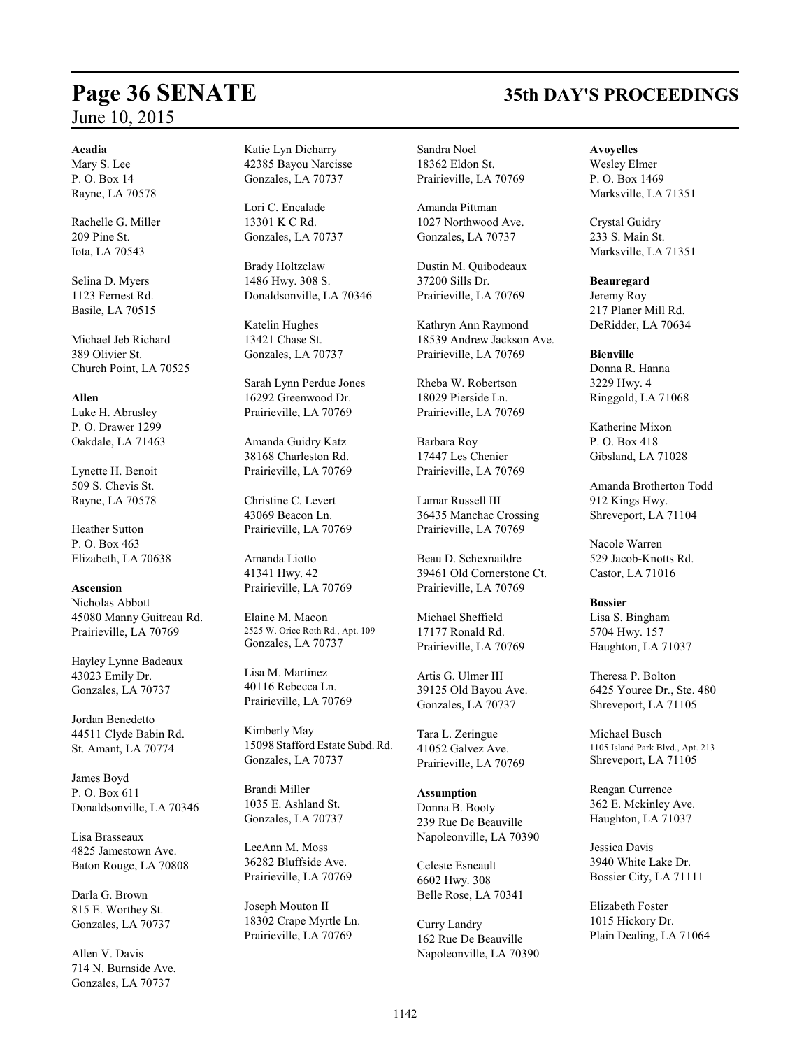**Acadia**
Mary S. Lee
P. O. Box 14
Rayne, LA 70578

Rachelle G. Miller
209 Pine St.
Iota, LA 70543

Selina D. Myers
1123 Fernest Rd.
Basile, LA 70515

Michael Jeb Richard
389 Olivier St.
Church Point, LA 70525

**Allen**
Luke H. Abrusley
P. O. Drawer 1299
Oakdale, LA 71463

Lynette H. Benoit
509 S. Chevis St.
Rayne, LA 70578

Heather Sutton
P. O. Box 463
Elizabeth, LA 70638

**Ascension**
Nicholas Abbott
45080 Manny Guitreau Rd.
Prairieville, LA 70769

Hayley Lynne Badeaux
43023 Emily Dr.
Gonzales, LA 70737

Jordan Benedetto
44511 Clyde Babin Rd.
St. Amant, LA 70774

James Boyd
P. O. Box 611
Donaldsonville, LA 70346

Lisa Brasseaux
4825 Jamestown Ave.
Baton Rouge, LA 70808

Darla G. Brown
815 E. Worthey St.
Gonzales, LA 70737

Allen V. Davis
714 N. Burnside Ave.
Gonzales, LA 70737

Katie Lyn Dicharry
42385 Bayou Narcisse
Gonzales, LA 70737

Lori C. Encalade
13301 K C Rd.
Gonzales, LA 70737

Brady Holtzclaw
1486 Hwy. 308 S.
Donaldsonville, LA 70346

Katelin Hughes
13421 Chase St.
Gonzales, LA 70737

Sarah Lynn Perdue Jones
16292 Greenwood Dr.
Prairieville, LA 70769

Amanda Guidry Katz
38168 Charleston Rd.
Prairieville, LA 70769

Christine C. Levert
43069 Beacon Ln.
Prairieville, LA 70769

Amanda Liotto
41341 Hwy. 42
Prairieville, LA 70769

Elaine M. Macon
2525 W. Orice Roth Rd., Apt. 109
Gonzales, LA 70737

Lisa M. Martinez
40116 Rebecca Ln.
Prairieville, LA 70769

Kimberly May
15098 Stafford Estate Subd. Rd.
Gonzales, LA 70737

Brandi Miller
1035 E. Ashland St.
Gonzales, LA 70737

LeeAnn M. Moss
36282 Bluffside Ave.
Prairieville, LA 70769

Joseph Mouton II
18302 Crape Myrtle Ln.
Prairieville, LA 70769

Sandra Noel
18362 Eldon St.
Prairieville, LA 70769

Amanda Pittman
1027 Northwood Ave.
Gonzales, LA 70737

Dustin M. Quibodeaux
37200 Sills Dr.
Prairieville, LA 70769

Kathryn Ann Raymond
18539 Andrew Jackson Ave.
Prairieville, LA 70769

Rheba W. Robertson
18029 Pierside Ln.
Prairieville, LA 70769

Barbara Roy
17447 Les Chenier
Prairieville, LA 70769

Lamar Russell III
36435 Manchac Crossing
Prairieville, LA 70769

Beau D. Schexnaildre
39461 Old Cornerstone Ct.
Prairieville, LA 70769

Michael Sheffield
17177 Ronald Rd.
Prairieville, LA 70769

Artis G. Ulmer III
39125 Old Bayou Ave.
Gonzales, LA 70737

Tara L. Zeringue
41052 Galvez Ave.
Prairieville, LA 70769

**Assumption**
Donna B. Booty
239 Rue De Beauville
Napoleonville, LA 70390

Celeste Esneault
6602 Hwy. 308
Belle Rose, LA 70341

Curry Landry
162 Rue De Beauville
Napoleonville, LA 70390

**Avoyelles**
Wesley Elmer
P. O. Box 1469
Marksville, LA 71351

Crystal Guidry
233 S. Main St.
Marksville, LA 71351

**Beauregard**
Jeremy Roy
217 Planer Mill Rd.
DeRidder, LA 70634

**Bienville**
Donna R. Hanna
3229 Hwy. 4
Ringgold, LA 71068

Katherine Mixon
P. O. Box 418
Gibsland, LA 71028

Amanda Brotherton Todd
912 Kings Hwy.
Shreveport, LA 71104

Nacole Warren
529 Jacob-Knotts Rd.
Castor, LA 71016

**Bossier**
Lisa S. Bingham
5704 Hwy. 157
Haughton, LA 71037

Theresa P. Bolton
6425 Youree Dr., Ste. 480
Shreveport, LA 71105

Michael Busch
1105 Island Park Blvd., Apt. 213
Shreveport, LA 71105

Reagan Currence
362 E. Mckinley Ave.
Haughton, LA 71037

Jessica Davis
3940 White Lake Dr.
Bossier City, LA 71111

Elizabeth Foster
1015 Hickory Dr.
Plain Dealing, LA 71064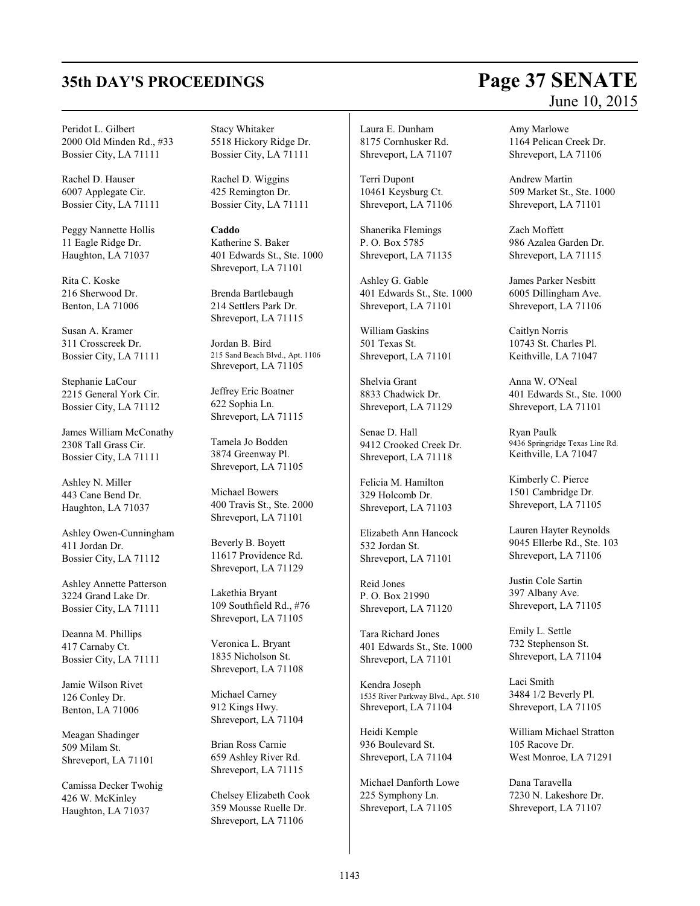Peridot L. Gilbert
2000 Old Minden Rd., #33
Bossier City, LA 71111

Rachel D. Hauser
6007 Applegate Cir.
Bossier City, LA 71111

Peggy Nannette Hollis
11 Eagle Ridge Dr.
Haughton, LA 71037

Rita C. Koske
216 Sherwood Dr.
Benton, LA 71006

Susan A. Kramer
311 Crosscreek Dr.
Bossier City, LA 71111

Stephanie LaCour
2215 General York Cir.
Bossier City, LA 71112

James William McConathy
2308 Tall Grass Cir.
Bossier City, LA 71111

Ashley N. Miller
443 Cane Bend Dr.
Haughton, LA 71037

Ashley Owen-Cunningham
411 Jordan Dr.
Bossier City, LA 71112

Ashley Annette Patterson
3224 Grand Lake Dr.
Bossier City, LA 71111

Deanna M. Phillips
417 Carnaby Ct.
Bossier City, LA 71111

Jamie Wilson Rivet
126 Conley Dr.
Benton, LA 71006

Meagan Shadinger
509 Milam St.
Shreveport, LA 71101

Camissa Decker Twohig
426 W. McKinley
Haughton, LA 71037

Stacy Whitaker
5518 Hickory Ridge Dr.
Bossier City, LA 71111

Rachel D. Wiggins
425 Remington Dr.
Bossier City, LA 71111

**Caddo**

Katherine S. Baker
401 Edwards St., Ste. 1000
Shreveport, LA 71101

Brenda Bartlebaugh
214 Settlers Park Dr.
Shreveport, LA 71115

Jordan B. Bird
215 Sand Beach Blvd., Apt. 1106
Shreveport, LA 71105

Jeffrey Eric Boatner
622 Sophia Ln.
Shreveport, LA 71115

Tamela Jo Bodden
3874 Greenway Pl.
Shreveport, LA 71105

Michael Bowers
400 Travis St., Ste. 2000
Shreveport, LA 71101

Beverly B. Boyett
11617 Providence Rd.
Shreveport, LA 71129

Lakethia Bryant
109 Southfield Rd., #76
Shreveport, LA 71105

Veronica L. Bryant
1835 Nicholson St.
Shreveport, LA 71108

Michael Carney
912 Kings Hwy.
Shreveport, LA 71104

Brian Ross Carnie
659 Ashley River Rd.
Shreveport, LA 71115

Chelsey Elizabeth Cook
359 Mousse Ruelle Dr.
Shreveport, LA 71106

Laura E. Dunham
8175 Cornhusker Rd.
Shreveport, LA 71107

Terri Dupont
10461 Keysburg Ct.
Shreveport, LA 71106

Shanerika Flemings
P. O. Box 5785
Shreveport, LA 71135

Ashley G. Gable
401 Edwards St., Ste. 1000
Shreveport, LA 71101

William Gaskins
501 Texas St.
Shreveport, LA 71101

Shelvia Grant
8833 Chadwick Dr.
Shreveport, LA 71129

Senae D. Hall
9412 Crooked Creek Dr.
Shreveport, LA 71118

Felicia M. Hamilton
329 Holcomb Dr.
Shreveport, LA 71103

Elizabeth Ann Hancock
532 Jordan St.
Shreveport, LA 71101

Reid Jones
P. O. Box 21990
Shreveport, LA 71120

Tara Richard Jones
401 Edwards St., Ste. 1000
Shreveport, LA 71101

Kendra Joseph
1535 River Parkway Blvd., Apt. 510
Shreveport, LA 71104

Heidi Kemple
936 Boulevard St.
Shreveport, LA 71104

Michael Danforth Lowe
225 Symphony Ln.
Shreveport, LA 71105

Amy Marlowe
1164 Pelican Creek Dr.
Shreveport, LA 71106

Andrew Martin
509 Market St., Ste. 1000
Shreveport, LA 71101

Zach Moffett
986 Azalea Garden Dr.
Shreveport, LA 71115

James Parker Nesbitt
6005 Dillingham Ave.
Shreveport, LA 71106

Caitlyn Norris
10743 St. Charles Pl.
Keithville, LA 71047

Anna W. O'Neal
401 Edwards St., Ste. 1000
Shreveport, LA 71101

Ryan Paulk
9436 Springridge Texas Line Rd.
Keithville, LA 71047

Kimberly C. Pierce
1501 Cambridge Dr.
Shreveport, LA 71105

Lauren Hayter Reynolds
9045 Ellerbe Rd., Ste. 103
Shreveport, LA 71106

Justin Cole Sartin
397 Albany Ave.
Shreveport, LA 71105

Emily L. Settle
732 Stephenson St.
Shreveport, LA 71104

Laci Smith
3484 1/2 Beverly Pl.
Shreveport, LA 71105

William Michael Stratton
105 Racove Dr.
West Monroe, LA 71291

Dana Taravella
7230 N. Lakeshore Dr.
Shreveport, LA 71107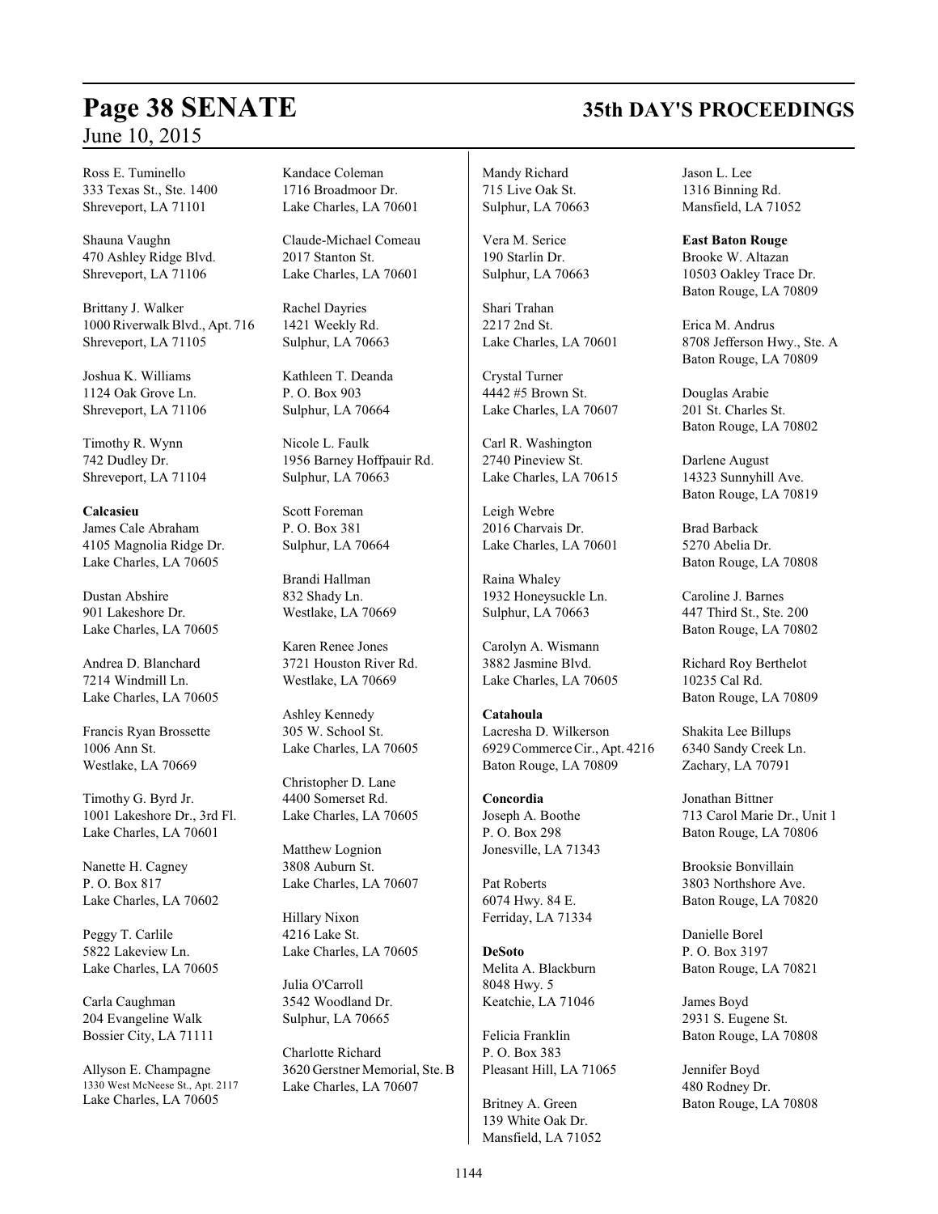Ross E. Tuminello
333 Texas St., Ste. 1400
Shreveport, LA 71101

Shauna Vaughn
470 Ashley Ridge Blvd.
Shreveport, LA 71106

Brittany J. Walker
1000 Riverwalk Blvd., Apt. 716
Shreveport, LA 71105

Joshua K. Williams
1124 Oak Grove Ln.
Shreveport, LA 71106

Timothy R. Wynn
742 Dudley Dr.
Shreveport, LA 71104

**Calcasieu**
James Cale Abraham
4105 Magnolia Ridge Dr.
Lake Charles, LA 70605

Dustan Abshire
901 Lakeshore Dr.
Lake Charles, LA 70605

Andrea D. Blanchard
7214 Windmill Ln.
Lake Charles, LA 70605

Francis Ryan Brossette
1006 Ann St.
Westlake, LA 70669

Timothy G. Byrd Jr.
1001 Lakeshore Dr., 3rd Fl.
Lake Charles, LA 70601

Nanette H. Cagney
P. O. Box 817
Lake Charles, LA 70602

Peggy T. Carlile
5822 Lakeview Ln.
Lake Charles, LA 70605

Carla Caughman
204 Evangeline Walk
Bossier City, LA 71111

Allyson E. Champagne
1330 West McNeese St., Apt. 2117
Lake Charles, LA 70605

Kandace Coleman
1716 Broadmoor Dr.
Lake Charles, LA 70601

Claude-Michael Comeau
2017 Stanton St.
Lake Charles, LA 70601

Rachel Dayries
1421 Weekly Rd.
Sulphur, LA 70663

Kathleen T. Deanda
P. O. Box 903
Sulphur, LA 70664

Nicole L. Faulk
1956 Barney Hoffpauir Rd.
Sulphur, LA 70663

Scott Foreman
P. O. Box 381
Sulphur, LA 70664

Brandi Hallman
832 Shady Ln.
Westlake, LA 70669

Karen Renee Jones
3721 Houston River Rd.
Westlake, LA 70669

Ashley Kennedy
305 W. School St.
Lake Charles, LA 70605

Christopher D. Lane
4400 Somerset Rd.
Lake Charles, LA 70605

Matthew Lognion
3808 Auburn St.
Lake Charles, LA 70607

Hillary Nixon
4216 Lake St.
Lake Charles, LA 70605

Julia O'Carroll
3542 Woodland Dr.
Sulphur, LA 70665

Charlotte Richard
3620 Gerstner Memorial, Ste. B
Lake Charles, LA 70607

Mandy Richard
715 Live Oak St.
Sulphur, LA 70663

Vera M. Serice
190 Starlin Dr.
Sulphur, LA 70663

Shari Trahan
2217 2nd St.
Lake Charles, LA 70601

Crystal Turner
4442 #5 Brown St.
Lake Charles, LA 70607

Carl R. Washington
2740 Pineview St.
Lake Charles, LA 70615

Leigh Webre
2016 Charvais Dr.
Lake Charles, LA 70601

Raina Whaley
1932 Honeysuckle Ln.
Sulphur, LA 70663

Carolyn A. Wismann
3882 Jasmine Blvd.
Lake Charles, LA 70605

**Catahoula**
Lacresha D. Wilkerson
6929 Commerce Cir., Apt. 4216
Baton Rouge, LA 70809

**Concordia**
Joseph A. Boothe
P. O. Box 298
Jonesville, LA 71343

Pat Roberts
6074 Hwy. 84 E.
Ferriday, LA 71334

**DeSoto**
Melita A. Blackburn
8048 Hwy. 5
Keatchie, LA 71046

Felicia Franklin
P. O. Box 383
Pleasant Hill, LA 71065

Britney A. Green
139 White Oak Dr.
Mansfield, LA 71052

Jason L. Lee
1316 Binning Rd.
Mansfield, LA 71052

**East Baton Rouge**
Brooke W. Altazan
10503 Oakley Trace Dr.
Baton Rouge, LA 70809

Erica M. Andrus
8708 Jefferson Hwy., Ste. A
Baton Rouge, LA 70809

Douglas Arabie
201 St. Charles St.
Baton Rouge, LA 70802

Darlene August
14323 Sunnyhill Ave.
Baton Rouge, LA 70819

Brad Barback
5270 Abelia Dr.
Baton Rouge, LA 70808

Caroline J. Barnes
447 Third St., Ste. 200
Baton Rouge, LA 70802

Richard Roy Berthelot
10235 Cal Rd.
Baton Rouge, LA 70809

Shakita Lee Billups
6340 Sandy Creek Ln.
Zachary, LA 70791

Jonathan Bittner
713 Carol Marie Dr., Unit 1
Baton Rouge, LA 70806

Brooksie Bonvillain
3803 Northshore Ave.
Baton Rouge, LA 70820

Danielle Borel
P. O. Box 3197
Baton Rouge, LA 70821

James Boyd
2931 S. Eugene St.
Baton Rouge, LA 70808

Jennifer Boyd
480 Rodney Dr.
Baton Rouge, LA 70808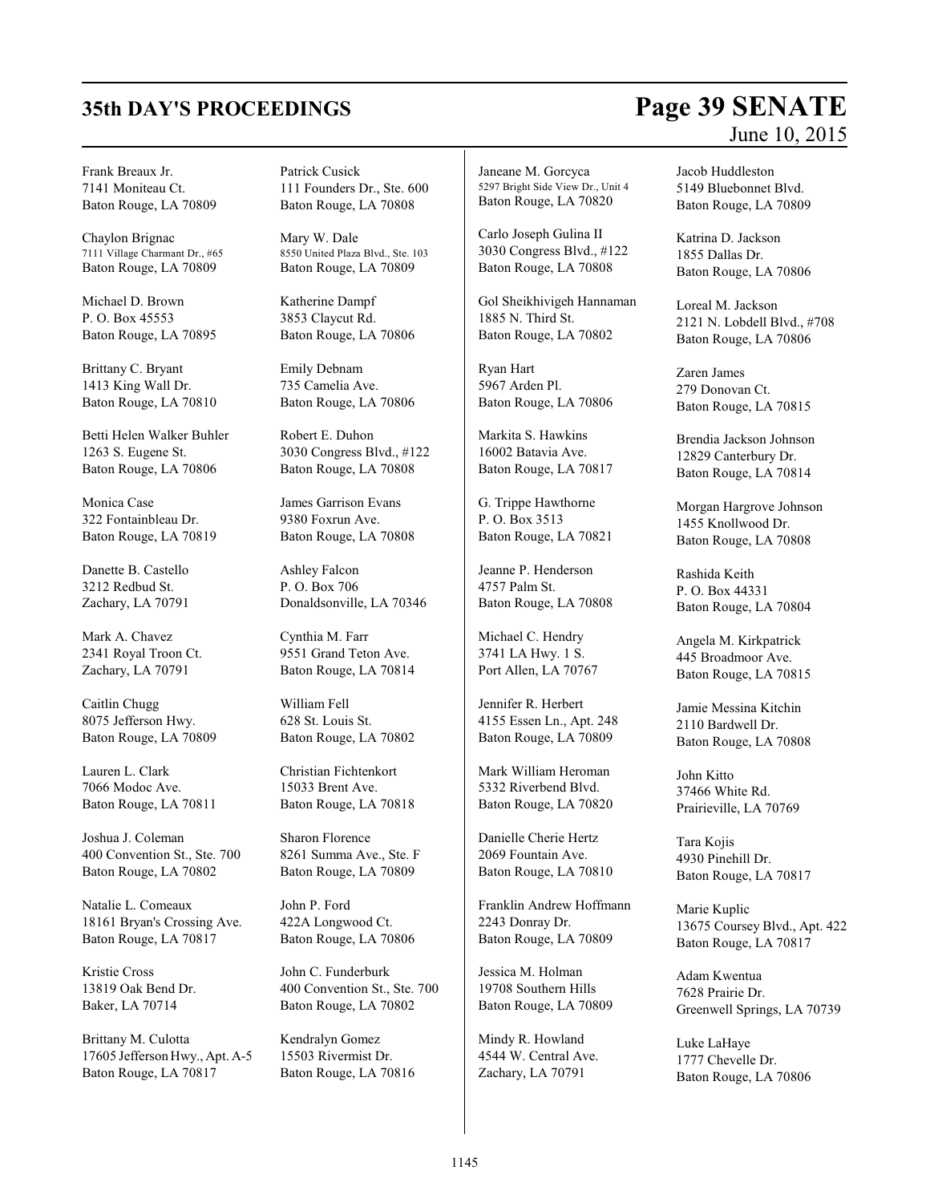Frank Breaux Jr.
7141 Moniteau Ct.
Baton Rouge, LA 70809

Chaylon Brignac
7111 Village Charmant Dr., #65
Baton Rouge, LA 70809

Michael D. Brown
P. O. Box 45553
Baton Rouge, LA 70895

Brittany C. Bryant
1413 King Wall Dr.
Baton Rouge, LA 70810

Betti Helen Walker Buhler
1263 S. Eugene St.
Baton Rouge, LA 70806

Monica Case
322 Fontainbleau Dr.
Baton Rouge, LA 70819

Danette B. Castello
3212 Redbud St.
Zachary, LA 70791

Mark A. Chavez
2341 Royal Troon Ct.
Zachary, LA 70791

Caitlin Chugg
8075 Jefferson Hwy.
Baton Rouge, LA 70809

Lauren L. Clark
7066 Modoc Ave.
Baton Rouge, LA 70811

Joshua J. Coleman
400 Convention St., Ste. 700
Baton Rouge, LA 70802

Natalie L. Comeaux
18161 Bryan's Crossing Ave.
Baton Rouge, LA 70817

Kristie Cross
13819 Oak Bend Dr.
Baker, LA 70714

Brittany M. Culotta
17605 Jefferson Hwy., Apt. A-5
Baton Rouge, LA 70817

Patrick Cusick
111 Founders Dr., Ste. 600
Baton Rouge, LA 70808

Mary W. Dale
8550 United Plaza Blvd., Ste. 103
Baton Rouge, LA 70809

Katherine Dampf
3853 Claycut Rd.
Baton Rouge, LA 70806

Emily Debnam
735 Camelia Ave.
Baton Rouge, LA 70806

Robert E. Duhon
3030 Congress Blvd., #122
Baton Rouge, LA 70808

James Garrison Evans
9380 Foxrun Ave.
Baton Rouge, LA 70808

Ashley Falcon
P. O. Box 706
Donaldsonville, LA 70346

Cynthia M. Farr
9551 Grand Teton Ave.
Baton Rouge, LA 70814

William Fell
628 St. Louis St.
Baton Rouge, LA 70802

Christian Fichtenkort
15033 Brent Ave.
Baton Rouge, LA 70818

Sharon Florence
8261 Summa Ave., Ste. F
Baton Rouge, LA 70809

John P. Ford
422A Longwood Ct.
Baton Rouge, LA 70806

John C. Funderburk
400 Convention St., Ste. 700
Baton Rouge, LA 70802

Kendralyn Gomez
15503 Rivermist Dr.
Baton Rouge, LA 70816

Janeane M. Gorcyca
5297 Bright Side View Dr., Unit 4
Baton Rouge, LA 70820

Carlo Joseph Gulina II
3030 Congress Blvd., #122
Baton Rouge, LA 70808

Gol Sheikhivigeh Hannaman
1885 N. Third St.
Baton Rouge, LA 70802

Ryan Hart
5967 Arden Pl.
Baton Rouge, LA 70806

Markita S. Hawkins
16002 Batavia Ave.
Baton Rouge, LA 70817

G. Trippe Hawthorne
P. O. Box 3513
Baton Rouge, LA 70821

Jeanne P. Henderson
4757 Palm St.
Baton Rouge, LA 70808

Michael C. Hendry
3741 LA Hwy. 1 S.
Port Allen, LA 70767

Jennifer R. Herbert
4155 Essen Ln., Apt. 248
Baton Rouge, LA 70809

Mark William Heroman
5332 Riverbend Blvd.
Baton Rouge, LA 70820

Danielle Cherie Hertz
2069 Fountain Ave.
Baton Rouge, LA 70810

Franklin Andrew Hoffmann
2243 Donray Dr.
Baton Rouge, LA 70809

Jessica M. Holman
19708 Southern Hills
Baton Rouge, LA 70809

Mindy R. Howland
4544 W. Central Ave.
Zachary, LA 70791

Jacob Huddleston
5149 Bluebonnet Blvd.
Baton Rouge, LA 70809

Katrina D. Jackson
1855 Dallas Dr.
Baton Rouge, LA 70806

Loreal M. Jackson
2121 N. Lobdell Blvd., #708
Baton Rouge, LA 70806

Zaren James
279 Donovan Ct.
Baton Rouge, LA 70815

Brendia Jackson Johnson
12829 Canterbury Dr.
Baton Rouge, LA 70814

Morgan Hargrove Johnson
1455 Knollwood Dr.
Baton Rouge, LA 70808

Rashida Keith
P. O. Box 44331
Baton Rouge, LA 70804

Angela M. Kirkpatrick
445 Broadmoor Ave.
Baton Rouge, LA 70815

Jamie Messina Kitchin
2110 Bardwell Dr.
Baton Rouge, LA 70808

John Kitto
37466 White Rd.
Prairieville, LA 70769

Tara Kojis
4930 Pinehill Dr.
Baton Rouge, LA 70817

Marie Kuplic
13675 Coursey Blvd., Apt. 422
Baton Rouge, LA 70817

Adam Kwentua
7628 Prairie Dr.
Greenwell Springs, LA 70739

Luke LaHaye
1777 Chevelle Dr.
Baton Rouge, LA 70806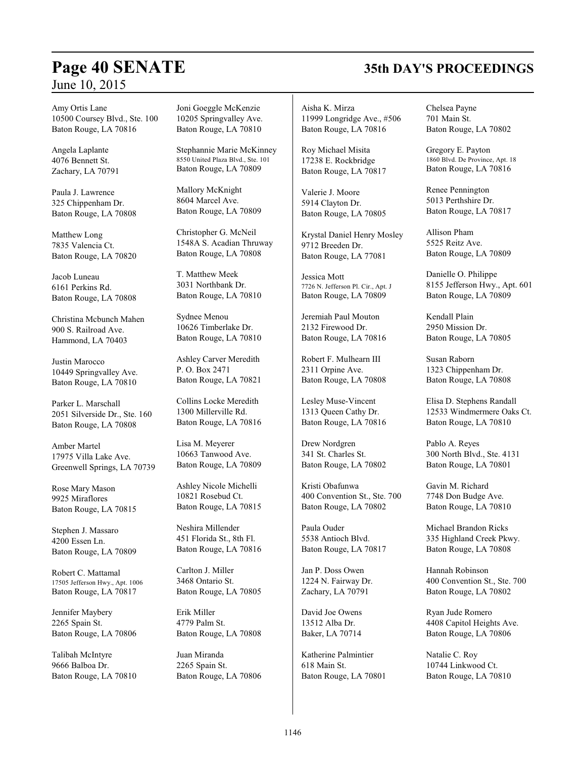Amy Ortis Lane
10500 Coursey Blvd., Ste. 100
Baton Rouge, LA 70816

Angela Laplante
4076 Bennett St.
Zachary, LA 70791

Paula J. Lawrence
325 Chippenham Dr.
Baton Rouge, LA 70808

Matthew Long
7835 Valencia Ct.
Baton Rouge, LA 70820

Jacob Luneau
6161 Perkins Rd.
Baton Rouge, LA 70808

Christina Mcbunch Mahen
900 S. Railroad Ave.
Hammond, LA 70403

Justin Marocco
10449 Springvalley Ave.
Baton Rouge, LA 70810

Parker L. Marschall
2051 Silverside Dr., Ste. 160
Baton Rouge, LA 70808

Amber Martel
17975 Villa Lake Ave.
Greenwell Springs, LA 70739

Rose Mary Mason
9925 Miraflores
Baton Rouge, LA 70815

Stephen J. Massaro
4200 Essen Ln.
Baton Rouge, LA 70809

Robert C. Mattamal
17505 Jefferson Hwy., Apt. 1006
Baton Rouge, LA 70817

Jennifer Maybery
2265 Spain St.
Baton Rouge, LA 70806

Talibah McIntyre
9666 Balboa Dr.
Baton Rouge, LA 70810

Joni Goeggle McKenzie
10205 Springvalley Ave.
Baton Rouge, LA 70810

Stephannie Marie McKinney
8550 United Plaza Blvd., Ste. 101
Baton Rouge, LA 70809

Mallory McKnight
8604 Marcel Ave.
Baton Rouge, LA 70809

Christopher G. McNeil
1548A S. Acadian Thruway
Baton Rouge, LA 70808

T. Matthew Meek
3031 Northbank Dr.
Baton Rouge, LA 70810

Sydnee Menou
10626 Timberlake Dr.
Baton Rouge, LA 70810

Ashley Carver Meredith
P. O. Box 2471
Baton Rouge, LA 70821

Collins Locke Meredith
1300 Millerville Rd.
Baton Rouge, LA 70816

Lisa M. Meyerer
10663 Tanwood Ave.
Baton Rouge, LA 70809

Ashley Nicole Michelli
10821 Rosebud Ct.
Baton Rouge, LA 70815

Neshira Millender
451 Florida St., 8th Fl.
Baton Rouge, LA 70816

Carlton J. Miller
3468 Ontario St.
Baton Rouge, LA 70805

Erik Miller
4779 Palm St.
Baton Rouge, LA 70808

Juan Miranda
2265 Spain St.
Baton Rouge, LA 70806

Aisha K. Mirza
11999 Longridge Ave., #506
Baton Rouge, LA 70816

Roy Michael Misita
17238 E. Rockbridge
Baton Rouge, LA 70817

Valerie J. Moore
5914 Clayton Dr.
Baton Rouge, LA 70805

Krystal Daniel Henry Mosley
9712 Breeden Dr.
Baton Rouge, LA 77081

Jessica Mott
7726 N. Jefferson Pl. Cir., Apt. J
Baton Rouge, LA 70809

Jeremiah Paul Mouton
2132 Firewood Dr.
Baton Rouge, LA 70816

Robert F. Mulhearn III
2311 Orpine Ave.
Baton Rouge, LA 70808

Lesley Muse-Vincent
1313 Queen Cathy Dr.
Baton Rouge, LA 70816

Drew Nordgren
341 St. Charles St.
Baton Rouge, LA 70802

Kristi Obafunwa
400 Convention St., Ste. 700
Baton Rouge, LA 70802

Paula Ouder
5538 Antioch Blvd.
Baton Rouge, LA 70817

Jan P. Doss Owen
1224 N. Fairway Dr.
Zachary, LA 70791

David Joe Owens
13512 Alba Dr.
Baker, LA 70714

Katherine Palmintier
618 Main St.
Baton Rouge, LA 70801

Chelsea Payne
701 Main St.
Baton Rouge, LA 70802

Gregory E. Payton
1860 Blvd. De Province, Apt. 18
Baton Rouge, LA 70816

Renee Pennington
5013 Perthshire Dr.
Baton Rouge, LA 70817

Allison Pham
5525 Reitz Ave.
Baton Rouge, LA 70809

Danielle O. Philippe
8155 Jefferson Hwy., Apt. 601
Baton Rouge, LA 70809

Kendall Plain
2950 Mission Dr.
Baton Rouge, LA 70805

Susan Raborn
1323 Chippenham Dr.
Baton Rouge, LA 70808

Elisa D. Stephens Randall
12533 Windmermere Oaks Ct.
Baton Rouge, LA 70810

Pablo A. Reyes
300 North Blvd., Ste. 4131
Baton Rouge, LA 70801

Gavin M. Richard
7748 Don Budge Ave.
Baton Rouge, LA 70810

Michael Brandon Ricks
335 Highland Creek Pkwy.
Baton Rouge, LA 70808

Hannah Robinson
400 Convention St., Ste. 700
Baton Rouge, LA 70802

Ryan Jude Romero
4408 Capitol Heights Ave.
Baton Rouge, LA 70806

Natalie C. Roy
10744 Linkwood Ct.
Baton Rouge, LA 70810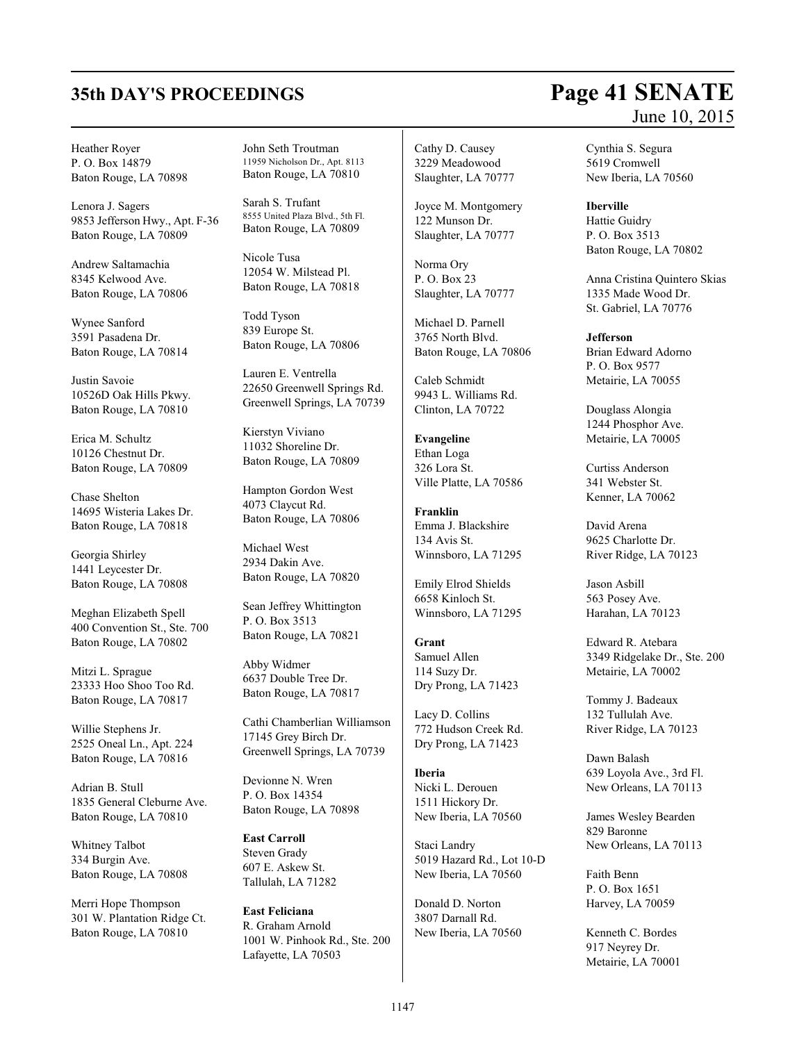Heather Royer
P. O. Box 14879
Baton Rouge, LA 70898

Lenora J. Sagers
9853 Jefferson Hwy., Apt. F-36
Baton Rouge, LA 70809

Andrew Saltamachia
8345 Kelwood Ave.
Baton Rouge, LA 70806

Wynee Sanford
3591 Pasadena Dr.
Baton Rouge, LA 70814

Justin Savoie
10526D Oak Hills Pkwy.
Baton Rouge, LA 70810

Erica M. Schultz
10126 Chestnut Dr.
Baton Rouge, LA 70809

Chase Shelton
14695 Wisteria Lakes Dr.
Baton Rouge, LA 70818

Georgia Shirley
1441 Leycester Dr.
Baton Rouge, LA 70808

Meghan Elizabeth Spell
400 Convention St., Ste. 700
Baton Rouge, LA 70802

Mitzi L. Sprague
23333 Hoo Shoo Too Rd.
Baton Rouge, LA 70817

Willie Stephens Jr.
2525 Oneal Ln., Apt. 224
Baton Rouge, LA 70816

Adrian B. Stull
1835 General Cleburne Ave.
Baton Rouge, LA 70810

Whitney Talbot
334 Burgin Ave.
Baton Rouge, LA 70808

Merri Hope Thompson
301 W. Plantation Ridge Ct.
Baton Rouge, LA 70810

John Seth Troutman
11959 Nicholson Dr., Apt. 8113
Baton Rouge, LA 70810

Sarah S. Trufant
8555 United Plaza Blvd., 5th Fl.
Baton Rouge, LA 70809

Nicole Tusa
12054 W. Milstead Pl.
Baton Rouge, LA 70818

Todd Tyson
839 Europe St.
Baton Rouge, LA 70806

Lauren E. Ventrella
22650 Greenwell Springs Rd.
Greenwell Springs, LA 70739

Kierstyn Viviano
11032 Shoreline Dr.
Baton Rouge, LA 70809

Hampton Gordon West
4073 Claycut Rd.
Baton Rouge, LA 70806

Michael West
2934 Dakin Ave.
Baton Rouge, LA 70820

Sean Jeffrey Whittington
P. O. Box 3513
Baton Rouge, LA 70821

Abby Widmer
6637 Double Tree Dr.
Baton Rouge, LA 70817

Cathi Chamberlian Williamson
17145 Grey Birch Dr.
Greenwell Springs, LA 70739

Devionne N. Wren
P. O. Box 14354
Baton Rouge, LA 70898

**East Carroll**
Steven Grady
607 E. Askew St.
Tallulah, LA 71282

**East Feliciana**
R. Graham Arnold
1001 W. Pinhook Rd., Ste. 200
Lafayette, LA 70503

Cathy D. Causey
3229 Meadowood
Slaughter, LA 70777

Joyce M. Montgomery
122 Munson Dr.
Slaughter, LA 70777

Norma Ory
P. O. Box 23
Slaughter, LA 70777

Michael D. Parnell
3765 North Blvd.
Baton Rouge, LA 70806

Caleb Schmidt
9943 L. Williams Rd.
Clinton, LA 70722

**Evangeline**
Ethan Loga
326 Lora St.
Ville Platte, LA 70586

**Franklin**
Emma J. Blackshire
134 Avis St.
Winnsboro, LA 71295

Emily Elrod Shields
6658 Kinloch St.
Winnsboro, LA 71295

**Grant**
Samuel Allen
114 Suzy Dr.
Dry Prong, LA 71423

Lacy D. Collins
772 Hudson Creek Rd.
Dry Prong, LA 71423

**Iberia**
Nicki L. Derouen
1511 Hickory Dr.
New Iberia, LA 70560

Staci Landry
5019 Hazard Rd., Lot 10-D
New Iberia, LA 70560

Donald D. Norton
3807 Darnall Rd.
New Iberia, LA 70560

Cynthia S. Segura
5619 Cromwell
New Iberia, LA 70560

**Iberville**
Hattie Guidry
P. O. Box 3513
Baton Rouge, LA 70802

Anna Cristina Quintero Skias
1335 Made Wood Dr.
St. Gabriel, LA 70776

**Jefferson**
Brian Edward Adorno
P. O. Box 9577
Metairie, LA 70055

Douglass Alongia
1244 Phosphor Ave.
Metairie, LA 70005

Curtiss Anderson
341 Webster St.
Kenner, LA 70062

David Arena
9625 Charlotte Dr.
River Ridge, LA 70123

Jason Asbill
563 Posey Ave.
Harahan, LA 70123

Edward R. Atebara
3349 Ridgelake Dr., Ste. 200
Metairie, LA 70002

Tommy J. Badeaux
132 Tullulah Ave.
River Ridge, LA 70123

Dawn Balash
639 Loyola Ave., 3rd Fl.
New Orleans, LA 70113

James Wesley Bearden
829 Baronne
New Orleans, LA 70113

Faith Benn
P. O. Box 1651
Harvey, LA 70059

Kenneth C. Bordes
917 Neyrey Dr.
Metairie, LA 70001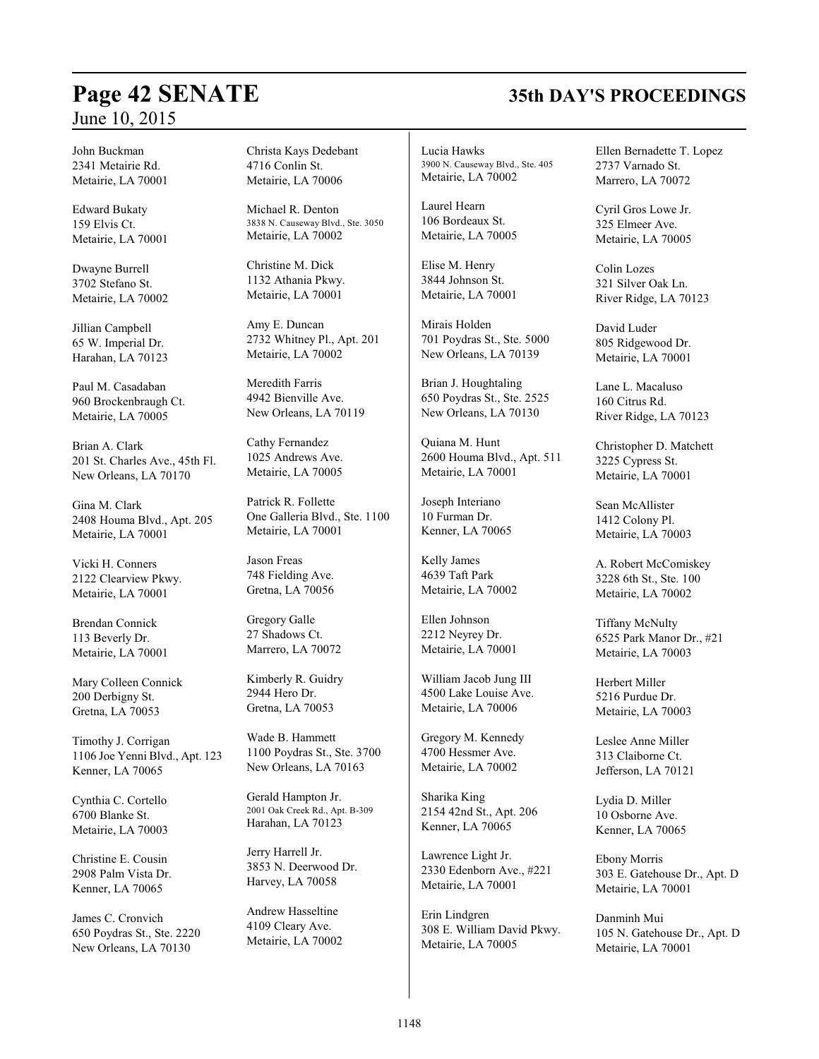John Buckman
2341 Metairie Rd.
Metairie, LA 70001

Edward Bukaty
159 Elvis Ct.
Metairie, LA 70001

Dwayne Burrell
3702 Stefano St.
Metairie, LA 70002

Jillian Campbell
65 W. Imperial Dr.
Harahan, LA 70123

Paul M. Casadaban
960 Brockenbraugh Ct.
Metairie, LA 70005

Brian A. Clark
201 St. Charles Ave., 45th Fl.
New Orleans, LA 70170

Gina M. Clark
2408 Houma Blvd., Apt. 205
Metairie, LA 70001

Vicki H. Conners
2122 Clearview Pkwy.
Metairie, LA 70001

Brendan Connick
113 Beverly Dr.
Metairie, LA 70001

Mary Colleen Connick
200 Derbigny St.
Gretna, LA 70053

Timothy J. Corrigan
1106 Joe Yenni Blvd., Apt. 123
Kenner, LA 70065

Cynthia C. Cortello
6700 Blanke St.
Metairie, LA 70003

Christine E. Cousin
2908 Palm Vista Dr.
Kenner, LA 70065

James C. Cronvich
650 Poydras St., Ste. 2220
New Orleans, LA 70130

Christa Kays Dedebant
4716 Conlin St.
Metairie, LA 70006

Michael R. Denton
3838 N. Causeway Blvd., Ste. 3050
Metairie, LA 70002

Christine M. Dick
1132 Athania Pkwy.
Metairie, LA 70001

Amy E. Duncan
2732 Whitney Pl., Apt. 201
Metairie, LA 70002

Meredith Farris
4942 Bienville Ave.
New Orleans, LA 70119

Cathy Fernandez
1025 Andrews Ave.
Metairie, LA 70005

Patrick R. Follette
One Galleria Blvd., Ste. 1100
Metairie, LA 70001

Jason Freas
748 Fielding Ave.
Gretna, LA 70056

Gregory Galle
27 Shadows Ct.
Marrero, LA 70072

Kimberly R. Guidry
2944 Hero Dr.
Gretna, LA 70053

Wade B. Hammett
1100 Poydras St., Ste. 3700
New Orleans, LA 70163

Gerald Hampton Jr.
2001 Oak Creek Rd., Apt. B-309
Harahan, LA 70123

Jerry Harrell Jr.
3853 N. Deerwood Dr.
Harvey, LA 70058

Andrew Hasseltine
4109 Cleary Ave.
Metairie, LA 70002

Lucia Hawks
3900 N. Causeway Blvd., Ste. 405
Metairie, LA 70002

Laurel Hearn
106 Bordeaux St.
Metairie, LA 70005

Elise M. Henry
3844 Johnson St.
Metairie, LA 70001

Mirais Holden
701 Poydras St., Ste. 5000
New Orleans, LA 70139

Brian J. Houghtaling
650 Poydras St., Ste. 2525
New Orleans, LA 70130

Quiana M. Hunt
2600 Houma Blvd., Apt. 511
Metairie, LA 70001

Joseph Interiano
10 Furman Dr.
Kenner, LA 70065

Kelly James
4639 Taft Park
Metairie, LA 70002

Ellen Johnson
2212 Neyrey Dr.
Metairie, LA 70001

William Jacob Jung III
4500 Lake Louise Ave.
Metairie, LA 70006

Gregory M. Kennedy
4700 Hessmer Ave.
Metairie, LA 70002

Sharika King
2154 42nd St., Apt. 206
Kenner, LA 70065

Lawrence Light Jr.
2330 Edenborn Ave., #221
Metairie, LA 70001

Erin Lindgren
308 E. William David Pkwy.
Metairie, LA 70005

Ellen Bernadette T. Lopez
2737 Varnado St.
Marrero, LA 70072

Cyril Gros Lowe Jr.
325 Elmeer Ave.
Metairie, LA 70005

Colin Lozes
321 Silver Oak Ln.
River Ridge, LA 70123

David Luder
805 Ridgewood Dr.
Metairie, LA 70001

Lane L. Macaluso
160 Citrus Rd.
River Ridge, LA 70123

Christopher D. Matchett
3225 Cypress St.
Metairie, LA 70001

Sean McAllister
1412 Colony Pl.
Metairie, LA 70003

A. Robert McComiskey
3228 6th St., Ste. 100
Metairie, LA 70002

Tiffany McNulty
6525 Park Manor Dr., #21
Metairie, LA 70003

Herbert Miller
5216 Purdue Dr.
Metairie, LA 70003

Leslee Anne Miller
313 Claiborne Ct.
Jefferson, LA 70121

Lydia D. Miller
10 Osborne Ave.
Kenner, LA 70065

Ebony Morris
303 E. Gatehouse Dr., Apt. D
Metairie, LA 70001

Danminh Mui
105 N. Gatehouse Dr., Apt. D
Metairie, LA 70001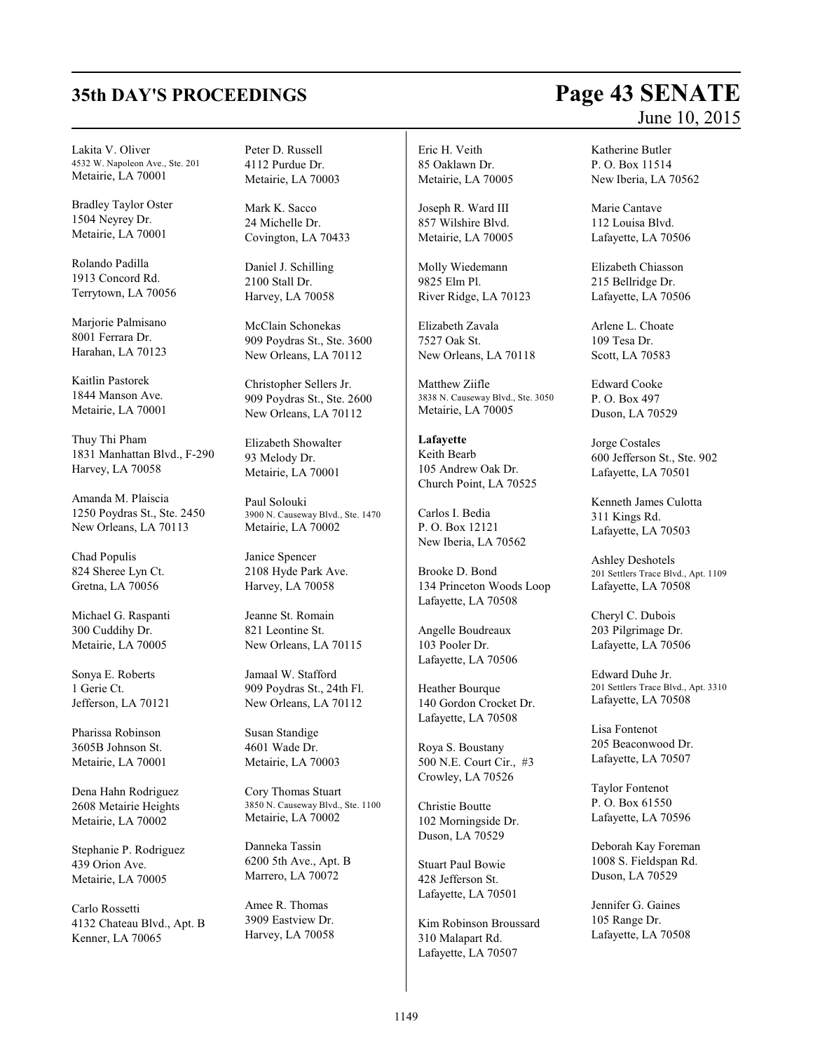Lakita V. Oliver
4532 W. Napoleon Ave., Ste. 201
Metairie, LA 70001

Bradley Taylor Oster
1504 Neyrey Dr.
Metairie, LA 70001

Rolando Padilla
1913 Concord Rd.
Terrytown, LA 70056

Marjorie Palmisano
8001 Ferrara Dr.
Harahan, LA 70123

Kaitlin Pastorek
1844 Manson Ave.
Metairie, LA 70001

Thuy Thi Pham
1831 Manhattan Blvd., F-290
Harvey, LA 70058

Amanda M. Plaiscia
1250 Poydras St., Ste. 2450
New Orleans, LA 70113

Chad Populis
824 Sheree Lyn Ct.
Gretna, LA 70056

Michael G. Raspanti
300 Cuddihy Dr.
Metairie, LA 70005

Sonya E. Roberts
1 Gerie Ct.
Jefferson, LA 70121

Pharissa Robinson
3605B Johnson St.
Metairie, LA 70001

Dena Hahn Rodriguez
2608 Metairie Heights
Metairie, LA 70002

Stephanie P. Rodriguez
439 Orion Ave.
Metairie, LA 70005

Carlo Rossetti
4132 Chateau Blvd., Apt. B
Kenner, LA 70065

Peter D. Russell
4112 Purdue Dr.
Metairie, LA 70003

Mark K. Sacco
24 Michelle Dr.
Covington, LA 70433

Daniel J. Schilling
2100 Stall Dr.
Harvey, LA 70058

McClain Schonekas
909 Poydras St., Ste. 3600
New Orleans, LA 70112

Christopher Sellers Jr.
909 Poydras St., Ste. 2600
New Orleans, LA 70112

Elizabeth Showalter
93 Melody Dr.
Metairie, LA 70001

Paul Solouki
3900 N. Causeway Blvd., Ste. 1470
Metairie, LA 70002

Janice Spencer
2108 Hyde Park Ave.
Harvey, LA 70058

Jeanne St. Romain
821 Leontine St.
New Orleans, LA 70115

Jamaal W. Stafford
909 Poydras St., 24th Fl.
New Orleans, LA 70112

Susan Standige
4601 Wade Dr.
Metairie, LA 70003

Cory Thomas Stuart
3850 N. Causeway Blvd., Ste. 1100
Metairie, LA 70002

Danneka Tassin
6200 5th Ave., Apt. B
Marrero, LA 70072

Amee R. Thomas
3909 Eastview Dr.
Harvey, LA 70058

Eric H. Veith
85 Oaklawn Dr.
Metairie, LA 70005

Joseph R. Ward III
857 Wilshire Blvd.
Metairie, LA 70005

Molly Wiedemann
9825 Elm Pl.
River Ridge, LA 70123

Elizabeth Zavala
7527 Oak St.
New Orleans, LA 70118

Matthew Ziifle
3838 N. Causeway Blvd., Ste. 3050
Metairie, LA 70005

**Lafayette**

Keith Bearb
105 Andrew Oak Dr.
Church Point, LA 70525

Carlos I. Bedia
P. O. Box 12121
New Iberia, LA 70562

Brooke D. Bond
134 Princeton Woods Loop
Lafayette, LA 70508

Angelle Boudreaux
103 Pooler Dr.
Lafayette, LA 70506

Heather Bourque
140 Gordon Crocket Dr.
Lafayette, LA 70508

Roya S. Boustany
500 N.E. Court Cir., #3
Crowley, LA 70526

Christie Boutte
102 Morningside Dr.
Duson, LA 70529

Stuart Paul Bowie
428 Jefferson St.
Lafayette, LA 70501

Kim Robinson Broussard
310 Malapart Rd.
Lafayette, LA 70507

Katherine Butler
P. O. Box 11514
New Iberia, LA 70562

Marie Cantave
112 Louisa Blvd.
Lafayette, LA 70506

Elizabeth Chiasson
215 Bellridge Dr.
Lafayette, LA 70506

Arlene L. Choate
109 Tesa Dr.
Scott, LA 70583

Edward Cooke
P. O. Box 497
Duson, LA 70529

Jorge Costales
600 Jefferson St., Ste. 902
Lafayette, LA 70501

Kenneth James Culotta
311 Kings Rd.
Lafayette, LA 70503

Ashley Deshotels
201 Settlers Trace Blvd., Apt. 1109
Lafayette, LA 70508

Cheryl C. Dubois
203 Pilgrimage Dr.
Lafayette, LA 70506

Edward Duhe Jr.
201 Settlers Trace Blvd., Apt. 3310
Lafayette, LA 70508

Lisa Fontenot
205 Beaconwood Dr.
Lafayette, LA 70507

Taylor Fontenot
P. O. Box 61550
Lafayette, LA 70596

Deborah Kay Foreman
1008 S. Fieldspan Rd.
Duson, LA 70529

Jennifer G. Gaines
105 Range Dr.
Lafayette, LA 70508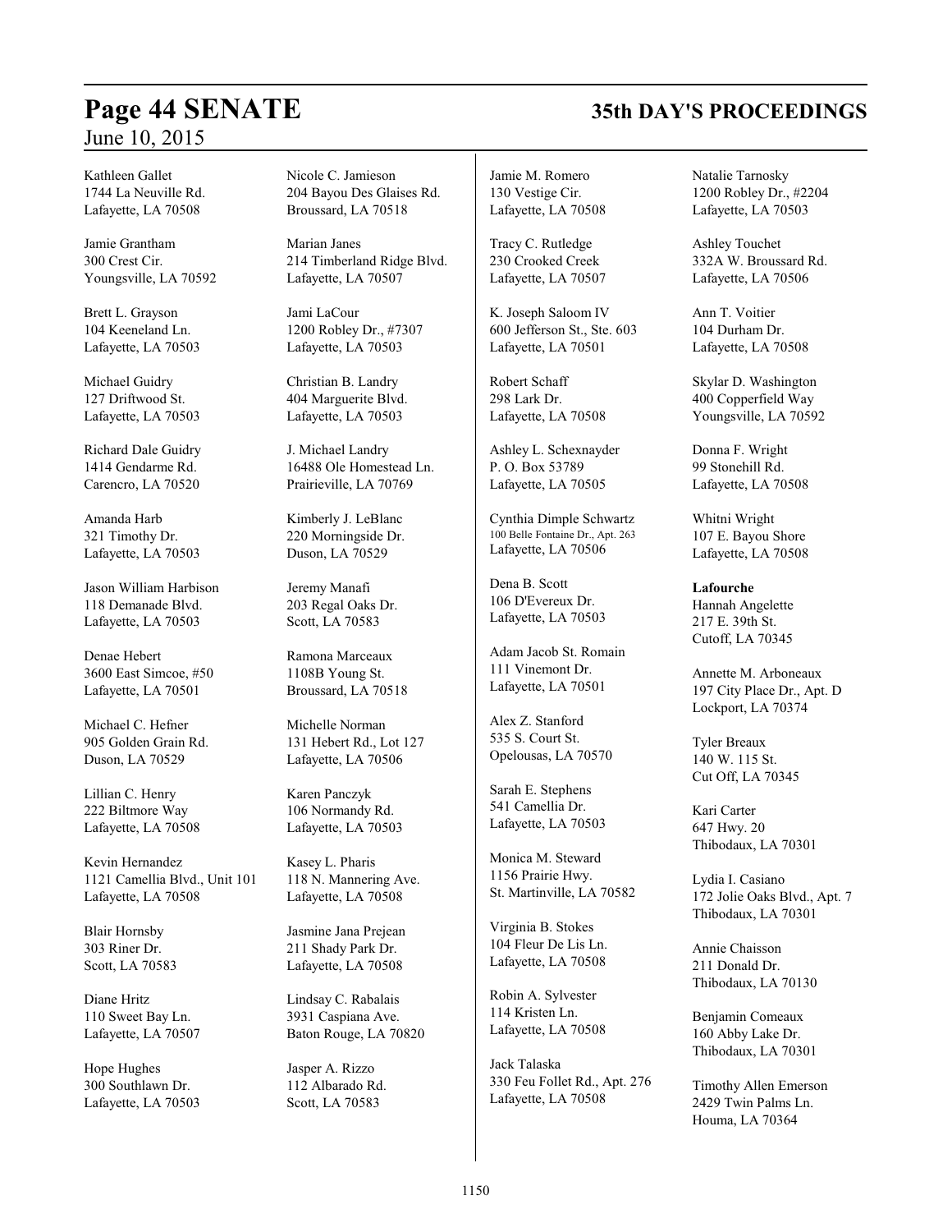Kathleen Gallet
1744 La Neuville Rd.
Lafayette, LA 70508

Jamie Grantham
300 Crest Cir.
Youngsville, LA 70592

Brett L. Grayson
104 Keeneland Ln.
Lafayette, LA 70503

Michael Guidry
127 Driftwood St.
Lafayette, LA 70503

Richard Dale Guidry
1414 Gendarme Rd.
Carencro, LA 70520

Amanda Harb
321 Timothy Dr.
Lafayette, LA 70503

Jason William Harbison
118 Demanade Blvd.
Lafayette, LA 70503

Denae Hebert
3600 East Simcoe, #50
Lafayette, LA 70501

Michael C. Hefner
905 Golden Grain Rd.
Duson, LA 70529

Lillian C. Henry
222 Biltmore Way
Lafayette, LA 70508

Kevin Hernandez
1121 Camellia Blvd., Unit 101
Lafayette, LA 70508

Blair Hornsby
303 Riner Dr.
Scott, LA 70583

Diane Hritz
110 Sweet Bay Ln.
Lafayette, LA 70507

Hope Hughes
300 Southlawn Dr.
Lafayette, LA 70503

Nicole C. Jamieson
204 Bayou Des Glaises Rd.
Broussard, LA 70518

Marian Janes
214 Timberland Ridge Blvd.
Lafayette, LA 70507

Jami LaCour
1200 Robley Dr., #7307
Lafayette, LA 70503

Christian B. Landry
404 Marguerite Blvd.
Lafayette, LA 70503

J. Michael Landry
16488 Ole Homestead Ln.
Prairieville, LA 70769

Kimberly J. LeBlanc
220 Morningside Dr.
Duson, LA 70529

Jeremy Manafi
203 Regal Oaks Dr.
Scott, LA 70583

Ramona Marceaux
1108B Young St.
Broussard, LA 70518

Michelle Norman
131 Hebert Rd., Lot 127
Lafayette, LA 70506

Karen Panczyk
106 Normandy Rd.
Lafayette, LA 70503

Kasey L. Pharis
118 N. Mannering Ave.
Lafayette, LA 70508

Jasmine Jana Prejean
211 Shady Park Dr.
Lafayette, LA 70508

Lindsay C. Rabalais
3931 Caspiana Ave.
Baton Rouge, LA 70820

Jasper A. Rizzo
112 Albarado Rd.
Scott, LA 70583

Jamie M. Romero
130 Vestige Cir.
Lafayette, LA 70508

Tracy C. Rutledge
230 Crooked Creek
Lafayette, LA 70507

K. Joseph Saloom IV
600 Jefferson St., Ste. 603
Lafayette, LA 70501

Robert Schaff
298 Lark Dr.
Lafayette, LA 70508

Ashley L. Schexnayder
P. O. Box 53789
Lafayette, LA 70505

Cynthia Dimple Schwartz
100 Belle Fontaine Dr., Apt. 263
Lafayette, LA 70506

Dena B. Scott
106 D'Evereux Dr.
Lafayette, LA 70503

Adam Jacob St. Romain
111 Vinemont Dr.
Lafayette, LA 70501

Alex Z. Stanford
535 S. Court St.
Opelousas, LA 70570

Sarah E. Stephens
541 Camellia Dr.
Lafayette, LA 70503

Monica M. Steward
1156 Prairie Hwy.
St. Martinville, LA 70582

Virginia B. Stokes
104 Fleur De Lis Ln.
Lafayette, LA 70508

Robin A. Sylvester
114 Kristen Ln.
Lafayette, LA 70508

Jack Talaska
330 Feu Follet Rd., Apt. 276
Lafayette, LA 70508

Natalie Tarnosky
1200 Robley Dr., #2204
Lafayette, LA 70503

Ashley Touchet
332A W. Broussard Rd.
Lafayette, LA 70506

Ann T. Voitier
104 Durham Dr.
Lafayette, LA 70508

Skylar D. Washington
400 Copperfield Way
Youngsville, LA 70592

Donna F. Wright
99 Stonehill Rd.
Lafayette, LA 70508

Whitni Wright
107 E. Bayou Shore
Lafayette, LA 70508

**Lafourche**

Hannah Angelette
217 E. 39th St.
Cutoff, LA 70345

Annette M. Arboneaux
197 City Place Dr., Apt. D
Lockport, LA 70374

Tyler Breaux
140 W. 115 St.
Cut Off, LA 70345

Kari Carter
647 Hwy. 20
Thibodaux, LA 70301

Lydia I. Casiano
172 Jolie Oaks Blvd., Apt. 7
Thibodaux, LA 70301

Annie Chaisson
211 Donald Dr.
Thibodaux, LA 70130

Benjamin Comeaux
160 Abby Lake Dr.
Thibodaux, LA 70301

Timothy Allen Emerson
2429 Twin Palms Ln.
Houma, LA 70364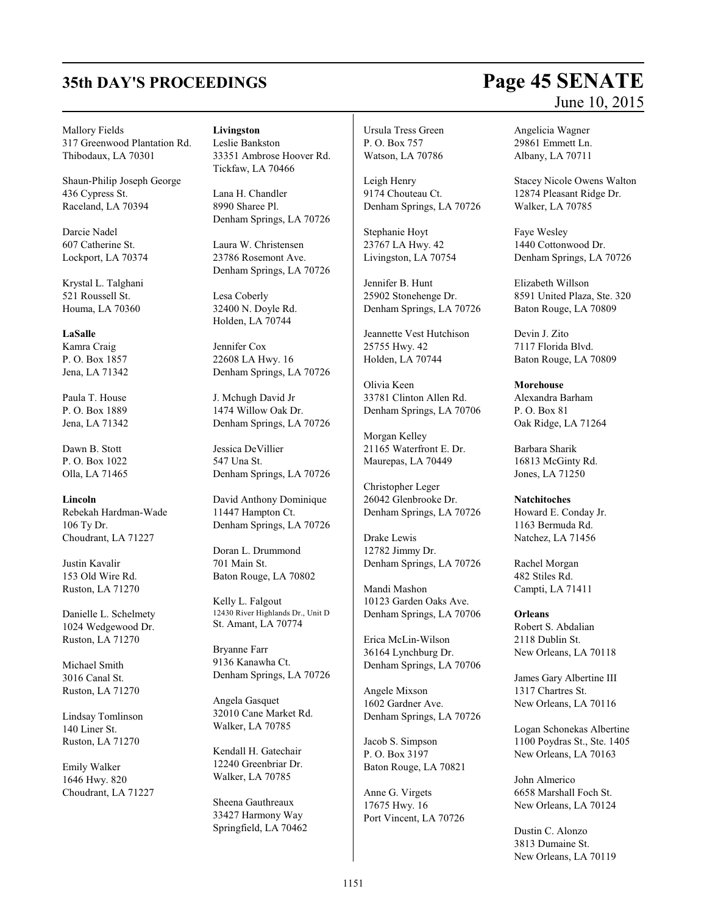Mallory Fields
317 Greenwood Plantation Rd.
Thibodaux, LA 70301

Shaun-Philip Joseph George
436 Cypress St.
Raceland, LA 70394

Darcie Nadel
607 Catherine St.
Lockport, LA 70374

Krystal L. Talghani
521 Roussell St.
Houma, LA 70360

**LaSalle**
Kamra Craig
P. O. Box 1857
Jena, LA 71342

Paula T. House
P. O. Box 1889
Jena, LA 71342

Dawn B. Stott
P. O. Box 1022
Olla, LA 71465

**Lincoln**
Rebekah Hardman-Wade
106 Ty Dr.
Choudrant, LA 71227

Justin Kavalir
153 Old Wire Rd.
Ruston, LA 71270

Danielle L. Schelmety
1024 Wedgewood Dr.
Ruston, LA 71270

Michael Smith
3016 Canal St.
Ruston, LA 71270

Lindsay Tomlinson
140 Liner St.
Ruston, LA 71270

Emily Walker
1646 Hwy. 820
Choudrant, LA 71227

**Livingston**
Leslie Bankston
33351 Ambrose Hoover Rd.
Tickfaw, LA 70466

Lana H. Chandler
8990 Sharee Pl.
Denham Springs, LA 70726

Laura W. Christensen
23786 Rosemont Ave.
Denham Springs, LA 70726

Lesa Coberly
32400 N. Doyle Rd.
Holden, LA 70744

Jennifer Cox
22608 LA Hwy. 16
Denham Springs, LA 70726

J. Mchugh David Jr
1474 Willow Oak Dr.
Denham Springs, LA 70726

Jessica DeVillier
547 Una St.
Denham Springs, LA 70726

David Anthony Dominique
11447 Hampton Ct.
Denham Springs, LA 70726

Doran L. Drummond
701 Main St.
Baton Rouge, LA 70802

Kelly L. Falgout
12430 River Highlands Dr., Unit D
St. Amant, LA 70774

Bryanne Farr
9136 Kanawha Ct.
Denham Springs, LA 70726

Angela Gasquet
32010 Cane Market Rd.
Walker, LA 70785

Kendall H. Gatechair
12240 Greenbriar Dr.
Walker, LA 70785

Sheena Gauthreaux
33427 Harmony Way
Springfield, LA 70462

Ursula Tress Green
P. O. Box 757
Watson, LA 70786

Leigh Henry
9174 Chouteau Ct.
Denham Springs, LA 70726

Stephanie Hoyt
23767 LA Hwy. 42
Livingston, LA 70754

Jennifer B. Hunt
25902 Stonehenge Dr.
Denham Springs, LA 70726

Jeannette Vest Hutchison
25755 Hwy. 42
Holden, LA 70744

Olivia Keen
33781 Clinton Allen Rd.
Denham Springs, LA 70706

Morgan Kelley
21165 Waterfront E. Dr.
Maurepas, LA 70449

Christopher Leger
26042 Glenbrooke Dr.
Denham Springs, LA 70726

Drake Lewis
12782 Jimmy Dr.
Denham Springs, LA 70726

Mandi Mashon
10123 Garden Oaks Ave.
Denham Springs, LA 70706

Erica McLin-Wilson
36164 Lynchburg Dr.
Denham Springs, LA 70706

Angele Mixson
1602 Gardner Ave.
Denham Springs, LA 70726

Jacob S. Simpson
P. O. Box 3197
Baton Rouge, LA 70821

Anne G. Virgets
17675 Hwy. 16
Port Vincent, LA 70726

Angelicia Wagner
29861 Emmett Ln.
Albany, LA 70711

Stacey Nicole Owens Walton
12874 Pleasant Ridge Dr.
Walker, LA 70785

Faye Wesley
1440 Cottonwood Dr.
Denham Springs, LA 70726

Elizabeth Willson
8591 United Plaza, Ste. 320
Baton Rouge, LA 70809

Devin J. Zito
7117 Florida Blvd.
Baton Rouge, LA 70809

**Morehouse**
Alexandra Barham
P. O. Box 81
Oak Ridge, LA 71264

Barbara Sharik
16813 McGinty Rd.
Jones, LA 71250

**Natchitoches**
Howard E. Conday Jr.
1163 Bermuda Rd.
Natchez, LA 71456

Rachel Morgan
482 Stiles Rd.
Campti, LA 71411

**Orleans**
Robert S. Abdalian
2118 Dublin St.
New Orleans, LA 70118

James Gary Albertine III
1317 Chartres St.
New Orleans, LA 70116

Logan Schonekas Albertine
1100 Poydras St., Ste. 1405
New Orleans, LA 70163

John Almerico
6658 Marshall Foch St.
New Orleans, LA 70124

Dustin C. Alonzo
3813 Dumaine St.
New Orleans, LA 70119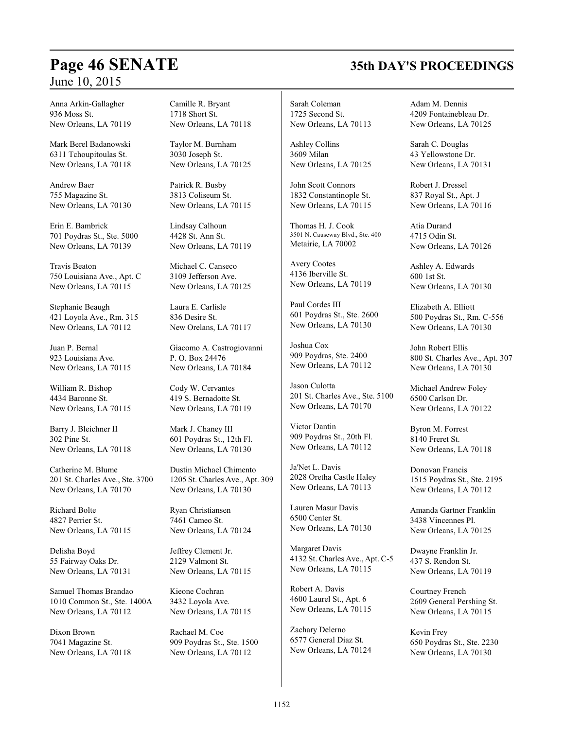Anna Arkin-Gallagher
936 Moss St.
New Orleans, LA 70119

Mark Berel Badanowski
6311 Tchoupitoulas St.
New Orleans, LA 70118

Andrew Baer
755 Magazine St.
New Orleans, LA 70130

Erin E. Bambrick
701 Poydras St., Ste. 5000
New Orleans, LA 70139

Travis Beaton
750 Louisiana Ave., Apt. C
New Orleans, LA 70115

Stephanie Beaugh
421 Loyola Ave., Rm. 315
New Orleans, LA 70112

Juan P. Bernal
923 Louisiana Ave.
New Orleans, LA 70115

William R. Bishop
4434 Baronne St.
New Orleans, LA 70115

Barry J. Bleichner II
302 Pine St.
New Orleans, LA 70118

Catherine M. Blume
201 St. Charles Ave., Ste. 3700
New Orleans, LA 70170

Richard Bolte
4827 Perrier St.
New Orleans, LA 70115

Delisha Boyd
55 Fairway Oaks Dr.
New Orleans, LA 70131

Samuel Thomas Brandao
1010 Common St., Ste. 1400A
New Orleans, LA 70112

Dixon Brown
7041 Magazine St.
New Orleans, LA 70118

Camille R. Bryant
1718 Short St.
New Orleans, LA 70118

Taylor M. Burnham
3030 Joseph St.
New Orleans, LA 70125

Patrick R. Busby
3813 Coliseum St.
New Orleans, LA 70115

Lindsay Calhoun
4428 St. Ann St.
New Orleans, LA 70119

Michael C. Canseco
3109 Jefferson Ave.
New Orleans, LA 70125

Laura E. Carlisle
836 Desire St.
New Orelans, LA 70117

Giacomo A. Castrogiovanni
P. O. Box 24476
New Orleans, LA 70184

Cody W. Cervantes
419 S. Bernadotte St.
New Orleans, LA 70119

Mark J. Chaney III
601 Poydras St., 12th Fl.
New Orleans, LA 70130

Dustin Michael Chimento
1205 St. Charles Ave., Apt. 309
New Orleans, LA 70130

Ryan Christiansen
7461 Cameo St.
New Orleans, LA 70124

Jeffrey Clement Jr.
2129 Valmont St.
New Orleans, LA 70115

Kieone Cochran
3432 Loyola Ave.
New Orleans, LA 70115

Rachael M. Coe
909 Poydras St., Ste. 1500
New Orleans, LA 70112

Sarah Coleman
1725 Second St.
New Orleans, LA 70113

Ashley Collins
3609 Milan
New Orleans, LA 70125

John Scott Connors
1832 Constantinople St.
New Orleans, LA 70115

Thomas H. J. Cook
3501 N. Causeway Blvd., Ste. 400
Metairie, LA 70002

Avery Cootes
4136 Iberville St.
New Orleans, LA 70119

Paul Cordes III
601 Poydras St., Ste. 2600
New Orleans, LA 70130

Joshua Cox
909 Poydras, Ste. 2400
New Orleans, LA 70112

Jason Culotta
201 St. Charles Ave., Ste. 5100
New Orleans, LA 70170

Victor Dantin
909 Poydras St., 20th Fl.
New Orleans, LA 70112

Ja'Net L. Davis
2028 Oretha Castle Haley
New Orleans, LA 70113

Lauren Masur Davis
6500 Center St.
New Orleans, LA 70130

Margaret Davis
4132 St. Charles Ave., Apt. C-5
New Orleans, LA 70115

Robert A. Davis
4600 Laurel St., Apt. 6
New Orleans, LA 70115

Zachary Delerno
6577 General Diaz St.
New Orleans, LA 70124

Adam M. Dennis
4209 Fontainebleau Dr.
New Orleans, LA 70125

Sarah C. Douglas
43 Yellowstone Dr.
New Orleans, LA 70131

Robert J. Dressel
837 Royal St., Apt. J
New Orleans, LA 70116

Atia Durand
4715 Odin St.
New Orleans, LA 70126

Ashley A. Edwards
600 1st St.
New Orleans, LA 70130

Elizabeth A. Elliott
500 Poydras St., Rm. C-556
New Orleans, LA 70130

John Robert Ellis
800 St. Charles Ave., Apt. 307
New Orleans, LA 70130

Michael Andrew Foley
6500 Carlson Dr.
New Orleans, LA 70122

Byron M. Forrest
8140 Freret St.
New Orleans, LA 70118

Donovan Francis
1515 Poydras St., Ste. 2195
New Orleans, LA 70112

Amanda Gartner Franklin
3438 Vincennes Pl.
New Orleans, LA 70125

Dwayne Franklin Jr.
437 S. Rendon St.
New Orleans, LA 70119

Courtney French
2609 General Pershing St.
New Orleans, LA 70115

Kevin Frey
650 Poydras St., Ste. 2230
New Orleans, LA 70130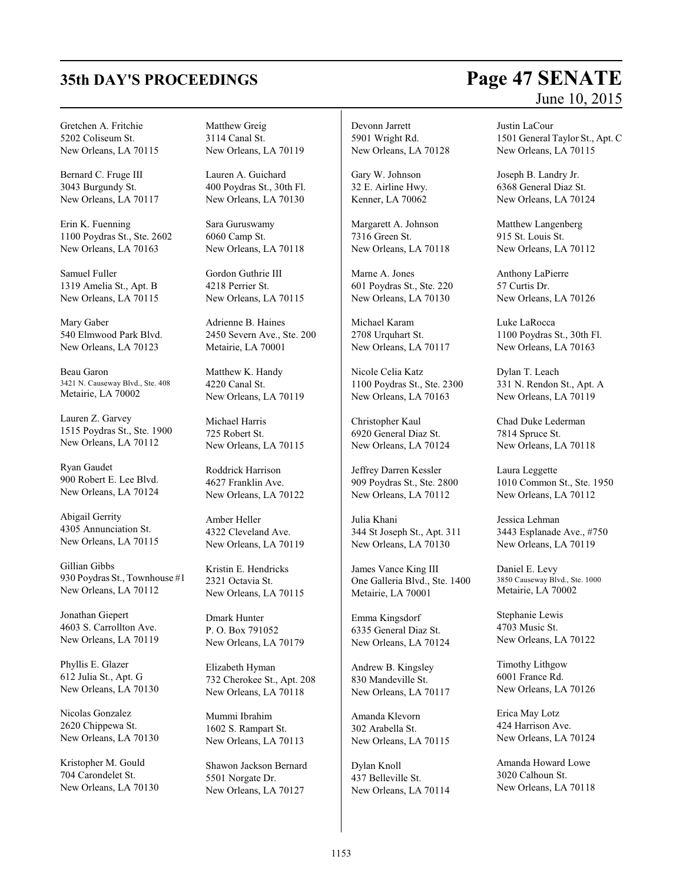Gretchen A. Fritchie
5202 Coliseum St.
New Orleans, LA 70115

Bernard C. Fruge III
3043 Burgundy St.
New Orleans, LA 70117

Erin K. Fuenning
1100 Poydras St., Ste. 2602
New Orleans, LA 70163

Samuel Fuller
1319 Amelia St., Apt. B
New Orleans, LA 70115

Mary Gaber
540 Elmwood Park Blvd.
New Orleans, LA 70123

Beau Garon
3421 N. Causeway Blvd., Ste. 408
Metairie, LA 70002

Lauren Z. Garvey
1515 Poydras St., Ste. 1900
New Orleans, LA 70112

Ryan Gaudet
900 Robert E. Lee Blvd.
New Orleans, LA 70124

Abigail Gerrity
4305 Annunciation St.
New Orleans, LA 70115

Gillian Gibbs
930 Poydras St., Townhouse #1
New Orleans, LA 70112

Jonathan Giepert
4603 S. Carrollton Ave.
New Orleans, LA 70119

Phyllis E. Glazer
612 Julia St., Apt. G
New Orleans, LA 70130

Nicolas Gonzalez
2620 Chippewa St.
New Orleans, LA 70130

Kristopher M. Gould
704 Carondelet St.
New Orleans, LA 70130

Matthew Greig
3114 Canal St.
New Orleans, LA 70119

Lauren A. Guichard
400 Poydras St., 30th Fl.
New Orleans, LA 70130

Sara Guruswamy
6060 Camp St.
New Orleans, LA 70118

Gordon Guthrie III
4218 Perrier St.
New Orleans, LA 70115

Adrienne B. Haines
2450 Severn Ave., Ste. 200
Metairie, LA 70001

Matthew K. Handy
4220 Canal St.
New Orleans, LA 70119

Michael Harris
725 Robert St.
New Orleans, LA 70115

Roddrick Harrison
4627 Franklin Ave.
New Orleans, LA 70122

Amber Heller
4322 Cleveland Ave.
New Orleans, LA 70119

Kristin E. Hendricks
2321 Octavia St.
New Orleans, LA 70115

Dmark Hunter
P. O. Box 791052
New Orleans, LA 70179

Elizabeth Hyman
732 Cherokee St., Apt. 208
New Orleans, LA 70118

Mummi Ibrahim
1602 S. Rampart St.
New Orleans, LA 70113

Shawon Jackson Bernard
5501 Norgate Dr.
New Orleans, LA 70127

Devonn Jarrett
5901 Wright Rd.
New Orleans, LA 70128

Gary W. Johnson
32 E. Airline Hwy.
Kenner, LA 70062

Margarett A. Johnson
7316 Green St.
New Orleans, LA 70118

Marne A. Jones
601 Poydras St., Ste. 220
New Orleans, LA 70130

Michael Karam
2708 Urquhart St.
New Orleans, LA 70117

Nicole Celia Katz
1100 Poydras St., Ste. 2300
New Orleans, LA 70163

Christopher Kaul
6920 General Diaz St.
New Orleans, LA 70124

Jeffrey Darren Kessler
909 Poydras St., Ste. 2800
New Orleans, LA 70112

Julia Khani
344 St Joseph St., Apt. 311
New Orleans, LA 70130

James Vance King III
One Galleria Blvd., Ste. 1400
Metairie, LA 70001

Emma Kingsdorf
6335 General Diaz St.
New Orleans, LA 70124

Andrew B. Kingsley
830 Mandeville St.
New Orleans, LA 70117

Amanda Klevorn
302 Arabella St.
New Orleans, LA 70115

Dylan Knoll
437 Belleville St.
New Orleans, LA 70114

Justin LaCour
1501 General Taylor St., Apt. C
New Orleans, LA 70115

Joseph B. Landry Jr.
6368 General Diaz St.
New Orleans, LA 70124

Matthew Langenberg
915 St. Louis St.
New Orleans, LA 70112

Anthony LaPierre
57 Curtis Dr.
New Orleans, LA 70126

Luke LaRocca
1100 Poydras St., 30th Fl.
New Orleans, LA 70163

Dylan T. Leach
331 N. Rendon St., Apt. A
New Orleans, LA 70119

Chad Duke Lederman
7814 Spruce St.
New Orleans, LA 70118

Laura Leggette
1010 Common St., Ste. 1950
New Orleans, LA 70112

Jessica Lehman
3443 Esplanade Ave., #750
New Orleans, LA 70119

Daniel E. Levy
3850 Causeway Blvd., Ste. 1000
Metairie, LA 70002

Stephanie Lewis
4703 Music St.
New Orleans, LA 70122

Timothy Lithgow
6001 France Rd.
New Orleans, LA 70126

Erica May Lotz
424 Harrison Ave.
New Orleans, LA 70124

Amanda Howard Lowe
3020 Calhoun St.
New Orleans, LA 70118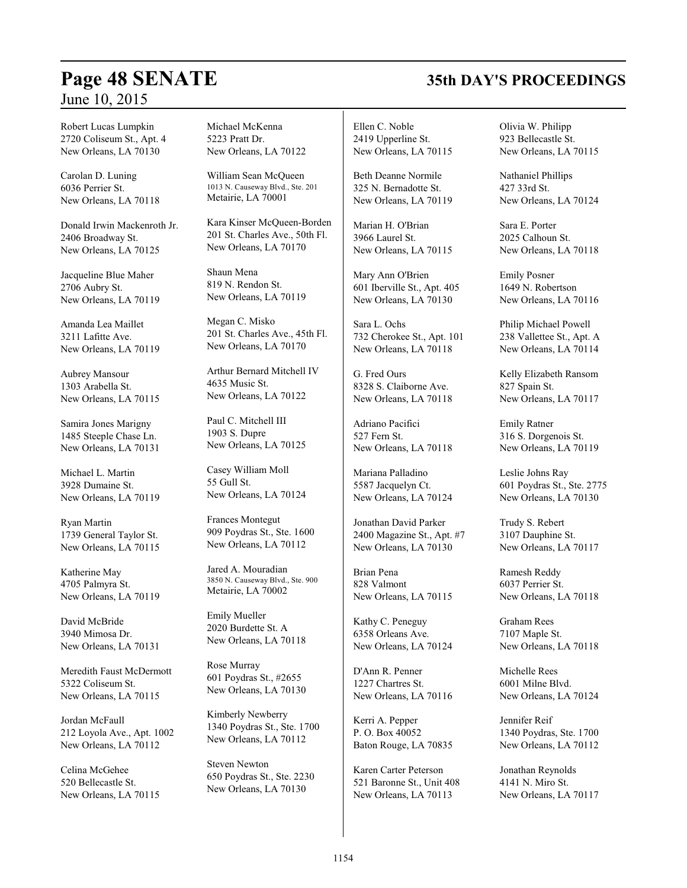Robert Lucas Lumpkin
2720 Coliseum St., Apt. 4
New Orleans, LA 70130

Carolan D. Luning
6036 Perrier St.
New Orleans, LA 70118

Donald Irwin Mackenroth Jr.
2406 Broadway St.
New Orleans, LA 70125

Jacqueline Blue Maher
2706 Aubry St.
New Orleans, LA 70119

Amanda Lea Maillet
3211 Lafitte Ave.
New Orleans, LA 70119

Aubrey Mansour
1303 Arabella St.
New Orleans, LA 70115

Samira Jones Marigny
1485 Steeple Chase Ln.
New Orleans, LA 70131

Michael L. Martin
3928 Dumaine St.
New Orleans, LA 70119

Ryan Martin
1739 General Taylor St.
New Orleans, LA 70115

Katherine May
4705 Palmyra St.
New Orleans, LA 70119

David McBride
3940 Mimosa Dr.
New Orleans, LA 70131

Meredith Faust McDermott
5322 Coliseum St.
New Orleans, LA 70115

Jordan McFaull
212 Loyola Ave., Apt. 1002
New Orleans, LA 70112

Celina McGehee
520 Bellecastle St.
New Orleans, LA 70115

Michael McKenna
5223 Pratt Dr.
New Orleans, LA 70122

William Sean McQueen
1013 N. Causeway Blvd., Ste. 201
Metairie, LA 70001

Kara Kinser McQueen-Borden
201 St. Charles Ave., 50th Fl.
New Orleans, LA 70170

Shaun Mena
819 N. Rendon St.
New Orleans, LA 70119

Megan C. Misko
201 St. Charles Ave., 45th Fl.
New Orleans, LA 70170

Arthur Bernard Mitchell IV
4635 Music St.
New Orleans, LA 70122

Paul C. Mitchell III
1903 S. Dupre
New Orleans, LA 70125

Casey William Moll
55 Gull St.
New Orleans, LA 70124

Frances Montegut
909 Poydras St., Ste. 1600
New Orleans, LA 70112

Jared A. Mouradian
3850 N. Causeway Blvd., Ste. 900
Metairie, LA 70002

Emily Mueller
2020 Burdette St. A
New Orleans, LA 70118

Rose Murray
601 Poydras St., #2655
New Orleans, LA 70130

Kimberly Newberry
1340 Poydras St., Ste. 1700
New Orleans, LA 70112

Steven Newton
650 Poydras St., Ste. 2230
New Orleans, LA 70130

Ellen C. Noble
2419 Upperline St.
New Orleans, LA 70115

Beth Deanne Normile
325 N. Bernadotte St.
New Orleans, LA 70119

Marian H. O'Brian
3966 Laurel St.
New Orleans, LA 70115

Mary Ann O'Brien
601 Iberville St., Apt. 405
New Orleans, LA 70130

Sara L. Ochs
732 Cherokee St., Apt. 101
New Orleans, LA 70118

G. Fred Ours
8328 S. Claiborne Ave.
New Orleans, LA 70118

Adriano Pacifici
527 Fern St.
New Orleans, LA 70118

Mariana Palladino
5587 Jacquelyn Ct.
New Orleans, LA 70124

Jonathan David Parker
2400 Magazine St., Apt. #7
New Orleans, LA 70130

Brian Pena
828 Valmont
New Orleans, LA 70115

Kathy C. Peneguy
6358 Orleans Ave.
New Orleans, LA 70124

D'Ann R. Penner
1227 Chartres St.
New Orleans, LA 70116

Kerri A. Pepper
P. O. Box 40052
Baton Rouge, LA 70835

Karen Carter Peterson
521 Baronne St., Unit 408
New Orleans, LA 70113

Olivia W. Philipp
923 Bellecastle St.
New Orleans, LA 70115

Nathaniel Phillips
427 33rd St.
New Orleans, LA 70124

Sara E. Porter
2025 Calhoun St.
New Orleans, LA 70118

Emily Posner
1649 N. Robertson
New Orleans, LA 70116

Philip Michael Powell
238 Vallettee St., Apt. A
New Orleans, LA 70114

Kelly Elizabeth Ransom
827 Spain St.
New Orleans, LA 70117

Emily Ratner
316 S. Dorgenois St.
New Orleans, LA 70119

Leslie Johns Ray
601 Poydras St., Ste. 2775
New Orleans, LA 70130

Trudy S. Rebert
3107 Dauphine St.
New Orleans, LA 70117

Ramesh Reddy
6037 Perrier St.
New Orleans, LA 70118

Graham Rees
7107 Maple St.
New Orleans, LA 70118

Michelle Rees
6001 Milne Blvd.
New Orleans, LA 70124

Jennifer Reif
1340 Poydras, Ste. 1700
New Orleans, LA 70112

Jonathan Reynolds
4141 N. Miro St.
New Orleans, LA 70117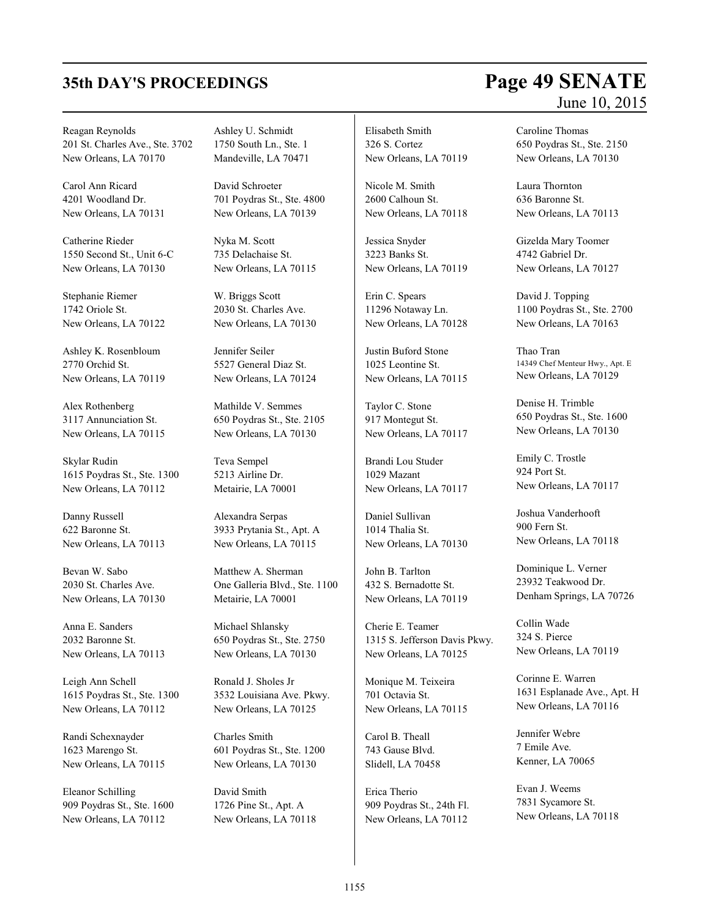Reagan Reynolds
201 St. Charles Ave., Ste. 3702
New Orleans, LA 70170

Carol Ann Ricard
4201 Woodland Dr.
New Orleans, LA 70131

Catherine Rieder
1550 Second St., Unit 6-C
New Orleans, LA 70130

Stephanie Riemer
1742 Oriole St.
New Orleans, LA 70122

Ashley K. Rosenbloum
2770 Orchid St.
New Orleans, LA 70119

Alex Rothenberg
3117 Annunciation St.
New Orleans, LA 70115

Skylar Rudin
1615 Poydras St., Ste. 1300
New Orleans, LA 70112

Danny Russell
622 Baronne St.
New Orleans, LA 70113

Bevan W. Sabo
2030 St. Charles Ave.
New Orleans, LA 70130

Anna E. Sanders
2032 Baronne St.
New Orleans, LA 70113

Leigh Ann Schell
1615 Poydras St., Ste. 1300
New Orleans, LA 70112

Randi Schexnayder
1623 Marengo St.
New Orleans, LA 70115

Eleanor Schilling
909 Poydras St., Ste. 1600
New Orleans, LA 70112

Ashley U. Schmidt
1750 South Ln., Ste. 1
Mandeville, LA 70471

David Schroeter
701 Poydras St., Ste. 4800
New Orleans, LA 70139

Nyka M. Scott
735 Delachaise St.
New Orleans, LA 70115

W. Briggs Scott
2030 St. Charles Ave.
New Orleans, LA 70130

Jennifer Seiler
5527 General Diaz St.
New Orleans, LA 70124

Mathilde V. Semmes
650 Poydras St., Ste. 2105
New Orleans, LA 70130

Teva Sempel
5213 Airline Dr.
Metairie, LA 70001

Alexandra Serpas
3933 Prytania St., Apt. A
New Orleans, LA 70115

Matthew A. Sherman
One Galleria Blvd., Ste. 1100
Metairie, LA 70001

Michael Shlansky
650 Poydras St., Ste. 2750
New Orleans, LA 70130

Ronald J. Sholes Jr
3532 Louisiana Ave. Pkwy.
New Orleans, LA 70125

Charles Smith
601 Poydras St., Ste. 1200
New Orleans, LA 70130

David Smith
1726 Pine St., Apt. A
New Orleans, LA 70118

Elisabeth Smith
326 S. Cortez
New Orleans, LA 70119

Nicole M. Smith
2600 Calhoun St.
New Orleans, LA 70118

Jessica Snyder
3223 Banks St.
New Orleans, LA 70119

Erin C. Spears
11296 Notaway Ln.
New Orleans, LA 70128

Justin Buford Stone
1025 Leontine St.
New Orleans, LA 70115

Taylor C. Stone
917 Montegut St.
New Orleans, LA 70117

Brandi Lou Studer
1029 Mazant
New Orleans, LA 70117

Daniel Sullivan
1014 Thalia St.
New Orleans, LA 70130

John B. Tarlton
432 S. Bernadotte St.
New Orleans, LA 70119

Cherie E. Teamer
1315 S. Jefferson Davis Pkwy.
New Orleans, LA 70125

Monique M. Teixeira
701 Octavia St.
New Orleans, LA 70115

Carol B. Theall
743 Gause Blvd.
Slidell, LA 70458

Erica Therio
909 Poydras St., 24th Fl.
New Orleans, LA 70112

Caroline Thomas
650 Poydras St., Ste. 2150
New Orleans, LA 70130

Laura Thornton
636 Baronne St.
New Orleans, LA 70113

Gizelda Mary Toomer
4742 Gabriel Dr.
New Orleans, LA 70127

David J. Topping
1100 Poydras St., Ste. 2700
New Orleans, LA 70163

Thao Tran
14349 Chef Menteur Hwy., Apt. E
New Orleans, LA 70129

Denise H. Trimble
650 Poydras St., Ste. 1600
New Orleans, LA 70130

Emily C. Trostle
924 Port St.
New Orleans, LA 70117

Joshua Vanderhooft
900 Fern St.
New Orleans, LA 70118

Dominique L. Verner
23932 Teakwood Dr.
Denham Springs, LA 70726

Collin Wade
324 S. Pierce
New Orleans, LA 70119

Corinne E. Warren
1631 Esplanade Ave., Apt. H
New Orleans, LA 70116

Jennifer Webre
7 Emile Ave.
Kenner, LA 70065

Evan J. Weems
7831 Sycamore St.
New Orleans, LA 70118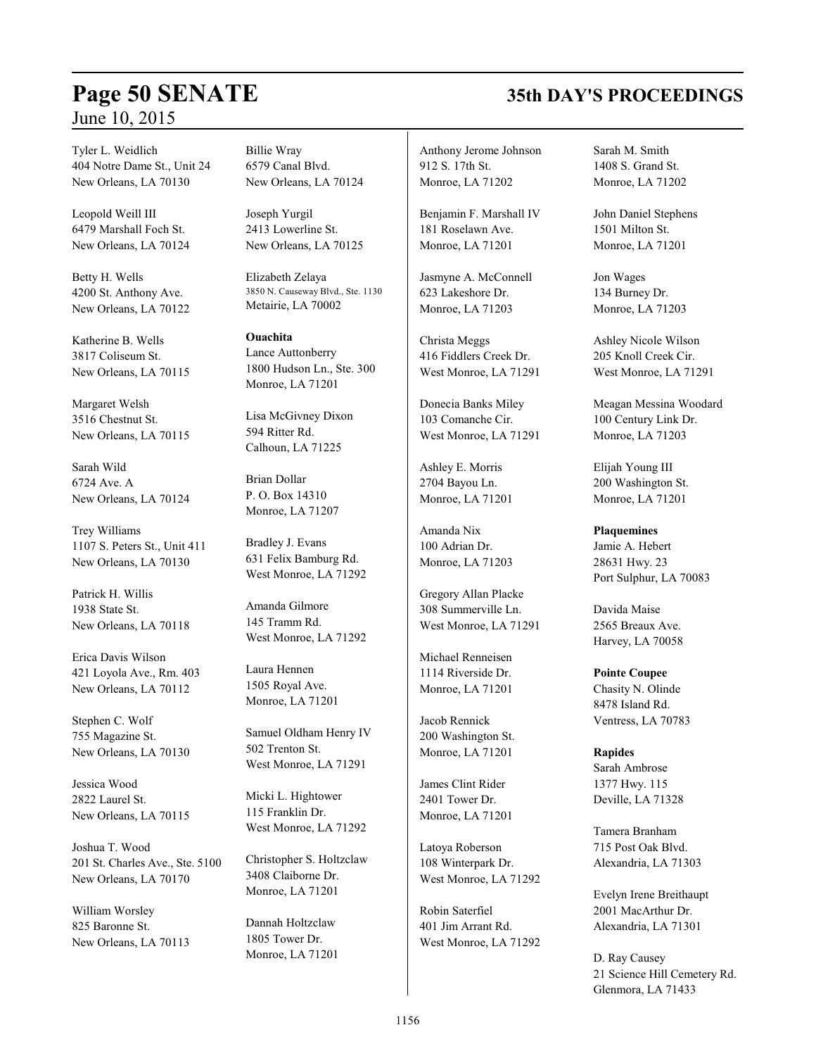Tyler L. Weidlich
404 Notre Dame St., Unit 24
New Orleans, LA 70130

Leopold Weill III
6479 Marshall Foch St.
New Orleans, LA 70124

Betty H. Wells
4200 St. Anthony Ave.
New Orleans, LA 70122

Katherine B. Wells
3817 Coliseum St.
New Orleans, LA 70115

Margaret Welsh
3516 Chestnut St.
New Orleans, LA 70115

Sarah Wild
6724 Ave. A
New Orleans, LA 70124

Trey Williams
1107 S. Peters St., Unit 411
New Orleans, LA 70130

Patrick H. Willis
1938 State St.
New Orleans, LA 70118

Erica Davis Wilson
421 Loyola Ave., Rm. 403
New Orleans, LA 70112

Stephen C. Wolf
755 Magazine St.
New Orleans, LA 70130

Jessica Wood
2822 Laurel St.
New Orleans, LA 70115

Joshua T. Wood
201 St. Charles Ave., Ste. 5100
New Orleans, LA 70170

William Worsley
825 Baronne St.
New Orleans, LA 70113

Billie Wray
6579 Canal Blvd.
New Orleans, LA 70124

Joseph Yurgil
2413 Lowerline St.
New Orleans, LA 70125

Elizabeth Zelaya
3850 N. Causeway Blvd., Ste. 1130
Metairie, LA 70002

**Ouachita**

Lance Auttonberry
1800 Hudson Ln., Ste. 300
Monroe, LA 71201

Lisa McGivney Dixon
594 Ritter Rd.
Calhoun, LA 71225

Brian Dollar
P. O. Box 14310
Monroe, LA 71207

Bradley J. Evans
631 Felix Bamburg Rd.
West Monroe, LA 71292

Amanda Gilmore
145 Tramm Rd.
West Monroe, LA 71292

Laura Hennen
1505 Royal Ave.
Monroe, LA 71201

Samuel Oldham Henry IV
502 Trenton St.
West Monroe, LA 71291

Micki L. Hightower
115 Franklin Dr.
West Monroe, LA 71292

Christopher S. Holtzclaw
3408 Claiborne Dr.
Monroe, LA 71201

Dannah Holtzclaw
1805 Tower Dr.
Monroe, LA 71201

Anthony Jerome Johnson
912 S. 17th St.
Monroe, LA 71202

Benjamin F. Marshall IV
181 Roselawn Ave.
Monroe, LA 71201

Jasmyne A. McConnell
623 Lakeshore Dr.
Monroe, LA 71203

Christa Meggs
416 Fiddlers Creek Dr.
West Monroe, LA 71291

Donecia Banks Miley
103 Comanche Cir.
West Monroe, LA 71291

Ashley E. Morris
2704 Bayou Ln.
Monroe, LA 71201

Amanda Nix
100 Adrian Dr.
Monroe, LA 71203

Gregory Allan Placke
308 Summerville Ln.
West Monroe, LA 71291

Michael Renneisen
1114 Riverside Dr.
Monroe, LA 71201

Jacob Rennick
200 Washington St.
Monroe, LA 71201

James Clint Rider
2401 Tower Dr.
Monroe, LA 71201

Latoya Roberson
108 Winterpark Dr.
West Monroe, LA 71292

Robin Saterfiel
401 Jim Arrant Rd.
West Monroe, LA 71292

Sarah M. Smith
1408 S. Grand St.
Monroe, LA 71202

John Daniel Stephens
1501 Milton St.
Monroe, LA 71201

Jon Wages
134 Burney Dr.
Monroe, LA 71203

Ashley Nicole Wilson
205 Knoll Creek Cir.
West Monroe, LA 71291

Meagan Messina Woodard
100 Century Link Dr.
Monroe, LA 71203

Elijah Young III
200 Washington St.
Monroe, LA 71201

**Plaquemines**

Jamie A. Hebert
28631 Hwy. 23
Port Sulphur, LA 70083

Davida Maise
2565 Breaux Ave.
Harvey, LA 70058

**Pointe Coupee**

Chasity N. Olinde
8478 Island Rd.
Ventress, LA 70783

**Rapides**

Sarah Ambrose
1377 Hwy. 115
Deville, LA 71328

Tamera Branham
715 Post Oak Blvd.
Alexandria, LA 71303

Evelyn Irene Breithaupt
2001 MacArthur Dr.
Alexandria, LA 71301

D. Ray Causey
21 Science Hill Cemetery Rd.
Glenmora, LA 71433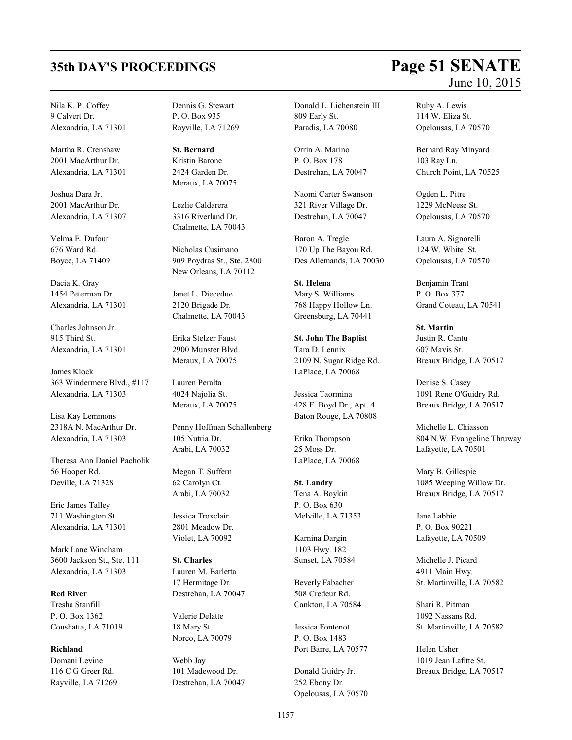Nila K. P. Coffey
9 Calvert Dr.
Alexandria, LA 71301

Martha R. Crenshaw
2001 MacArthur Dr.
Alexandria, LA 71301

Joshua Dara Jr.
2001 MacArthur Dr.
Alexandria, LA 71307

Velma E. Dufour
676 Ward Rd.
Boyce, LA 71409

Dacia K. Gray
1454 Peterman Dr.
Alexandria, LA 71301

Charles Johnson Jr.
915 Third St.
Alexandria, LA 71301

James Klock
363 Windermere Blvd., #117
Alexandria, LA 71303

Lisa Kay Lemmons
2318A N. MacArthur Dr.
Alexandria, LA 71303

Theresa Ann Daniel Pacholik
56 Hooper Rd.
Deville, LA 71328

Eric James Talley
711 Washington St.
Alexandria, LA 71301

Mark Lane Windham
3600 Jackson St., Ste. 111
Alexandria, LA 71303

**Red River**
Tresha Stanfill
P. O. Box 1362
Coushatta, LA 71019

**Richland**
Domani Levine
116 C G Greer Rd.
Rayville, LA 71269

Dennis G. Stewart
P. O. Box 935
Rayville, LA 71269

**St. Bernard**
Kristin Barone
2424 Garden Dr.
Meraux, LA 70075

Lezlie Caldarera
3316 Riverland Dr.
Chalmette, LA 70043

Nicholas Cusimano
909 Poydras St., Ste. 2800
New Orleans, LA 70112

Janet L. Diecedue
2120 Brigade Dr.
Chalmette, LA 70043

Erika Stelzer Faust
2900 Munster Blvd.
Meraux, LA 70075

Lauren Peralta
4024 Najolia St.
Meraux, LA 70075

Penny Hoffman Schallenberg
105 Nutria Dr.
Arabi, LA 70032

Megan T. Suffern
62 Carolyn Ct.
Arabi, LA 70032

Jessica Troxclair
2801 Meadow Dr.
Violet, LA 70092

**St. Charles**
Lauren M. Barletta
17 Hermitage Dr.
Destrehan, LA 70047

Valerie Delatte
18 Mary St.
Norco, LA 70079

Webb Jay
101 Madewood Dr.
Destrehan, LA 70047

Donald L. Lichenstein III
809 Early St.
Paradis, LA 70080

Orrin A. Marino
P. O. Box 178
Destrehan, LA 70047

Naomi Carter Swanson
321 River Village Dr.
Destrehan, LA 70047

Baron A. Tregle
170 Up The Bayou Rd.
Des Allemands, LA 70030

**St. Helena**
Mary S. Williams
768 Happy Hollow Ln.
Greensburg, LA 70441

**St. John The Baptist**
Tara D. Lennix
2109 N. Sugar Ridge Rd.
LaPlace, LA 70068

Jessica Taormina
428 E. Boyd Dr., Apt. 4
Baton Rouge, LA 70808

Erika Thompson
25 Moss Dr.
LaPlace, LA 70068

**St. Landry**
Tena A. Boykin
P. O. Box 630
Melville, LA 71353

Karnina Dargin
1103 Hwy. 182
Sunset, LA 70584

Beverly Fabacher
508 Credeur Rd.
Cankton, LA 70584

Jessica Fontenot
P. O. Box 1483
Port Barre, LA 70577

Donald Guidry Jr.
252 Ebony Dr.
Opelousas, LA 70570

Ruby A. Lewis
114 W. Eliza St.
Opelousas, LA 70570

Bernard Ray Minyard
103 Ray Ln.
Church Point, LA 70525

Ogden L. Pitre
1229 McNeese St.
Opelousas, LA 70570

Laura A. Signorelli
124 W. White St.
Opelousas, LA 70570

Benjamin Trant
P. O. Box 377
Grand Coteau, LA 70541

**St. Martin**
Justin R. Cantu
607 Mavis St.
Breaux Bridge, LA 70517

Denise S. Casey
1091 Rene O'Guidry Rd.
Breaux Bridge, LA 70517

Michelle L. Chiasson
804 N.W. Evangeline Thruway
Lafayette, LA 70501

Mary B. Gillespie
1085 Weeping Willow Dr.
Breaux Bridge, LA 70517

Jane Labbie
P. O. Box 90221
Lafayette, LA 70509

Michelle J. Picard
4911 Main Hwy.
St. Martinville, LA 70582

Shari R. Pitman
1092 Nassans Rd.
St. Martinville, LA 70582

Helen Usher
1019 Jean Lafitte St.
Breaux Bridge, LA 70517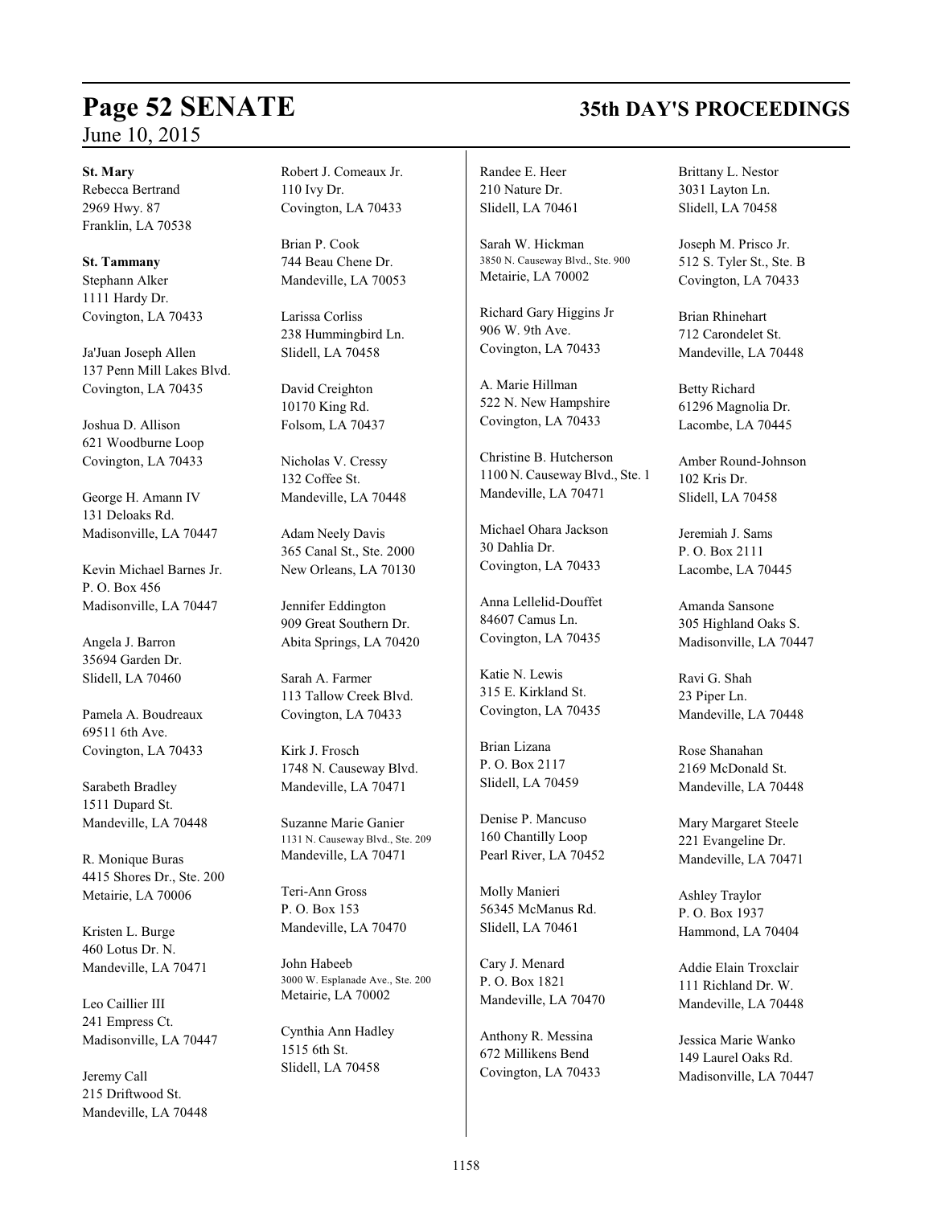**St. Mary**

Rebecca Bertrand
2969 Hwy. 87
Franklin, LA 70538

**St. Tammany**

Stephann Alker
1111 Hardy Dr.
Covington, LA 70433

Ja'Juan Joseph Allen
137 Penn Mill Lakes Blvd.
Covington, LA 70435

Joshua D. Allison
621 Woodburne Loop
Covington, LA 70433

George H. Amann IV
131 Deloaks Rd.
Madisonville, LA 70447

Kevin Michael Barnes Jr.
P. O. Box 456
Madisonville, LA 70447

Angela J. Barron
35694 Garden Dr.
Slidell, LA 70460

Pamela A. Boudreaux
69511 6th Ave.
Covington, LA 70433

Sarabeth Bradley
1511 Dupard St.
Mandeville, LA 70448

R. Monique Buras
4415 Shores Dr., Ste. 200
Metairie, LA 70006

Kristen L. Burge
460 Lotus Dr. N.
Mandeville, LA 70471

Leo Caillier III
241 Empress Ct.
Madisonville, LA 70447

Jeremy Call
215 Driftwood St.
Mandeville, LA 70448

Robert J. Comeaux Jr.
110 Ivy Dr.
Covington, LA 70433

Brian P. Cook
744 Beau Chene Dr.
Mandeville, LA 70053

Larissa Corliss
238 Hummingbird Ln.
Slidell, LA 70458

David Creighton
10170 King Rd.
Folsom, LA 70437

Nicholas V. Cressy
132 Coffee St.
Mandeville, LA 70448

Adam Neely Davis
365 Canal St., Ste. 2000
New Orleans, LA 70130

Jennifer Eddington
909 Great Southern Dr.
Abita Springs, LA 70420

Sarah A. Farmer
113 Tallow Creek Blvd.
Covington, LA 70433

Kirk J. Frosch
1748 N. Causeway Blvd.
Mandeville, LA 70471

Suzanne Marie Ganier
1131 N. Causeway Blvd., Ste. 209
Mandeville, LA 70471

Teri-Ann Gross
P. O. Box 153
Mandeville, LA 70470

John Habeeb
3000 W. Esplanade Ave., Ste. 200
Metairie, LA 70002

Cynthia Ann Hadley
1515 6th St.
Slidell, LA 70458

Randee E. Heer
210 Nature Dr.
Slidell, LA 70461

Sarah W. Hickman
3850 N. Causeway Blvd., Ste. 900
Metairie, LA 70002

Richard Gary Higgins Jr
906 W. 9th Ave.
Covington, LA 70433

A. Marie Hillman
522 N. New Hampshire
Covington, LA 70433

Christine B. Hutcherson
1100 N. Causeway Blvd., Ste. 1
Mandeville, LA 70471

Michael Ohara Jackson
30 Dahlia Dr.
Covington, LA 70433

Anna Lellelid-Douffet
84607 Camus Ln.
Covington, LA 70435

Katie N. Lewis
315 E. Kirkland St.
Covington, LA 70435

Brian Lizana
P. O. Box 2117
Slidell, LA 70459

Denise P. Mancuso
160 Chantilly Loop
Pearl River, LA 70452

Molly Manieri
56345 McManus Rd.
Slidell, LA 70461

Cary J. Menard
P. O. Box 1821
Mandeville, LA 70470

Anthony R. Messina
672 Millikens Bend
Covington, LA 70433

Brittany L. Nestor
3031 Layton Ln.
Slidell, LA 70458

Joseph M. Prisco Jr.
512 S. Tyler St., Ste. B
Covington, LA 70433

Brian Rhinehart
712 Carondelet St.
Mandeville, LA 70448

Betty Richard
61296 Magnolia Dr.
Lacombe, LA 70445

Amber Round-Johnson
102 Kris Dr.
Slidell, LA 70458

Jeremiah J. Sams
P. O. Box 2111
Lacombe, LA 70445

Amanda Sansone
305 Highland Oaks S.
Madisonville, LA 70447

Ravi G. Shah
23 Piper Ln.
Mandeville, LA 70448

Rose Shanahan
2169 McDonald St.
Mandeville, LA 70448

Mary Margaret Steele
221 Evangeline Dr.
Mandeville, LA 70471

Ashley Traylor
P. O. Box 1937
Hammond, LA 70404

Addie Elain Troxclair
111 Richland Dr. W.
Mandeville, LA 70448

Jessica Marie Wanko
149 Laurel Oaks Rd.
Madisonville, LA 70447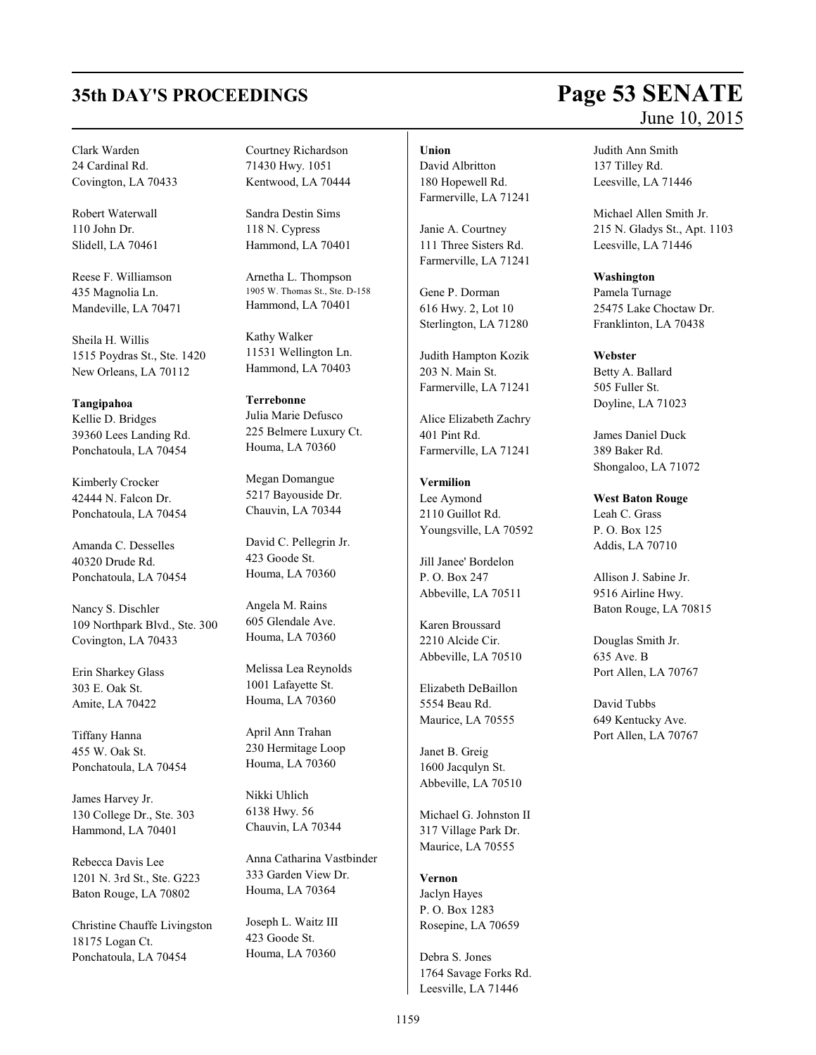Clark Warden
24 Cardinal Rd.
Covington, LA 70433

Robert Waterwall
110 John Dr.
Slidell, LA 70461

Reese F. Williamson
435 Magnolia Ln.
Mandeville, LA 70471

Sheila H. Willis
1515 Poydras St., Ste. 1420
New Orleans, LA 70112

**Tangipahoa**

Kellie D. Bridges
39360 Lees Landing Rd.
Ponchatoula, LA 70454

Kimberly Crocker
42444 N. Falcon Dr.
Ponchatoula, LA 70454

Amanda C. Desselles
40320 Drude Rd.
Ponchatoula, LA 70454

Nancy S. Dischler
109 Northpark Blvd., Ste. 300
Covington, LA 70433

Erin Sharkey Glass
303 E. Oak St.
Amite, LA 70422

Tiffany Hanna
455 W. Oak St.
Ponchatoula, LA 70454

James Harvey Jr.
130 College Dr., Ste. 303
Hammond, LA 70401

Rebecca Davis Lee
1201 N. 3rd St., Ste. G223
Baton Rouge, LA 70802

Christine Chauffe Livingston
18175 Logan Ct.
Ponchatoula, LA 70454

Courtney Richardson
71430 Hwy. 1051
Kentwood, LA 70444

Sandra Destin Sims
118 N. Cypress
Hammond, LA 70401

Arnetha L. Thompson
1905 W. Thomas St., Ste. D-158
Hammond, LA 70401

Kathy Walker
11531 Wellington Ln.
Hammond, LA 70403

**Terrebonne**

Julia Marie Defusco
225 Belmere Luxury Ct.
Houma, LA 70360

Megan Domangue
5217 Bayouside Dr.
Chauvin, LA 70344

David C. Pellegrin Jr.
423 Goode St.
Houma, LA 70360

Angela M. Rains
605 Glendale Ave.
Houma, LA 70360

Melissa Lea Reynolds
1001 Lafayette St.
Houma, LA 70360

April Ann Trahan
230 Hermitage Loop
Houma, LA 70360

Nikki Uhlich
6138 Hwy. 56
Chauvin, LA 70344

Anna Catharina Vastbinder
333 Garden View Dr.
Houma, LA 70364

Joseph L. Waitz III
423 Goode St.
Houma, LA 70360

**Union**

David Albritton
180 Hopewell Rd.
Farmerville, LA 71241

Janie A. Courtney
111 Three Sisters Rd.
Farmerville, LA 71241

Gene P. Dorman
616 Hwy. 2, Lot 10
Sterlington, LA 71280

Judith Hampton Kozik
203 N. Main St.
Farmerville, LA 71241

Alice Elizabeth Zachry
401 Pint Rd.
Farmerville, LA 71241

**Vermilion**

Lee Aymond
2110 Guillot Rd.
Youngsville, LA 70592

Jill Janee' Bordelon
P. O. Box 247
Abbeville, LA 70511

Karen Broussard
2210 Alcide Cir.
Abbeville, LA 70510

Elizabeth DeBaillon
5554 Beau Rd.
Maurice, LA 70555

Janet B. Greig
1600 Jacqulyn St.
Abbeville, LA 70510

Michael G. Johnston II
317 Village Park Dr.
Maurice, LA 70555

**Vernon**

Jaclyn Hayes
P. O. Box 1283
Rosepine, LA 70659

Debra S. Jones
1764 Savage Forks Rd.
Leesville, LA 71446

Judith Ann Smith
137 Tilley Rd.
Leesville, LA 71446

Michael Allen Smith Jr.
215 N. Gladys St., Apt. 1103
Leesville, LA 71446

**Washington**

Pamela Turnage
25475 Lake Choctaw Dr.
Franklinton, LA 70438

**Webster**

Betty A. Ballard
505 Fuller St.
Doyline, LA 71023

James Daniel Duck
389 Baker Rd.
Shongaloo, LA 71072

**West Baton Rouge**

Leah C. Grass
P. O. Box 125
Addis, LA 70710

Allison J. Sabine Jr.
9516 Airline Hwy.
Baton Rouge, LA 70815

Douglas Smith Jr.
635 Ave. B
Port Allen, LA 70767

David Tubbs
649 Kentucky Ave.
Port Allen, LA 70767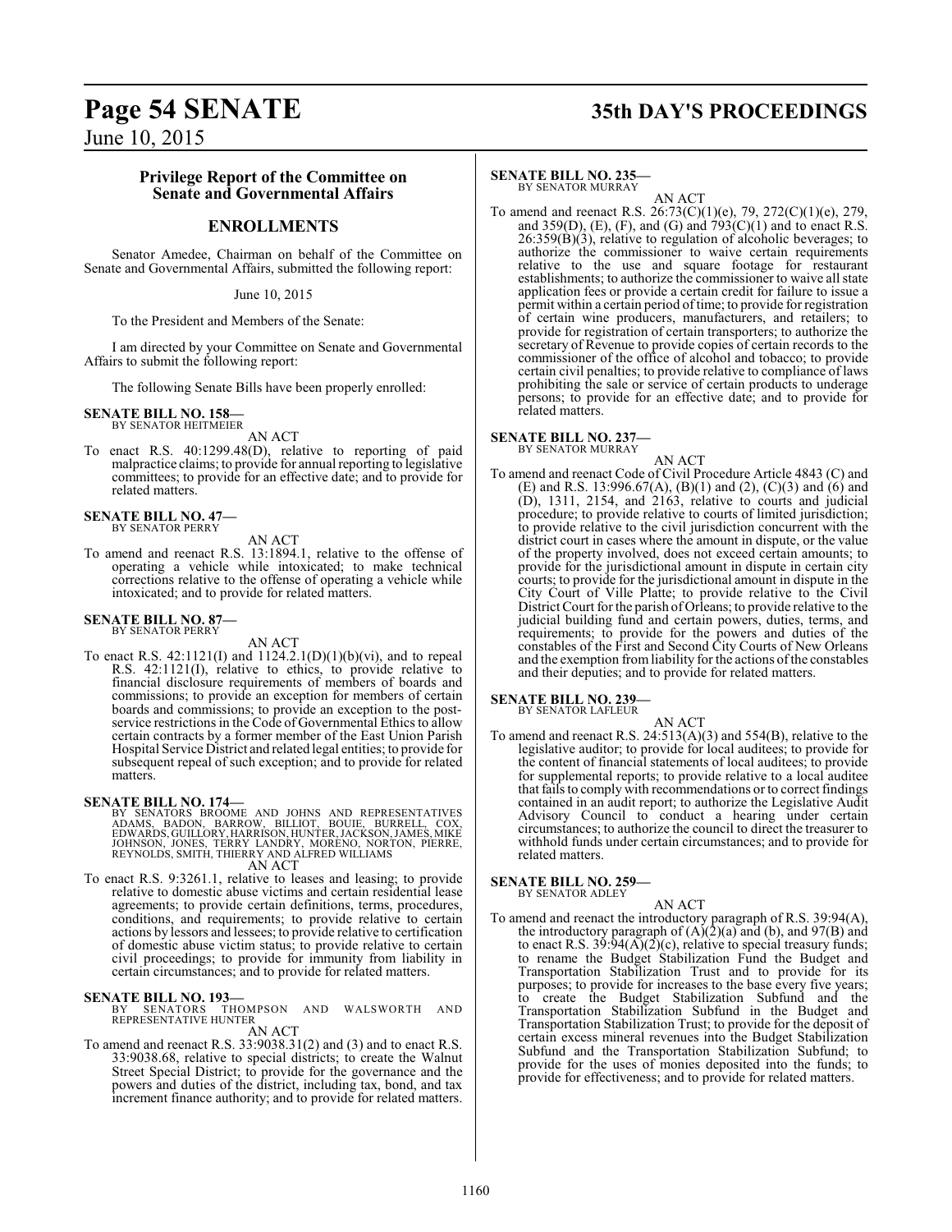## Privilege Report of the Committee on Senate and Governmental Affairs

## ENROLLMENTS

Senator Amedee, Chairman on behalf of the Committee on Senate and Governmental Affairs, submitted the following report:

June 10, 2015

To the President and Members of the Senate:

I am directed by your Committee on Senate and Governmental Affairs to submit the following report:

The following Senate Bills have been properly enrolled:

**SENATE BILL NO. 158—**
BY SENATOR HEITMEIER

AN ACT

To enact R.S. 40:1299.48(D), relative to reporting of paid malpractice claims; to provide for annual reporting to legislative committees; to provide for an effective date; and to provide for related matters.

**SENATE BILL NO. 47—**
BY SENATOR PERRY

AN ACT

To amend and reenact R.S. 13:1894.1, relative to the offense of operating a vehicle while intoxicated; to make technical corrections relative to the offense of operating a vehicle while intoxicated; and to provide for related matters.

**SENATE BILL NO. 87—**
BY SENATOR PERRY

AN ACT

To enact R.S. 42:1121(I) and 1124.2.1(D)(1)(b)(vi), and to repeal R.S. 42:1121(I), relative to ethics, to provide relative to financial disclosure requirements of members of boards and commissions; to provide an exception for members of certain boards and commissions; to provide an exception to the post-service restrictions in the Code of Governmental Ethics to allow certain contracts by a former member of the East Union Parish Hospital Service District and related legal entities; to provide for subsequent repeal of such exception; and to provide for related matters.

**SENATE BILL NO. 174—**
BY SENATORS BROOME AND JOHNS AND REPRESENTATIVES ADAMS, BADON, BARROW, BILLIOT, BOUIE, BURRELL, COX, EDWARDS, GUILLORY, HARRISON, HUNTER, JACKSON, JAMES, MIKE JOHNSON, JONES, TERRY LANDRY, MORENO, NORTON, PIERRE, REYNOLDS, SMITH, THIERRY AND ALFRED WILLIAMS

AN ACT

To enact R.S. 9:3261.1, relative to leases and leasing; to provide relative to domestic abuse victims and certain residential lease agreements; to provide certain definitions, terms, procedures, conditions, and requirements; to provide relative to certain actions by lessors and lessees; to provide relative to certification of domestic abuse victim status; to provide relative to certain civil proceedings; to provide for immunity from liability in certain circumstances; and to provide for related matters.

**SENATE BILL NO. 193—**
BY SENATORS THOMPSON AND WALSWORTH AND REPRESENTATIVE HUNTER

AN ACT

To amend and reenact R.S. 33:9038.31(2) and (3) and to enact R.S. 33:9038.68, relative to special districts; to create the Walnut Street Special District; to provide for the governance and the powers and duties of the district, including tax, bond, and tax increment finance authority; and to provide for related matters.

**SENATE BILL NO. 235—**
BY SENATOR MURRAY

AN ACT

To amend and reenact R.S. 26:73(C)(1)(e), 79, 272(C)(1)(e), 279, and 359(D), (E), (F), and (G) and 793(C)(1) and to enact R.S. 26:359(B)(3), relative to regulation of alcoholic beverages; to authorize the commissioner to waive certain requirements relative to the use and square footage for restaurant establishments; to authorize the commissioner to waive all state application fees or provide a certain credit for failure to issue a permit within a certain period of time; to provide for registration of certain wine producers, manufacturers, and retailers; to provide for registration of certain transporters; to authorize the secretary of Revenue to provide copies of certain records to the commissioner of the office of alcohol and tobacco; to provide certain civil penalties; to provide relative to compliance of laws prohibiting the sale or service of certain products to underage persons; to provide for an effective date; and to provide for related matters.

**SENATE BILL NO. 237—**
BY SENATOR MURRAY

AN ACT

To amend and reenact Code of Civil Procedure Article 4843 (C) and (E) and R.S. 13:996.67(A), (B)(1) and (2), (C)(3) and (6) and (D), 1311, 2154, and 2163, relative to courts and judicial procedure; to provide relative to courts of limited jurisdiction; to provide relative to the civil jurisdiction concurrent with the district court in cases where the amount in dispute, or the value of the property involved, does not exceed certain amounts; to provide for the jurisdictional amount in dispute in certain city courts; to provide for the jurisdictional amount in dispute in the City Court of Ville Platte; to provide relative to the Civil District Court for the parish of Orleans; to provide relative to the judicial building fund and certain powers, duties, terms, and requirements; to provide for the powers and duties of the constables of the First and Second City Courts of New Orleans and the exemption from liability for the actions of the constables and their deputies; and to provide for related matters.

**SENATE BILL NO. 239—**
BY SENATOR LAFLEUR

AN ACT

To amend and reenact R.S. 24:513(A)(3) and 554(B), relative to the legislative auditor; to provide for local auditees; to provide for the content of financial statements of local auditees; to provide for supplemental reports; to provide relative to a local auditee that fails to comply with recommendations or to correct findings contained in an audit report; to authorize the Legislative Audit Advisory Council to conduct a hearing under certain circumstances; to authorize the council to direct the treasurer to withhold funds under certain circumstances; and to provide for related matters.

**SENATE BILL NO. 259—**
BY SENATOR ADLEY

AN ACT

To amend and reenact the introductory paragraph of R.S. 39:94(A), the introductory paragraph of (A)(2)(a) and (b), and 97(B) and to enact R.S. 39:94(A)(2)(c), relative to special treasury funds; to rename the Budget Stabilization Fund the Budget and Transportation Stabilization Trust and to provide for its purposes; to provide for increases to the base every five years; to create the Budget Stabilization Subfund and the Transportation Stabilization Subfund in the Budget and Transportation Stabilization Trust; to provide for the deposit of certain excess mineral revenues into the Budget Stabilization Subfund and the Transportation Stabilization Subfund; to provide for the uses of monies deposited into the funds; to provide for effectiveness; and to provide for related matters.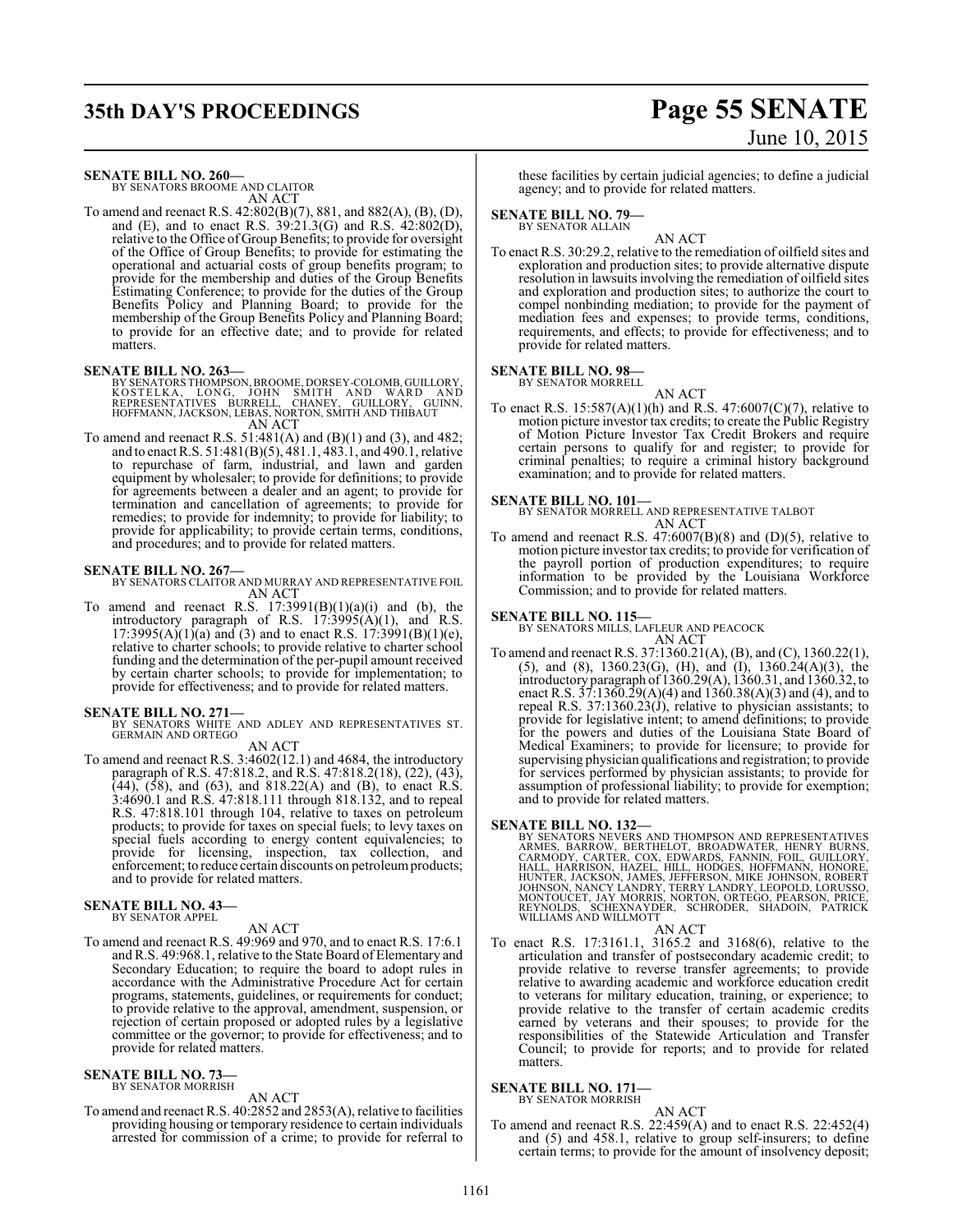**SENATE BILL NO. 260—**
BY SENATORS BROOME AND CLAITOR
AN ACT

To amend and reenact R.S. 42:802(B)(7), 881, and 882(A), (B), (D), and (E), and to enact R.S. 39:21.3(G) and R.S. 42:802(D), relative to the Office of Group Benefits; to provide for oversight of the Office of Group Benefits; to provide for estimating the operational and actuarial costs of group benefits program; to provide for the membership and duties of the Group Benefits Estimating Conference; to provide for the duties of the Group Benefits Policy and Planning Board; to provide for the membership of the Group Benefits Policy and Planning Board; to provide for an effective date; and to provide for related matters.

**SENATE BILL NO. 263—**
BY SENATORS THOMPSON, BROOME, DORSEY-COLOMB, GUILLORY, KOSTELKA, LONG, JOHN SMITH AND WARD AND REPRESENTATIVES BURRELL, CHANEY, GUILLORY, GUINN, HOFFMANN, JACKSON, LEBAS, NORTON, SMITH AND THIBAUT
AN ACT

To amend and reenact R.S. 51:481(A) and (B)(1) and (3), and 482; and to enact R.S. 51:481(B)(5), 481.1, 483.1, and 490.1, relative to repurchase of farm, industrial, and lawn and garden equipment by wholesaler; to provide for definitions; to provide for agreements between a dealer and an agent; to provide for termination and cancellation of agreements; to provide for remedies; to provide for indemnity; to provide for liability; to provide for applicability; to provide certain terms, conditions, and procedures; and to provide for related matters.

**SENATE BILL NO. 267—**
BY SENATORS CLAITOR AND MURRAY AND REPRESENTATIVE FOIL
AN ACT

To amend and reenact R.S. 17:3991(B)(1)(a)(i) and (b), the introductory paragraph of R.S. 17:3995(A)(1), and R.S. 17:3995(A)(1)(a) and (3) and to enact R.S. 17:3991(B)(1)(e), relative to charter schools; to provide relative to charter school funding and the determination of the per-pupil amount received by certain charter schools; to provide for implementation; to provide for effectiveness; and to provide for related matters.

**SENATE BILL NO. 271—**
BY SENATORS WHITE AND ADLEY AND REPRESENTATIVES ST. GERMAIN AND ORTEGO
AN ACT

To amend and reenact R.S. 3:4602(12.1) and 4684, the introductory paragraph of R.S. 47:818.2, and R.S. 47:818.2(18), (22), (43), (44), (58), and (63), and 818.22(A) and (B), to enact R.S. 3:4690.1 and R.S. 47:818.111 through 818.132, and to repeal R.S. 47:818.101 through 104, relative to taxes on petroleum products; to provide for taxes on special fuels; to levy taxes on special fuels according to energy content equivalencies; to provide for licensing, inspection, tax collection, and enforcement; to reduce certain discounts on petroleum products; and to provide for related matters.

**SENATE BILL NO. 43—**
BY SENATOR APPEL
AN ACT

To amend and reenact R.S. 49:969 and 970, and to enact R.S. 17:6.1 and R.S. 49:968.1, relative to the State Board of Elementary and Secondary Education; to require the board to adopt rules in accordance with the Administrative Procedure Act for certain programs, statements, guidelines, or requirements for conduct; to provide relative to the approval, amendment, suspension, or rejection of certain proposed or adopted rules by a legislative committee or the governor; to provide for effectiveness; and to provide for related matters.

**SENATE BILL NO. 73—**
BY SENATOR MORRISH
AN ACT

To amend and reenact R.S. 40:2852 and 2853(A), relative to facilities providing housing or temporary residence to certain individuals arrested for commission of a crime; to provide for referral to these facilities by certain judicial agencies; to define a judicial agency; and to provide for related matters.

**SENATE BILL NO. 79—**
BY SENATOR ALLAIN
AN ACT

To enact R.S. 30:29.2, relative to the remediation of oilfield sites and exploration and production sites; to provide alternative dispute resolution in lawsuits involving the remediation of oilfield sites and exploration and production sites; to authorize the court to compel nonbinding mediation; to provide for the payment of mediation fees and expenses; to provide terms, conditions, requirements, and effects; to provide for effectiveness; and to provide for related matters.

**SENATE BILL NO. 98—**
BY SENATOR MORRELL
AN ACT

To enact R.S. 15:587(A)(1)(h) and R.S. 47:6007(C)(7), relative to motion picture investor tax credits; to create the Public Registry of Motion Picture Investor Tax Credit Brokers and require certain persons to qualify for and register; to provide for criminal penalties; to require a criminal history background examination; and to provide for related matters.

**SENATE BILL NO. 101—**
BY SENATOR MORRELL AND REPRESENTATIVE TALBOT
AN ACT

To amend and reenact R.S. 47:6007(B)(8) and (D)(5), relative to motion picture investor tax credits; to provide for verification of the payroll portion of production expenditures; to require information to be provided by the Louisiana Workforce Commission; and to provide for related matters.

**SENATE BILL NO. 115—**
BY SENATORS MILLS, LAFLEUR AND PEACOCK
AN ACT

To amend and reenact R.S. 37:1360.21(A), (B), and (C), 1360.22(1), (5), and (8), 1360.23(G), (H), and (I), 1360.24(A)(3), the introductory paragraph of 1360.29(A), 1360.31, and 1360.32, to enact R.S. 37:1360.29(A)(4) and 1360.38(A)(3) and (4), and to repeal R.S. 37:1360.23(J), relative to physician assistants; to provide for legislative intent; to amend definitions; to provide for the powers and duties of the Louisiana State Board of Medical Examiners; to provide for licensure; to provide for supervising physician qualifications and registration; to provide for services performed by physician assistants; to provide for assumption of professional liability; to provide for exemption; and to provide for related matters.

**SENATE BILL NO. 132—**
BY SENATORS NEVERS AND THOMPSON AND REPRESENTATIVES ARMES, BARROW, BERTHELOT, BROADWATER, HENRY BURNS, CARMODY, CARTER, COX, EDWARDS, FANNIN, FOIL, GUILLORY, HALL, HARRISON, HAZEL, HILL, HODGES, HOFFMANN, HONORE, HUNTER, JACKSON, JAMES, JEFFERSON, MIKE JOHNSON, ROBERT JOHNSON, NANCY LANDRY, TERRY LANDRY, LEOPOLD, LORUSSO, MONTOUCET, JAY MORRIS, NORTON, ORTEGO, PEARSON, PRICE, REYNOLDS, SCHEXNAYDER, SCHRODER, SHADOIN, PATRICK WILLIAMS AND WILLMOTT
AN ACT

To enact R.S. 17:3161.1, 3165.2 and 3168(6), relative to the articulation and transfer of postsecondary academic credit; to provide relative to reverse transfer agreements; to provide relative to awarding academic and workforce education credit to veterans for military education, training, or experience; to provide relative to the transfer of certain academic credits earned by veterans and their spouses; to provide for the responsibilities of the Statewide Articulation and Transfer Council; to provide for reports; and to provide for related matters.

**SENATE BILL NO. 171—**
BY SENATOR MORRISH
AN ACT

To amend and reenact R.S. 22:459(A) and to enact R.S. 22:452(4) and (5) and 458.1, relative to group self-insurers; to define certain terms; to provide for the amount of insolvency deposit;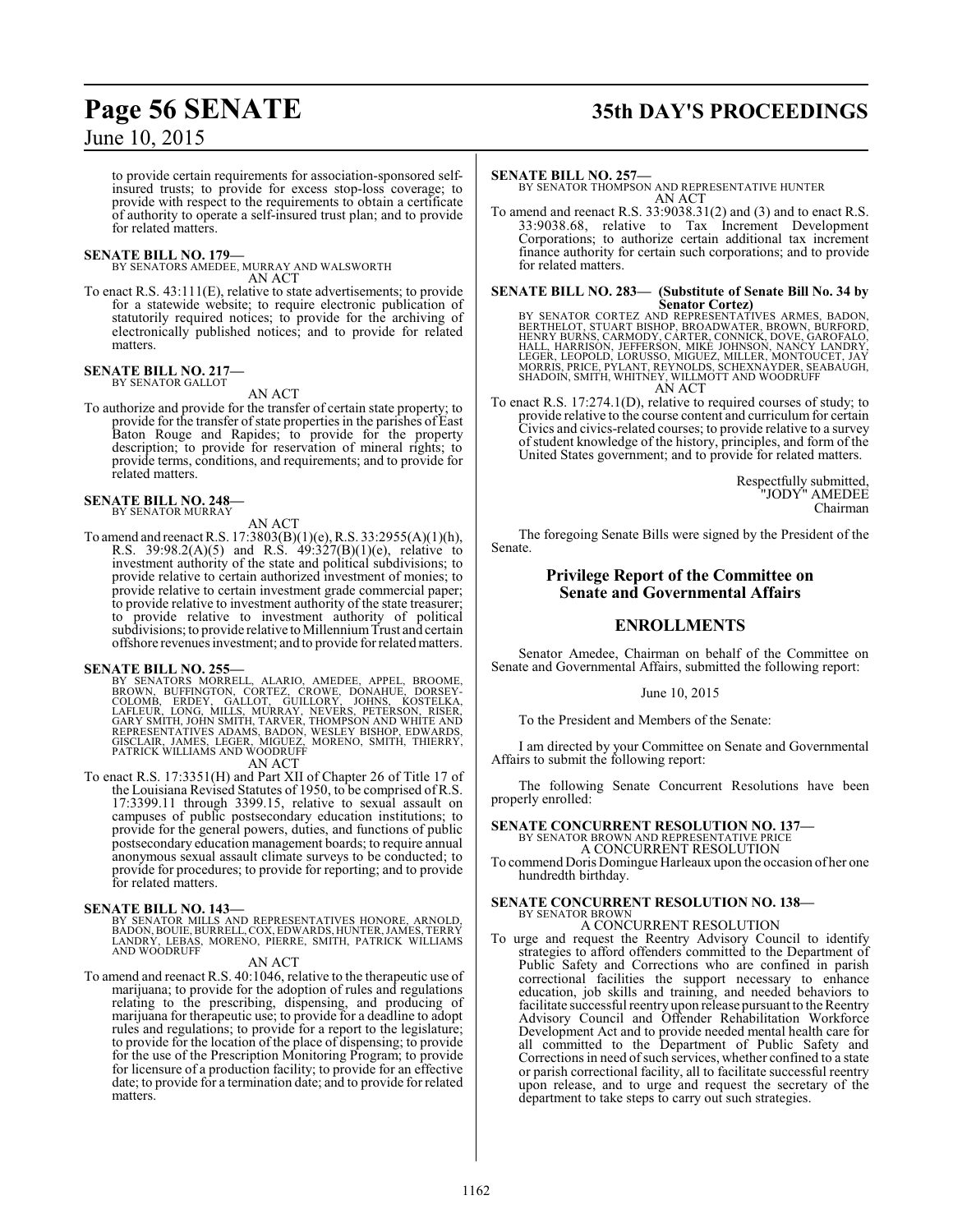to provide certain requirements for association-sponsored self-insured trusts; to provide for excess stop-loss coverage; to provide with respect to the requirements to obtain a certificate of authority to operate a self-insured trust plan; and to provide for related matters.

**SENATE BILL NO. 179—**
BY SENATORS AMEDEE, MURRAY AND WALSWORTH
AN ACT

To enact R.S. 43:111(E), relative to state advertisements; to provide for a statewide website; to require electronic publication of statutorily required notices; to provide for the archiving of electronically published notices; and to provide for related matters.

**SENATE BILL NO. 217—**
BY SENATOR GALLOT
AN ACT

To authorize and provide for the transfer of certain state property; to provide for the transfer of state properties in the parishes of East Baton Rouge and Rapides; to provide for the property description; to provide for reservation of mineral rights; to provide terms, conditions, and requirements; and to provide for related matters.

**SENATE BILL NO. 248—**
BY SENATOR MURRAY
AN ACT

To amend and reenact R.S. 17:3803(B)(1)(e), R.S. 33:2955(A)(1)(h), R.S. 39:98.2(A)(5) and R.S. 49:327(B)(1)(e), relative to investment authority of the state and political subdivisions; to provide relative to certain authorized investment of monies; to provide relative to certain investment grade commercial paper; to provide relative to investment authority of the state treasurer; to provide relative to investment authority of political subdivisions; to provide relative to Millennium Trust and certain offshore revenues investment; and to provide for related matters.

**SENATE BILL NO. 255—**
BY SENATORS MORRELL, ALARIO, AMEDEE, APPEL, BROOME, BROWN, BUFFINGTON, CORTEZ, CROWE, DONAHUE, DORSEY-COLOMB, ERDEY, GALLOT, GUILLORY, JOHNS, KOSTELKA, LAFLEUR, LONG, MILLS, MURRAY, NEVERS, PETERSON, RISER, GARY SMITH, JOHN SMITH, TARVER, THOMPSON AND WHITE AND REPRESENTATIVES ADAMS, BADON, WESLEY BISHOP, EDWARDS, GISCLAIR, JAMES, LEGER, MIGUEZ, MORENO, SMITH, THIERRY, PATRICK WILLIAMS AND WOODRUFF
AN ACT

To enact R.S. 17:3351(H) and Part XII of Chapter 26 of Title 17 of the Louisiana Revised Statutes of 1950, to be comprised of R.S. 17:3399.11 through 3399.15, relative to sexual assault on campuses of public postsecondary education institutions; to provide for the general powers, duties, and functions of public postsecondary education management boards; to require annual anonymous sexual assault climate surveys to be conducted; to provide for procedures; to provide for reporting; and to provide for related matters.

**SENATE BILL NO. 143—**
BY SENATOR MILLS AND REPRESENTATIVES HONORE, ARNOLD, BADON, BOUIE, BURRELL, COX, EDWARDS, HUNTER, JAMES, TERRY LANDRY, LEBAS, MORENO, PIERRE, SMITH, PATRICK WILLIAMS AND WOODRUFF
AN ACT

To amend and reenact R.S. 40:1046, relative to the therapeutic use of marijuana; to provide for the adoption of rules and regulations relating to the prescribing, dispensing, and producing of marijuana for therapeutic use; to provide for a deadline to adopt rules and regulations; to provide for a report to the legislature; to provide for the location of the place of dispensing; to provide for the use of the Prescription Monitoring Program; to provide for licensure of a production facility; to provide for an effective date; to provide for a termination date; and to provide for related matters.

**SENATE BILL NO. 257—**
BY SENATOR THOMPSON AND REPRESENTATIVE HUNTER
AN ACT

To amend and reenact R.S. 33:9038.31(2) and (3) and to enact R.S. 33:9038.68, relative to Tax Increment Development Corporations; to authorize certain additional tax increment finance authority for certain such corporations; and to provide for related matters.

**SENATE BILL NO. 283— (Substitute of Senate Bill No. 34 by Senator Cortez)**
BY SENATOR CORTEZ AND REPRESENTATIVES ARMES, BADON, BERTHELOT, STUART BISHOP, BROADWATER, BROWN, BURFORD, HENRY BURNS, CARMODY, CARTER, CONNICK, DOVE, GAROFALO, HALL, HARRISON, JEFFERSON, MIKE JOHNSON, NANCY LANDRY, LEGER, LEOPOLD, LORUSSO, MIGUEZ, MILLER, MONTOUCET, JAY MORRIS, PRICE, PYLANT, REYNOLDS, SCHEXNAYDER, SEABAUGH, SHADOIN, SMITH, WHITNEY, WILLMOTT AND WOODRUFF
AN ACT

To enact R.S. 17:274.1(D), relative to required courses of study; to provide relative to the course content and curriculum for certain Civics and civics-related courses; to provide relative to a survey of student knowledge of the history, principles, and form of the United States government; and to provide for related matters.

Respectfully submitted,
"JODY" AMEDEE
Chairman

The foregoing Senate Bills were signed by the President of the Senate.

## Privilege Report of the Committee on Senate and Governmental Affairs

## ENROLLMENTS

Senator Amedee, Chairman on behalf of the Committee on Senate and Governmental Affairs, submitted the following report:

June 10, 2015

To the President and Members of the Senate:

I am directed by your Committee on Senate and Governmental Affairs to submit the following report:

The following Senate Concurrent Resolutions have been properly enrolled:

**SENATE CONCURRENT RESOLUTION NO. 137—**
BY SENATOR BROWN AND REPRESENTATIVE PRICE
A CONCURRENT RESOLUTION

To commend Doris Domingue Harleaux upon the occasion of her one hundredth birthday.

**SENATE CONCURRENT RESOLUTION NO. 138—**
BY SENATOR BROWN
A CONCURRENT RESOLUTION

To urge and request the Reentry Advisory Council to identify strategies to afford offenders committed to the Department of Public Safety and Corrections who are confined in parish correctional facilities the support necessary to enhance education, job skills and training, and needed behaviors to facilitate successful reentry upon release pursuant to the Reentry Advisory Council and Offender Rehabilitation Workforce Development Act and to provide needed mental health care for all committed to the Department of Public Safety and Corrections in need of such services, whether confined to a state or parish correctional facility, all to facilitate successful reentry upon release, and to urge and request the secretary of the department to take steps to carry out such strategies.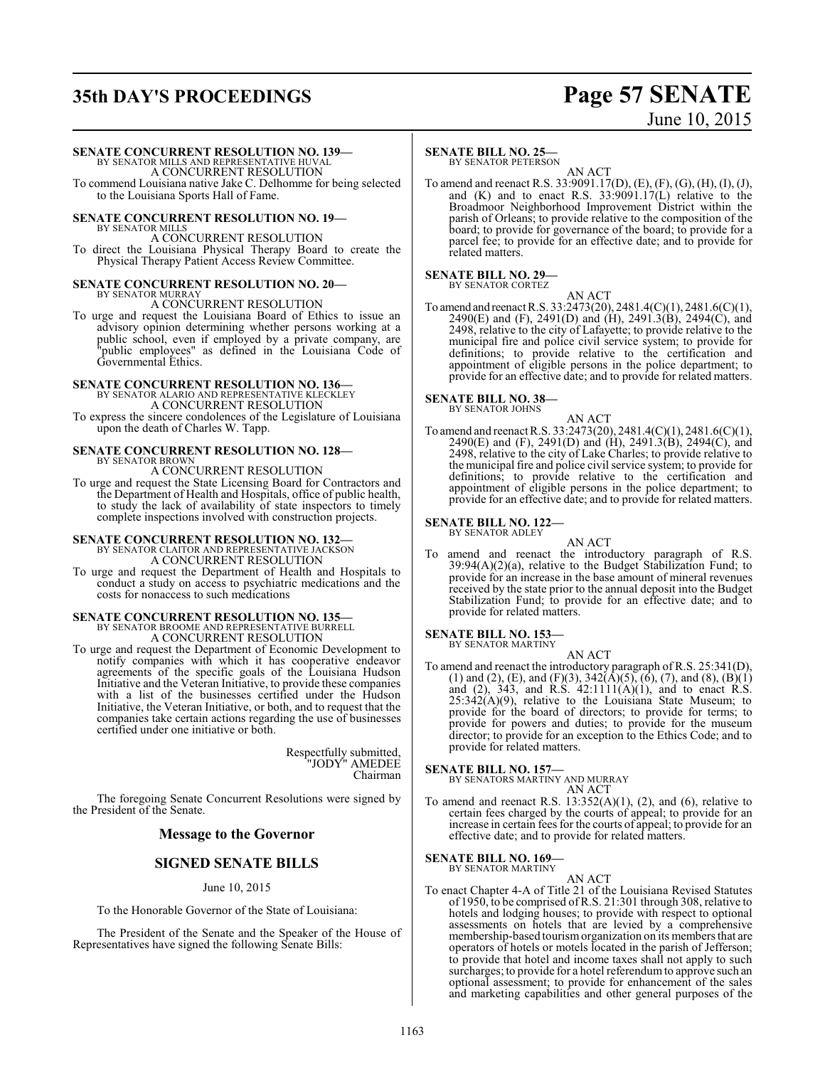**SENATE CONCURRENT RESOLUTION NO. 139—**
BY SENATOR MILLS AND REPRESENTATIVE HUVAL
A CONCURRENT RESOLUTION
To commend Louisiana native Jake C. Delhomme for being selected to the Louisiana Sports Hall of Fame.

**SENATE CONCURRENT RESOLUTION NO. 19—**
BY SENATOR MILLS
A CONCURRENT RESOLUTION
To direct the Louisiana Physical Therapy Board to create the Physical Therapy Patient Access Review Committee.

**SENATE CONCURRENT RESOLUTION NO. 20—**
BY SENATOR MURRAY
A CONCURRENT RESOLUTION
To urge and request the Louisiana Board of Ethics to issue an advisory opinion determining whether persons working at a public school, even if employed by a private company, are "public employees" as defined in the Louisiana Code of Governmental Ethics.

**SENATE CONCURRENT RESOLUTION NO. 136—**
BY SENATOR ALARIO AND REPRESENTATIVE KLECKLEY
A CONCURRENT RESOLUTION
To express the sincere condolences of the Legislature of Louisiana upon the death of Charles W. Tapp.

**SENATE CONCURRENT RESOLUTION NO. 128—**
BY SENATOR BROWN
A CONCURRENT RESOLUTION
To urge and request the State Licensing Board for Contractors and the Department of Health and Hospitals, office of public health, to study the lack of availability of state inspectors to timely complete inspections involved with construction projects.

**SENATE CONCURRENT RESOLUTION NO. 132—**
BY SENATOR CLAITOR AND REPRESENTATIVE JACKSON
A CONCURRENT RESOLUTION
To urge and request the Department of Health and Hospitals to conduct a study on access to psychiatric medications and the costs for nonaccess to such medications

**SENATE CONCURRENT RESOLUTION NO. 135—**
BY SENATOR BROOME AND REPRESENTATIVE BURRELL
A CONCURRENT RESOLUTION
To urge and request the Department of Economic Development to notify companies with which it has cooperative endeavor agreements of the specific goals of the Louisiana Hudson Initiative and the Veteran Initiative, to provide these companies with a list of the businesses certified under the Hudson Initiative, the Veteran Initiative, or both, and to request that the companies take certain actions regarding the use of businesses certified under one initiative or both.

Respectfully submitted,
"JODY" AMEDEE
Chairman

The foregoing Senate Concurrent Resolutions were signed by the President of the Senate.

## Message to the Governor

## SIGNED SENATE BILLS

June 10, 2015

To the Honorable Governor of the State of Louisiana:

The President of the Senate and the Speaker of the House of Representatives have signed the following Senate Bills:

**SENATE BILL NO. 25—**
BY SENATOR PETERSON
AN ACT
To amend and reenact R.S. 33:9091.17(D), (E), (F), (G), (H), (I), (J), and (K) and to enact R.S. 33:9091.17(L) relative to the Broadmoor Neighborhood Improvement District within the parish of Orleans; to provide relative to the composition of the board; to provide for governance of the board; to provide for a parcel fee; to provide for an effective date; and to provide for related matters.

**SENATE BILL NO. 29—**
BY SENATOR CORTEZ
AN ACT
To amend and reenact R.S. 33:2473(20), 2481.4(C)(1), 2481.6(C)(1), 2490(E) and (F), 2491(D) and (H), 2491.3(B), 2494(C), and 2498, relative to the city of Lafayette; to provide relative to the municipal fire and police civil service system; to provide for definitions; to provide relative to the certification and appointment of eligible persons in the police department; to provide for an effective date; and to provide for related matters.

**SENATE BILL NO. 38—**
BY SENATOR JOHNS
AN ACT
To amend and reenact R.S. 33:2473(20), 2481.4(C)(1), 2481.6(C)(1), 2490(E) and (F), 2491(D) and (H), 2491.3(B), 2494(C), and 2498, relative to the city of Lake Charles; to provide relative to the municipal fire and police civil service system; to provide for definitions; to provide relative to the certification and appointment of eligible persons in the police department; to provide for an effective date; and to provide for related matters.

**SENATE BILL NO. 122—**
BY SENATOR ADLEY
AN ACT
To amend and reenact the introductory paragraph of R.S. 39:94(A)(2)(a), relative to the Budget Stabilization Fund; to provide for an increase in the base amount of mineral revenues received by the state prior to the annual deposit into the Budget Stabilization Fund; to provide for an effective date; and to provide for related matters.

**SENATE BILL NO. 153—**
BY SENATOR MARTINY
AN ACT
To amend and reenact the introductory paragraph of R.S. 25:341(D), (1) and (2), (E), and (F)(3), 342(A)(5), (6), (7), and (8), (B)(1) and (2), 343, and R.S. 42:1111(A)(1), and to enact R.S. 25:342(A)(9), relative to the Louisiana State Museum; to provide for the board of directors; to provide for terms; to provide for powers and duties; to provide for the museum director; to provide for an exception to the Ethics Code; and to provide for related matters.

**SENATE BILL NO. 157—**
BY SENATORS MARTINY AND MURRAY
AN ACT
To amend and reenact R.S. 13:352(A)(1), (2), and (6), relative to certain fees charged by the courts of appeal; to provide for an increase in certain fees for the courts of appeal; to provide for an effective date; and to provide for related matters.

**SENATE BILL NO. 169—**
BY SENATOR MARTINY
AN ACT
To enact Chapter 4-A of Title 21 of the Louisiana Revised Statutes of 1950, to be comprised of R.S. 21:301 through 308, relative to hotels and lodging houses; to provide with respect to optional assessments on hotels that are levied by a comprehensive membership-based tourism organization on its members that are operators of hotels or motels located in the parish of Jefferson; to provide that hotel and income taxes shall not apply to such surcharges; to provide for a hotel referendum to approve such an optional assessment; to provide for enhancement of the sales and marketing capabilities and other general purposes of the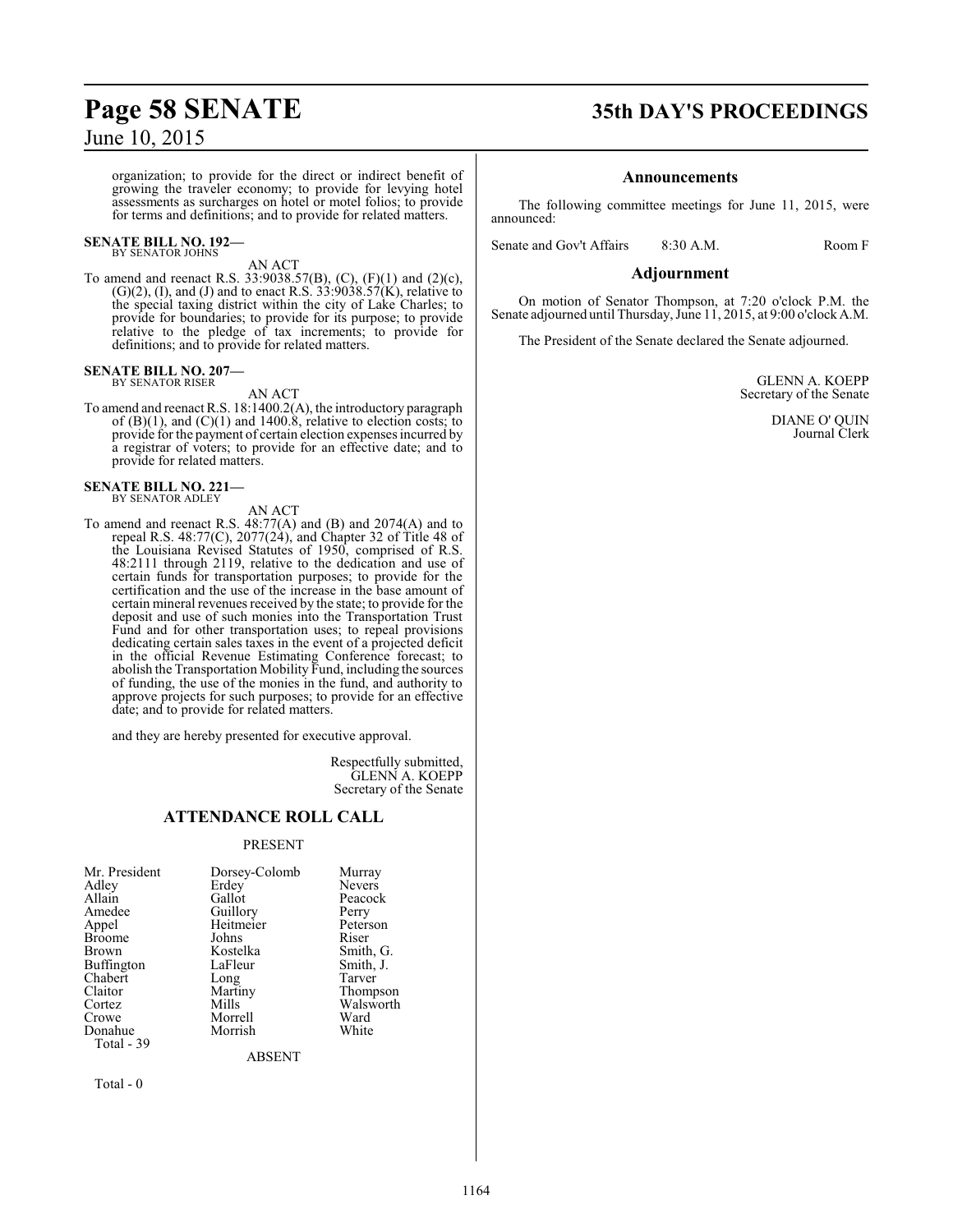organization; to provide for the direct or indirect benefit of growing the traveler economy; to provide for levying hotel assessments as surcharges on hotel or motel folios; to provide for terms and definitions; and to provide for related matters.

**SENATE BILL NO. 192—**
BY SENATOR JOHNS

AN ACT

To amend and reenact R.S. 33:9038.57(B), (C), (F)(1) and (2)(c), (G)(2), (I), and (J) and to enact R.S. 33:9038.57(K), relative to the special taxing district within the city of Lake Charles; to provide for boundaries; to provide for its purpose; to provide relative to the pledge of tax increments; to provide for definitions; and to provide for related matters.

**SENATE BILL NO. 207—**
BY SENATOR RISER

AN ACT

To amend and reenact R.S. 18:1400.2(A), the introductory paragraph of (B)(1), and (C)(1) and 1400.8, relative to election costs; to provide for the payment of certain election expenses incurred by a registrar of voters; to provide for an effective date; and to provide for related matters.

**SENATE BILL NO. 221—**
BY SENATOR ADLEY

AN ACT

To amend and reenact R.S. 48:77(A) and (B) and 2074(A) and to repeal R.S. 48:77(C), 2077(24), and Chapter 32 of Title 48 of the Louisiana Revised Statutes of 1950, comprised of R.S. 48:2111 through 2119, relative to the dedication and use of certain funds for transportation purposes; to provide for the certification and the use of the increase in the base amount of certain mineral revenues received by the state; to provide for the deposit and use of such monies into the Transportation Trust Fund and for other transportation uses; to repeal provisions dedicating certain sales taxes in the event of a projected deficit in the official Revenue Estimating Conference forecast; to abolish the Transportation Mobility Fund, including the sources of funding, the use of the monies in the fund, and authority to approve projects for such purposes; to provide for an effective date; and to provide for related matters.

and they are hereby presented for executive approval.

Respectfully submitted,
GLENN A. KOEPP
Secretary of the Senate

## ATTENDANCE ROLL CALL

PRESENT

| | | |
|---|---|---|
| Mr. President | Dorsey-Colomb | Murray |
| Adley | Erdey | Nevers |
| Allain | Gallot | Peacock |
| Amedee | Guillory | Perry |
| Appel | Heitmeier | Peterson |
| Broome | Johns | Riser |
| Brown | Kostelka | Smith, G. |
| Buffington | LaFleur | Smith, J. |
| Chabert | Long | Tarver |
| Claitor | Martiny | Thompson |
| Cortez | Mills | Walsworth |
| Crowe | Morrell | Ward |
| Donahue | Morrish | White |

Total - 39

ABSENT

Total - 0

## Announcements

The following committee meetings for June 11, 2015, were announced:

Senate and Gov't Affairs 8:30 A.M. Room F

## Adjournment

On motion of Senator Thompson, at 7:20 o'clock P.M. the Senate adjourned until Thursday, June 11, 2015, at 9:00 o'clock A.M.

The President of the Senate declared the Senate adjourned.

GLENN A. KOEPP
Secretary of the Senate

DIANE O' QUIN
Journal Clerk